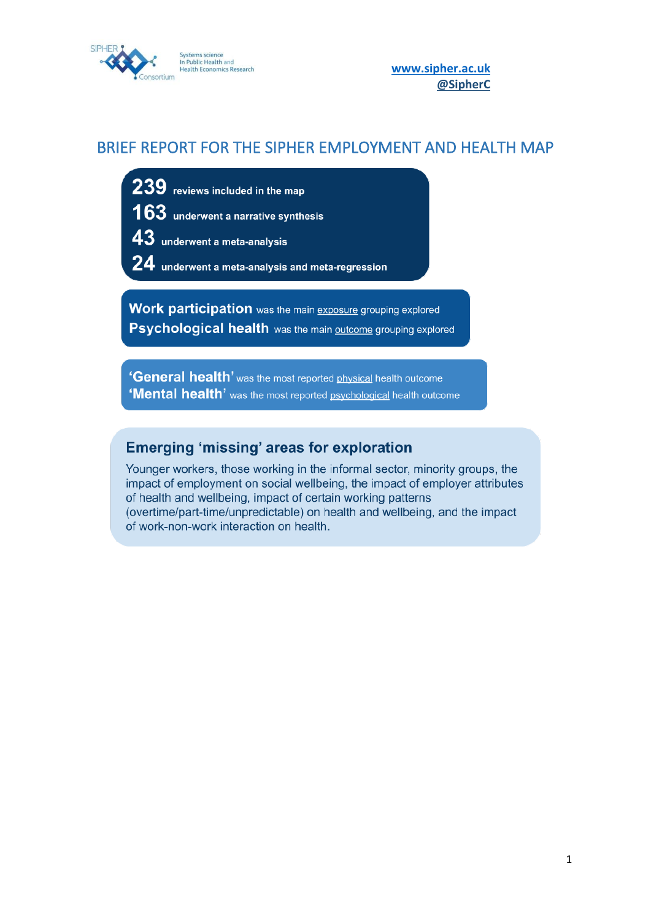SIPHER Consortium — Systems science In Public Health and Health Economics Research

[www.sipher.ac.uk](http://www.sipher.ac.uk)
@SipherC

# BRIEF REPORT FOR THE SIPHER EMPLOYMENT AND HEALTH MAP

**239** reviews included in the map

**163** underwent a narrative synthesis

**43** underwent a meta-analysis

**24** underwent a meta-analysis and meta-regression

**Work participation** was the main exposure grouping explored

**Psychological health** was the main outcome grouping explored

**'General health'** was the most reported physical health outcome

**'Mental health'** was the most reported psychological health outcome

## Emerging 'missing' areas for exploration

Younger workers, those working in the informal sector, minority groups, the impact of employment on social wellbeing, the impact of employer attributes of health and wellbeing, impact of certain working patterns (overtime/part-time/unpredictable) on health and wellbeing, and the impact of work-non-work interaction on health.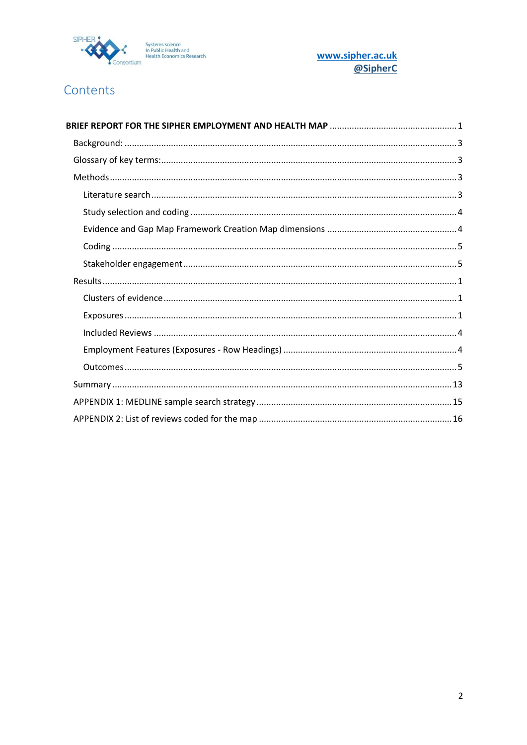# Contents

BRIEF REPORT FOR THE SIPHER EMPLOYMENT AND HEALTH MAP ........................................ 1

- Background: ........................................ 3
- Glossary of key terms: ........................................ 3
- Methods ........................................ 3
  - Literature search ........................................ 3
  - Study selection and coding ........................................ 4
  - Evidence and Gap Map Framework Creation Map dimensions ........................................ 4
  - Coding ........................................ 5
  - Stakeholder engagement ........................................ 5
- Results ........................................ 1
  - Clusters of evidence ........................................ 1
  - Exposures ........................................ 1
  - Included Reviews ........................................ 4
  - Employment Features (Exposures - Row Headings) ........................................ 4
  - Outcomes ........................................ 5
- Summary ........................................ 13
- APPENDIX 1: MEDLINE sample search strategy ........................................ 15
- APPENDIX 2: List of reviews coded for the map ........................................ 16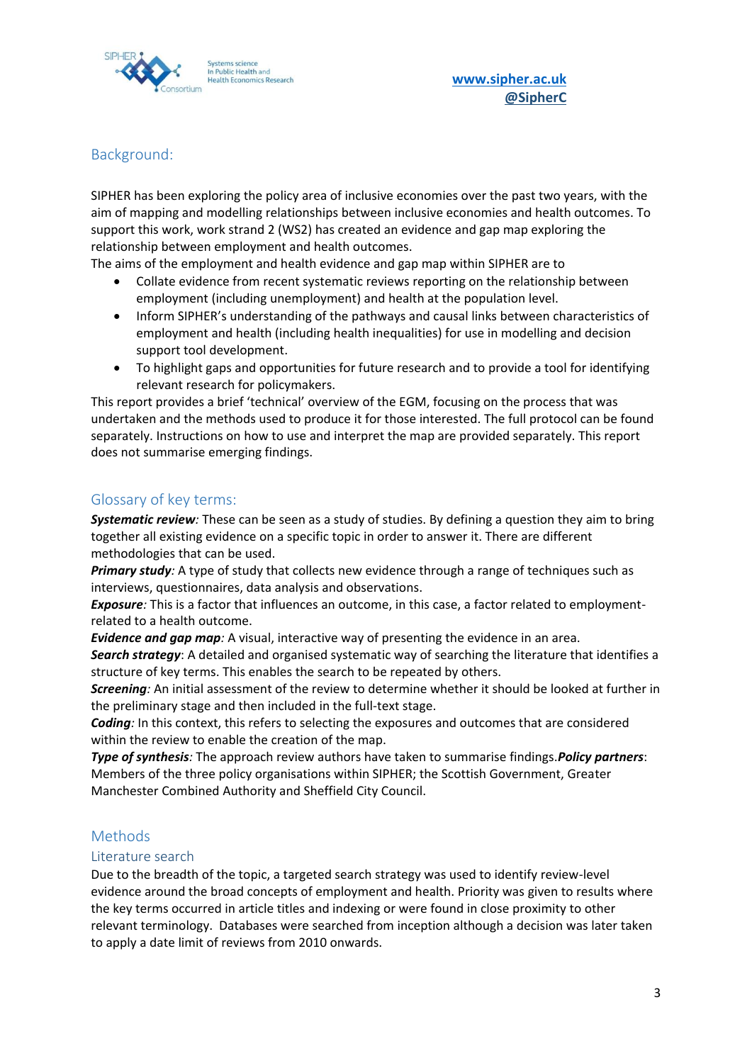## Background:

SIPHER has been exploring the policy area of inclusive economies over the past two years, with the aim of mapping and modelling relationships between inclusive economies and health outcomes. To support this work, work strand 2 (WS2) has created an evidence and gap map exploring the relationship between employment and health outcomes.

The aims of the employment and health evidence and gap map within SIPHER are to

- Collate evidence from recent systematic reviews reporting on the relationship between employment (including unemployment) and health at the population level.
- Inform SIPHER's understanding of the pathways and causal links between characteristics of employment and health (including health inequalities) for use in modelling and decision support tool development.
- To highlight gaps and opportunities for future research and to provide a tool for identifying relevant research for policymakers.

This report provides a brief 'technical' overview of the EGM, focusing on the process that was undertaken and the methods used to produce it for those interested. The full protocol can be found separately. Instructions on how to use and interpret the map are provided separately. This report does not summarise emerging findings.

## Glossary of key terms:

***Systematic review:*** These can be seen as a study of studies. By defining a question they aim to bring together all existing evidence on a specific topic in order to answer it. There are different methodologies that can be used.

***Primary study:*** A type of study that collects new evidence through a range of techniques such as interviews, questionnaires, data analysis and observations.

***Exposure:*** This is a factor that influences an outcome, in this case, a factor related to employment-related to a health outcome.

***Evidence and gap map:*** A visual, interactive way of presenting the evidence in an area.

***Search strategy***: A detailed and organised systematic way of searching the literature that identifies a structure of key terms. This enables the search to be repeated by others.

***Screening:*** An initial assessment of the review to determine whether it should be looked at further in the preliminary stage and then included in the full-text stage.

***Coding:*** In this context, this refers to selecting the exposures and outcomes that are considered within the review to enable the creation of the map.

***Type of synthesis:*** The approach review authors have taken to summarise findings.***Policy partners***: Members of the three policy organisations within SIPHER; the Scottish Government, Greater Manchester Combined Authority and Sheffield City Council.

## Methods

### Literature search

Due to the breadth of the topic, a targeted search strategy was used to identify review-level evidence around the broad concepts of employment and health. Priority was given to results where the key terms occurred in article titles and indexing or were found in close proximity to other relevant terminology. Databases were searched from inception although a decision was later taken to apply a date limit of reviews from 2010 onwards.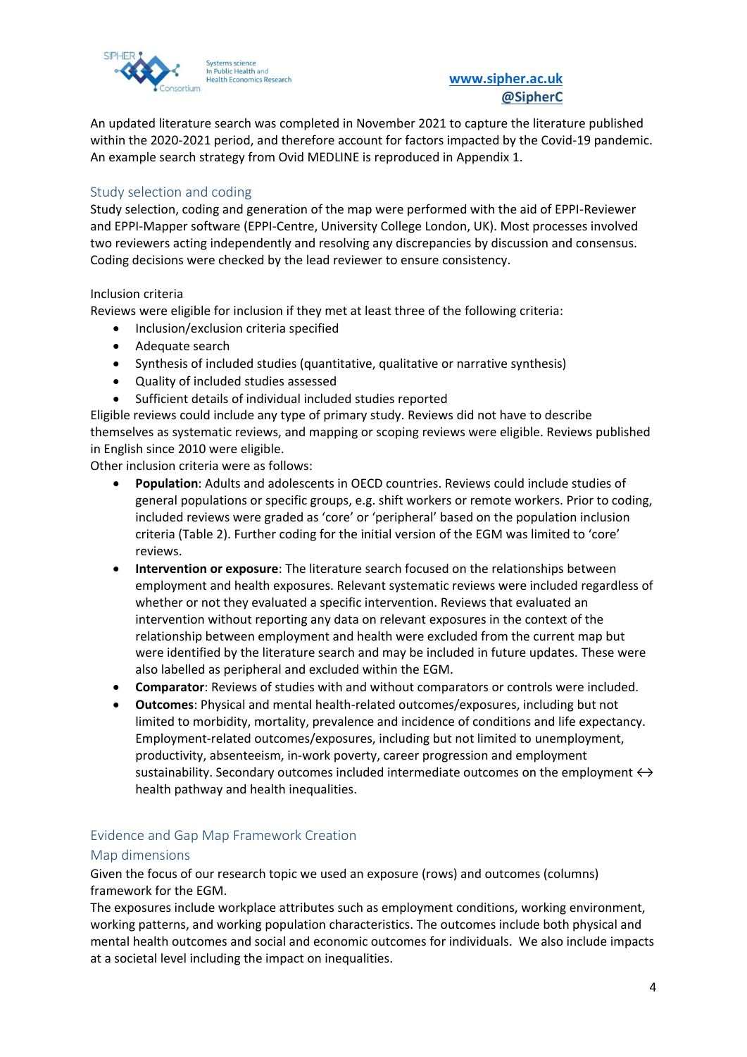An updated literature search was completed in November 2021 to capture the literature published within the 2020-2021 period, and therefore account for factors impacted by the Covid-19 pandemic. An example search strategy from Ovid MEDLINE is reproduced in Appendix 1.

## Study selection and coding

Study selection, coding and generation of the map were performed with the aid of EPPI-Reviewer and EPPI-Mapper software (EPPI-Centre, University College London, UK). Most processes involved two reviewers acting independently and resolving any discrepancies by discussion and consensus. Coding decisions were checked by the lead reviewer to ensure consistency.

### Inclusion criteria

Reviews were eligible for inclusion if they met at least three of the following criteria:

- Inclusion/exclusion criteria specified
- Adequate search
- Synthesis of included studies (quantitative, qualitative or narrative synthesis)
- Quality of included studies assessed
- Sufficient details of individual included studies reported

Eligible reviews could include any type of primary study. Reviews did not have to describe themselves as systematic reviews, and mapping or scoping reviews were eligible. Reviews published in English since 2010 were eligible.

Other inclusion criteria were as follows:

- **Population**: Adults and adolescents in OECD countries. Reviews could include studies of general populations or specific groups, e.g. shift workers or remote workers. Prior to coding, included reviews were graded as 'core' or 'peripheral' based on the population inclusion criteria (Table 2). Further coding for the initial version of the EGM was limited to 'core' reviews.
- **Intervention or exposure**: The literature search focused on the relationships between employment and health exposures. Relevant systematic reviews were included regardless of whether or not they evaluated a specific intervention. Reviews that evaluated an intervention without reporting any data on relevant exposures in the context of the relationship between employment and health were excluded from the current map but were identified by the literature search and may be included in future updates. These were also labelled as peripheral and excluded within the EGM.
- **Comparator**: Reviews of studies with and without comparators or controls were included.
- **Outcomes**: Physical and mental health-related outcomes/exposures, including but not limited to morbidity, mortality, prevalence and incidence of conditions and life expectancy. Employment-related outcomes/exposures, including but not limited to unemployment, productivity, absenteeism, in-work poverty, career progression and employment sustainability. Secondary outcomes included intermediate outcomes on the employment ↔ health pathway and health inequalities.

## Evidence and Gap Map Framework Creation

### Map dimensions

Given the focus of our research topic we used an exposure (rows) and outcomes (columns) framework for the EGM.

The exposures include workplace attributes such as employment conditions, working environment, working patterns, and working population characteristics. The outcomes include both physical and mental health outcomes and social and economic outcomes for individuals. We also include impacts at a societal level including the impact on inequalities.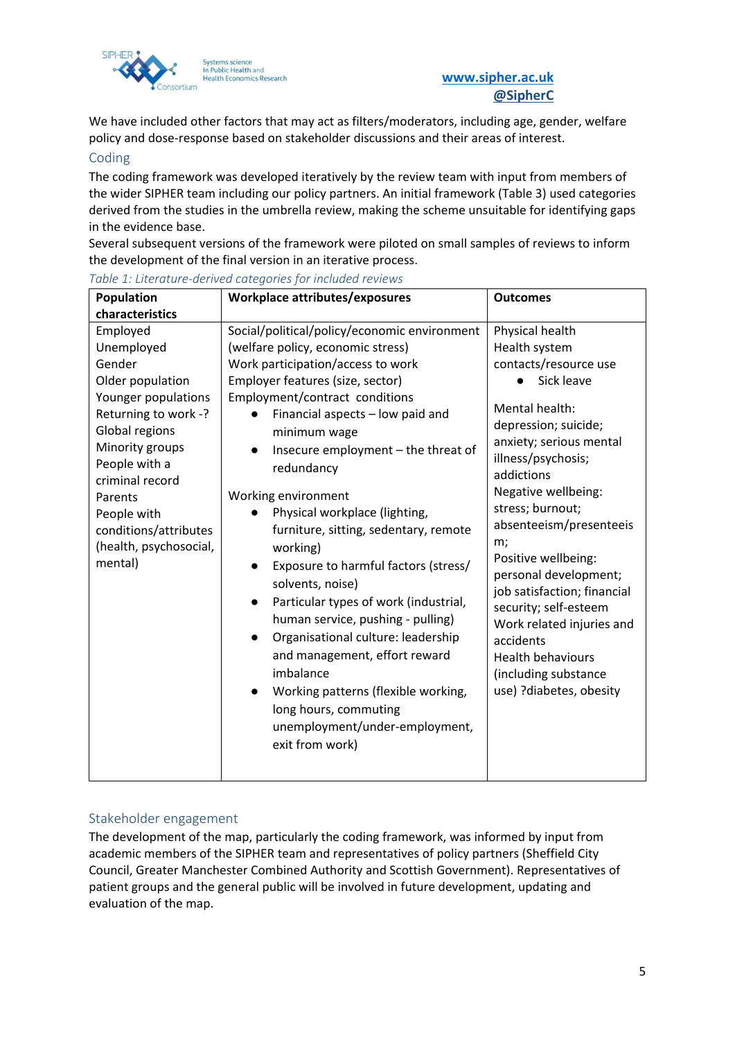We have included other factors that may act as filters/moderators, including age, gender, welfare policy and dose-response based on stakeholder discussions and their areas of interest.

## Coding

The coding framework was developed iteratively by the review team with input from members of the wider SIPHER team including our policy partners. An initial framework (Table 3) used categories derived from the studies in the umbrella review, making the scheme unsuitable for identifying gaps in the evidence base.

Several subsequent versions of the framework were piloted on small samples of reviews to inform the development of the final version in an iterative process.

*Table 1: Literature-derived categories for included reviews*

| Population characteristics | Workplace attributes/exposures | Outcomes |
|---|---|---|
| Employed<br>Unemployed<br>Gender<br>Older population<br>Younger populations<br>Returning to work -?<br>Global regions<br>Minority groups<br>People with a criminal record<br>Parents<br>People with conditions/attributes (health, psychosocial, mental) | Social/political/policy/economic environment (welfare policy, economic stress)<br>Work participation/access to work<br>Employer features (size, sector)<br>Employment/contract conditions<br>• Financial aspects – low paid and minimum wage<br>• Insecure employment – the threat of redundancy<br><br>Working environment<br>• Physical workplace (lighting, furniture, sitting, sedentary, remote working)<br>• Exposure to harmful factors (stress/ solvents, noise)<br>• Particular types of work (industrial, human service, pushing - pulling)<br>• Organisational culture: leadership and management, effort reward imbalance<br>• Working patterns (flexible working, long hours, commuting unemployment/under-employment, exit from work) | Physical health<br>Health system contacts/resource use<br>• Sick leave<br><br>Mental health: depression; suicide; anxiety; serious mental illness/psychosis; addictions<br>Negative wellbeing: stress; burnout; absenteeism/presenteeism;<br>Positive wellbeing: personal development; job satisfaction; financial security; self-esteem<br>Work related injuries and accidents<br>Health behaviours (including substance use) ?diabetes, obesity |

## Stakeholder engagement

The development of the map, particularly the coding framework, was informed by input from academic members of the SIPHER team and representatives of policy partners (Sheffield City Council, Greater Manchester Combined Authority and Scottish Government). Representatives of patient groups and the general public will be involved in future development, updating and evaluation of the map.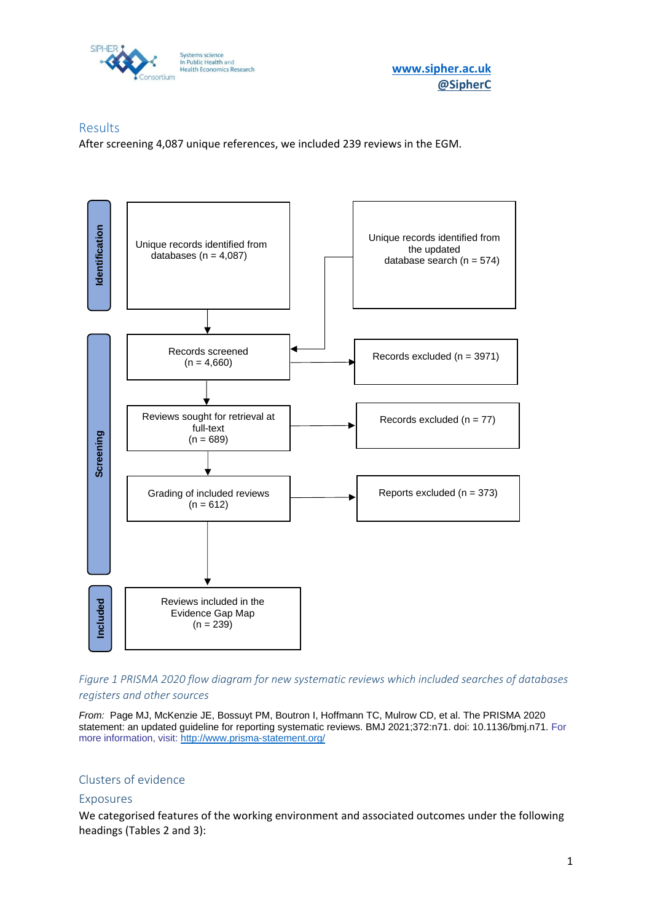## Results

After screening 4,087 unique references, we included 239 reviews in the EGM.

**Identification**

- Unique records identified from databases (n = 4,087)
- Unique records identified from the updated database search (n = 574)

**Screening**

- Records screened (n = 4,660) → Records excluded (n = 3971)
- Reviews sought for retrieval at full-text (n = 689) → Records excluded (n = 77)
- Grading of included reviews (n = 612) → Reports excluded (n = 373)

**Included**

- Reviews included in the Evidence Gap Map (n = 239)

*Figure 1 PRISMA 2020 flow diagram for new systematic reviews which included searches of databases registers and other sources*

*From:* Page MJ, McKenzie JE, Bossuyt PM, Boutron I, Hoffmann TC, Mulrow CD, et al. The PRISMA 2020 statement: an updated guideline for reporting systematic reviews. BMJ 2021;372:n71. doi: 10.1136/bmj.n71. For more information, visit: http://www.prisma-statement.org/

## Clusters of evidence

### Exposures

We categorised features of the working environment and associated outcomes under the following headings (Tables 2 and 3):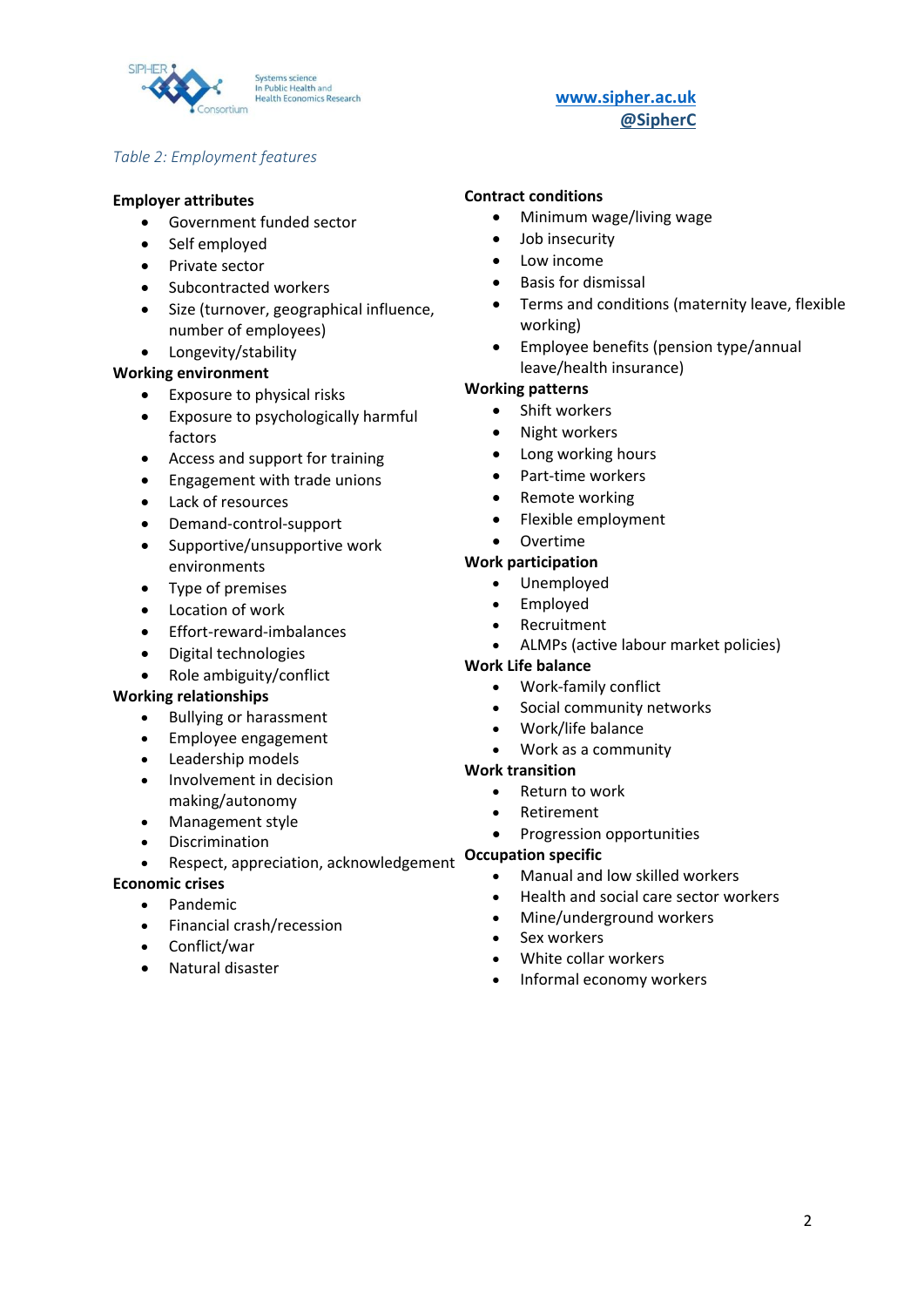*Table 2: Employment features*

**Employer attributes**

- Government funded sector
- Self employed
- Private sector
- Subcontracted workers
- Size (turnover, geographical influence, number of employees)
- Longevity/stability

**Working environment**

- Exposure to physical risks
- Exposure to psychologically harmful factors
- Access and support for training
- Engagement with trade unions
- Lack of resources
- Demand-control-support
- Supportive/unsupportive work environments
- Type of premises
- Location of work
- Effort-reward-imbalances
- Digital technologies
- Role ambiguity/conflict

**Working relationships**

- Bullying or harassment
- Employee engagement
- Leadership models
- Involvement in decision making/autonomy
- Management style
- Discrimination
- Respect, appreciation, acknowledgement

**Economic crises**

- Pandemic
- Financial crash/recession
- Conflict/war
- Natural disaster

**Contract conditions**

- Minimum wage/living wage
- Job insecurity
- Low income
- Basis for dismissal
- Terms and conditions (maternity leave, flexible working)
- Employee benefits (pension type/annual leave/health insurance)

**Working patterns**

- Shift workers
- Night workers
- Long working hours
- Part-time workers
- Remote working
- Flexible employment
- Overtime

**Work participation**

- Unemployed
- Employed
- Recruitment
- ALMPs (active labour market policies)

**Work Life balance**

- Work-family conflict
- Social community networks
- Work/life balance
- Work as a community

**Work transition**

- Return to work
- Retirement
- Progression opportunities

**Occupation specific**

- Manual and low skilled workers
- Health and social care sector workers
- Mine/underground workers
- Sex workers
- White collar workers
- Informal economy workers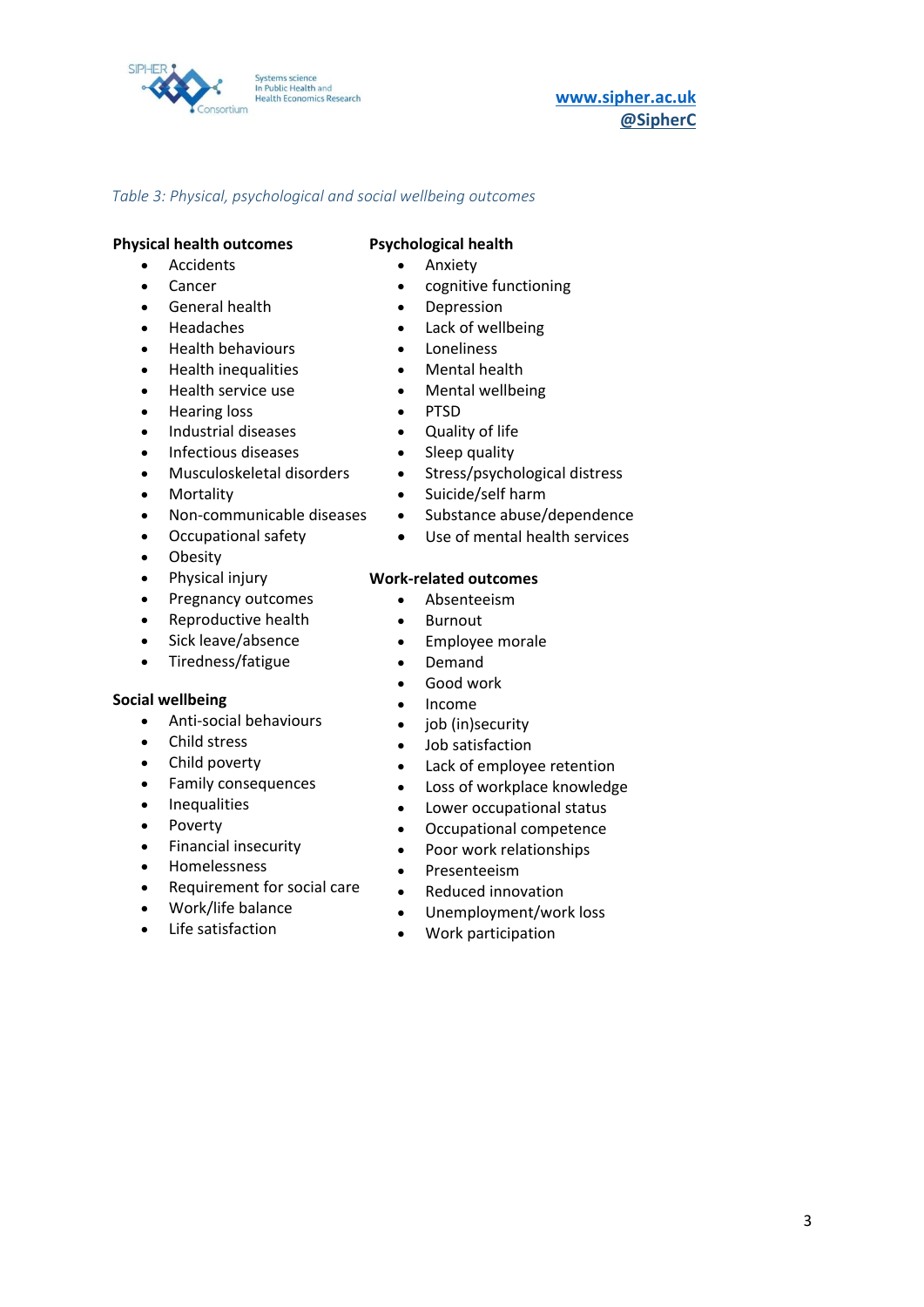*Table 3: Physical, psychological and social wellbeing outcomes*

**Physical health outcomes**

- Accidents
- Cancer
- General health
- Headaches
- Health behaviours
- Health inequalities
- Health service use
- Hearing loss
- Industrial diseases
- Infectious diseases
- Musculoskeletal disorders
- Mortality
- Non-communicable diseases
- Occupational safety
- Obesity
- Physical injury
- Pregnancy outcomes
- Reproductive health
- Sick leave/absence
- Tiredness/fatigue

**Social wellbeing**

- Anti-social behaviours
- Child stress
- Child poverty
- Family consequences
- Inequalities
- Poverty
- Financial insecurity
- Homelessness
- Requirement for social care
- Work/life balance
- Life satisfaction

**Psychological health**

- Anxiety
- cognitive functioning
- Depression
- Lack of wellbeing
- Loneliness
- Mental health
- Mental wellbeing
- PTSD
- Quality of life
- Sleep quality
- Stress/psychological distress
- Suicide/self harm
- Substance abuse/dependence
- Use of mental health services

**Work-related outcomes**

- Absenteeism
- Burnout
- Employee morale
- Demand
- Good work
- Income
- job (in)security
- Job satisfaction
- Lack of employee retention
- Loss of workplace knowledge
- Lower occupational status
- Occupational competence
- Poor work relationships
- Presenteeism
- Reduced innovation
- Unemployment/work loss
- Work participation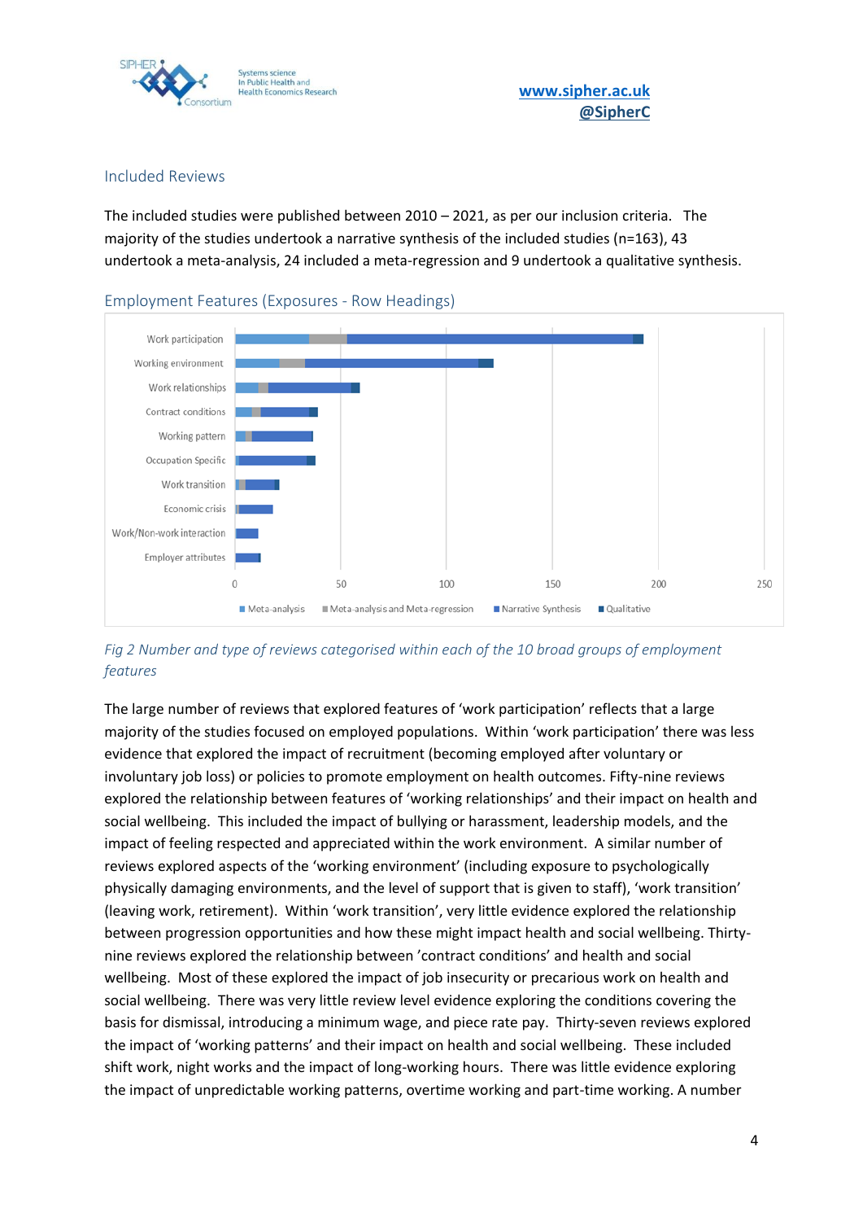### Included Reviews

The included studies were published between 2010 – 2021, as per our inclusion criteria. The majority of the studies undertook a narrative synthesis of the included studies (n=163), 43 undertook a meta-analysis, 24 included a meta-regression and 9 undertook a qualitative synthesis.

### Employment Features (Exposures - Row Headings)

*Fig 2 Number and type of reviews categorised within each of the 10 broad groups of employment features*

The large number of reviews that explored features of 'work participation' reflects that a large majority of the studies focused on employed populations. Within 'work participation' there was less evidence that explored the impact of recruitment (becoming employed after voluntary or involuntary job loss) or policies to promote employment on health outcomes. Fifty-nine reviews explored the relationship between features of 'working relationships' and their impact on health and social wellbeing. This included the impact of bullying or harassment, leadership models, and the impact of feeling respected and appreciated within the work environment. A similar number of reviews explored aspects of the 'working environment' (including exposure to psychologically physically damaging environments, and the level of support that is given to staff), 'work transition' (leaving work, retirement). Within 'work transition', very little evidence explored the relationship between progression opportunities and how these might impact health and social wellbeing. Thirty-nine reviews explored the relationship between 'contract conditions' and health and social wellbeing. Most of these explored the impact of job insecurity or precarious work on health and social wellbeing. There was very little review level evidence exploring the conditions covering the basis for dismissal, introducing a minimum wage, and piece rate pay. Thirty-seven reviews explored the impact of 'working patterns' and their impact on health and social wellbeing. These included shift work, night works and the impact of long-working hours. There was little evidence exploring the impact of unpredictable working patterns, overtime working and part-time working. A number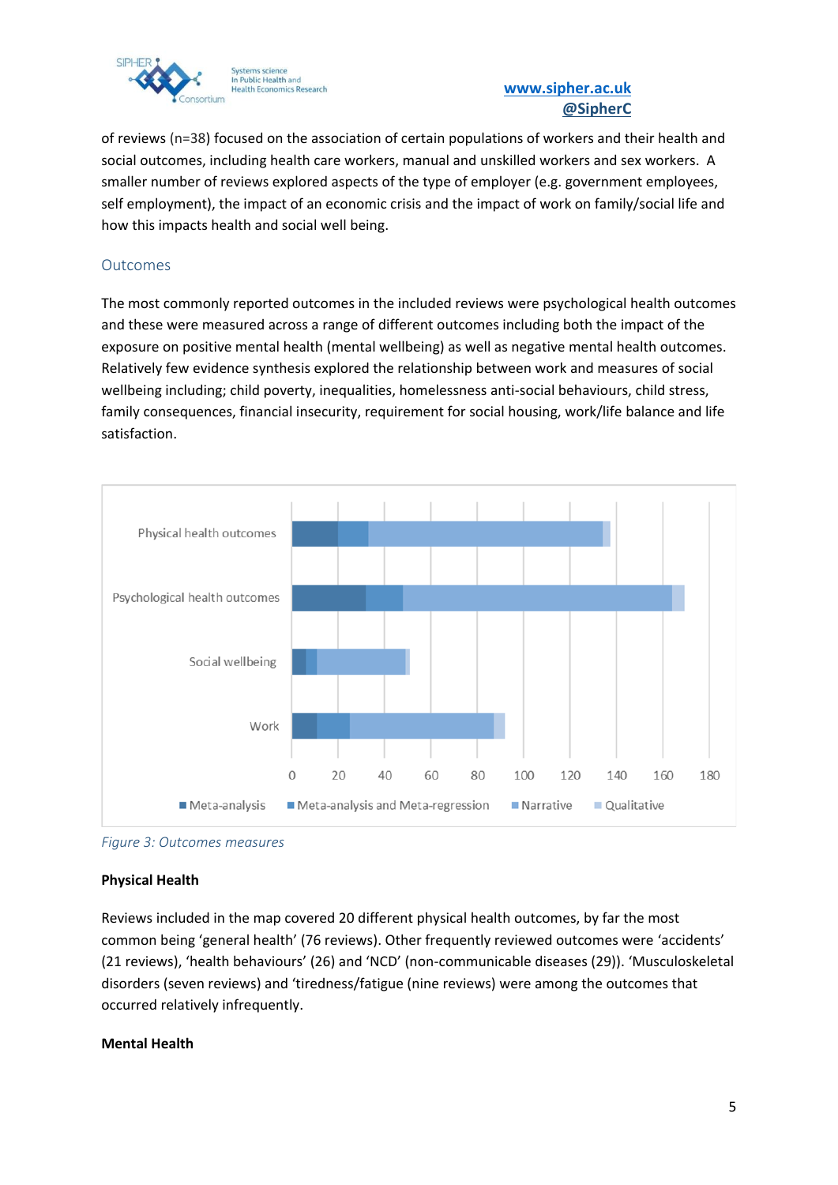of reviews (n=38) focused on the association of certain populations of workers and their health and social outcomes, including health care workers, manual and unskilled workers and sex workers. A smaller number of reviews explored aspects of the type of employer (e.g. government employees, self employment), the impact of an economic crisis and the impact of work on family/social life and how this impacts health and social well being.

## Outcomes

The most commonly reported outcomes in the included reviews were psychological health outcomes and these were measured across a range of different outcomes including both the impact of the exposure on positive mental health (mental wellbeing) as well as negative mental health outcomes. Relatively few evidence synthesis explored the relationship between work and measures of social wellbeing including; child poverty, inequalities, homelessness anti-social behaviours, child stress, family consequences, financial insecurity, requirement for social housing, work/life balance and life satisfaction.

*Figure 3: Outcomes measures*

**Physical Health**

Reviews included in the map covered 20 different physical health outcomes, by far the most common being 'general health' (76 reviews). Other frequently reviewed outcomes were 'accidents' (21 reviews), 'health behaviours' (26) and 'NCD' (non-communicable diseases (29)). 'Musculoskeletal disorders (seven reviews) and 'tiredness/fatigue (nine reviews) were among the outcomes that occurred relatively infrequently.

**Mental Health**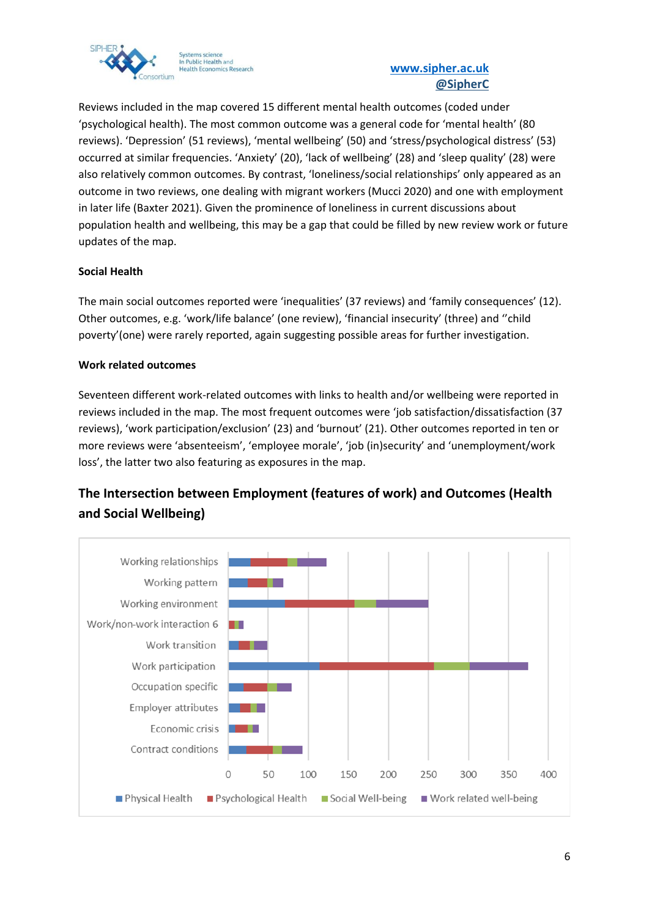Reviews included in the map covered 15 different mental health outcomes (coded under 'psychological health). The most common outcome was a general code for 'mental health' (80 reviews). 'Depression' (51 reviews), 'mental wellbeing' (50) and 'stress/psychological distress' (53) occurred at similar frequencies. 'Anxiety' (20), 'lack of wellbeing' (28) and 'sleep quality' (28) were also relatively common outcomes. By contrast, 'loneliness/social relationships' only appeared as an outcome in two reviews, one dealing with migrant workers (Mucci 2020) and one with employment in later life (Baxter 2021). Given the prominence of loneliness in current discussions about population health and wellbeing, this may be a gap that could be filled by new review work or future updates of the map.

#### Social Health

The main social outcomes reported were 'inequalities' (37 reviews) and 'family consequences' (12). Other outcomes, e.g. 'work/life balance' (one review), 'financial insecurity' (three) and ''child poverty'(one) were rarely reported, again suggesting possible areas for further investigation.

#### Work related outcomes

Seventeen different work-related outcomes with links to health and/or wellbeing were reported in reviews included in the map. The most frequent outcomes were 'job satisfaction/dissatisfaction (37 reviews), 'work participation/exclusion' (23) and 'burnout' (21). Other outcomes reported in ten or more reviews were 'absenteeism', 'employee morale', 'job (in)security' and 'unemployment/work loss', the latter two also featuring as exposures in the map.

### The Intersection between Employment (features of work) and Outcomes (Health and Social Wellbeing)

Working relationships
Working pattern
Working environment
Work/non-work interaction 6
Work transition
Work participation
Occupation specific
Employer attributes
Economic crisis
Contract conditions

0 50 100 150 200 250 300 350 400

Physical Health | Psychological Health | Social Well-being | Work related well-being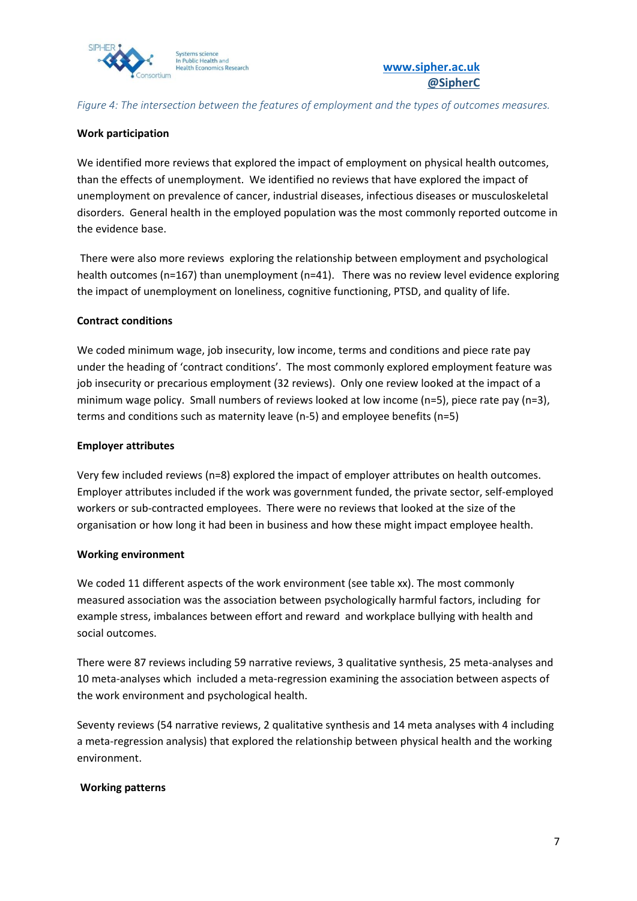*Figure 4: The intersection between the features of employment and the types of outcomes measures.*

**Work participation**

We identified more reviews that explored the impact of employment on physical health outcomes, than the effects of unemployment. We identified no reviews that have explored the impact of unemployment on prevalence of cancer, industrial diseases, infectious diseases or musculoskeletal disorders. General health in the employed population was the most commonly reported outcome in the evidence base.

There were also more reviews exploring the relationship between employment and psychological health outcomes (n=167) than unemployment (n=41). There was no review level evidence exploring the impact of unemployment on loneliness, cognitive functioning, PTSD, and quality of life.

**Contract conditions**

We coded minimum wage, job insecurity, low income, terms and conditions and piece rate pay under the heading of 'contract conditions'. The most commonly explored employment feature was job insecurity or precarious employment (32 reviews). Only one review looked at the impact of a minimum wage policy. Small numbers of reviews looked at low income (n=5), piece rate pay (n=3), terms and conditions such as maternity leave (n-5) and employee benefits (n=5)

**Employer attributes**

Very few included reviews (n=8) explored the impact of employer attributes on health outcomes. Employer attributes included if the work was government funded, the private sector, self-employed workers or sub-contracted employees. There were no reviews that looked at the size of the organisation or how long it had been in business and how these might impact employee health.

**Working environment**

We coded 11 different aspects of the work environment (see table xx). The most commonly measured association was the association between psychologically harmful factors, including for example stress, imbalances between effort and reward and workplace bullying with health and social outcomes.

There were 87 reviews including 59 narrative reviews, 3 qualitative synthesis, 25 meta-analyses and 10 meta-analyses which included a meta-regression examining the association between aspects of the work environment and psychological health.

Seventy reviews (54 narrative reviews, 2 qualitative synthesis and 14 meta analyses with 4 including a meta-regression analysis) that explored the relationship between physical health and the working environment.

**Working patterns**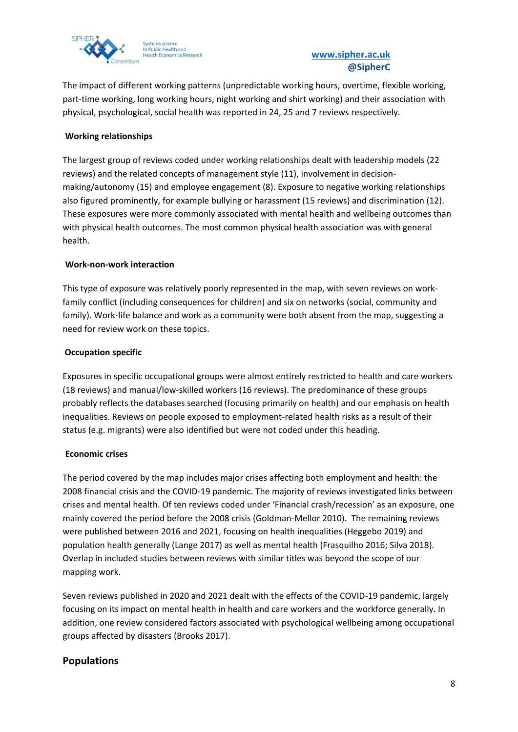The impact of different working patterns (unpredictable working hours, overtime, flexible working, part-time working, long working hours, night working and shirt working) and their association with physical, psychological, social health was reported in 24, 25 and 7 reviews respectively.

### Working relationships

The largest group of reviews coded under working relationships dealt with leadership models (22 reviews) and the related concepts of management style (11), involvement in decision-making/autonomy (15) and employee engagement (8). Exposure to negative working relationships also figured prominently, for example bullying or harassment (15 reviews) and discrimination (12). These exposures were more commonly associated with mental health and wellbeing outcomes than with physical health outcomes. The most common physical health association was with general health.

### Work-non-work interaction

This type of exposure was relatively poorly represented in the map, with seven reviews on work-family conflict (including consequences for children) and six on networks (social, community and family). Work-life balance and work as a community were both absent from the map, suggesting a need for review work on these topics.

### Occupation specific

Exposures in specific occupational groups were almost entirely restricted to health and care workers (18 reviews) and manual/low-skilled workers (16 reviews). The predominance of these groups probably reflects the databases searched (focusing primarily on health) and our emphasis on health inequalities. Reviews on people exposed to employment-related health risks as a result of their status (e.g. migrants) were also identified but were not coded under this heading.

### Economic crises

The period covered by the map includes major crises affecting both employment and health: the 2008 financial crisis and the COVID-19 pandemic. The majority of reviews investigated links between crises and mental health. Of ten reviews coded under 'Financial crash/recession' as an exposure, one mainly covered the period before the 2008 crisis (Goldman-Mellor 2010). The remaining reviews were published between 2016 and 2021, focusing on health inequalities (Heggebo 2019) and population health generally (Lange 2017) as well as mental health (Frasquilho 2016; Silva 2018). Overlap in included studies between reviews with similar titles was beyond the scope of our mapping work.

Seven reviews published in 2020 and 2021 dealt with the effects of the COVID-19 pandemic, largely focusing on its impact on mental health in health and care workers and the workforce generally. In addition, one review considered factors associated with psychological wellbeing among occupational groups affected by disasters (Brooks 2017).

## Populations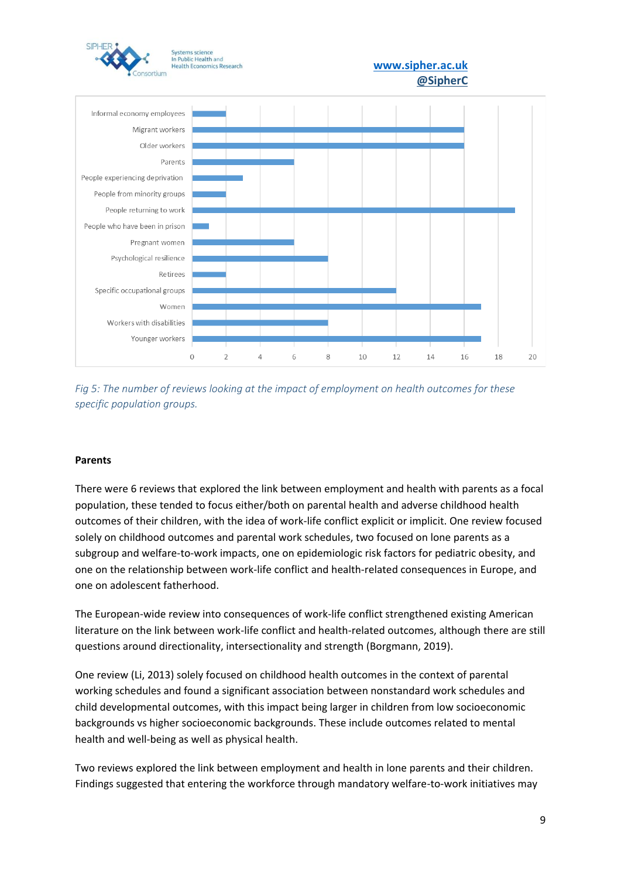*Fig 5: The number of reviews looking at the impact of employment on health outcomes for these specific population groups.*

**Parents**

There were 6 reviews that explored the link between employment and health with parents as a focal population, these tended to focus either/both on parental health and adverse childhood health outcomes of their children, with the idea of work-life conflict explicit or implicit. One review focused solely on childhood outcomes and parental work schedules, two focused on lone parents as a subgroup and welfare-to-work impacts, one on epidemiologic risk factors for pediatric obesity, and one on the relationship between work-life conflict and health-related consequences in Europe, and one on adolescent fatherhood.

The European-wide review into consequences of work-life conflict strengthened existing American literature on the link between work-life conflict and health-related outcomes, although there are still questions around directionality, intersectionality and strength (Borgmann, 2019).

One review (Li, 2013) solely focused on childhood health outcomes in the context of parental working schedules and found a significant association between nonstandard work schedules and child developmental outcomes, with this impact being larger in children from low socioeconomic backgrounds vs higher socioeconomic backgrounds. These include outcomes related to mental health and well-being as well as physical health.

Two reviews explored the link between employment and health in lone parents and their children. Findings suggested that entering the workforce through mandatory welfare-to-work initiatives may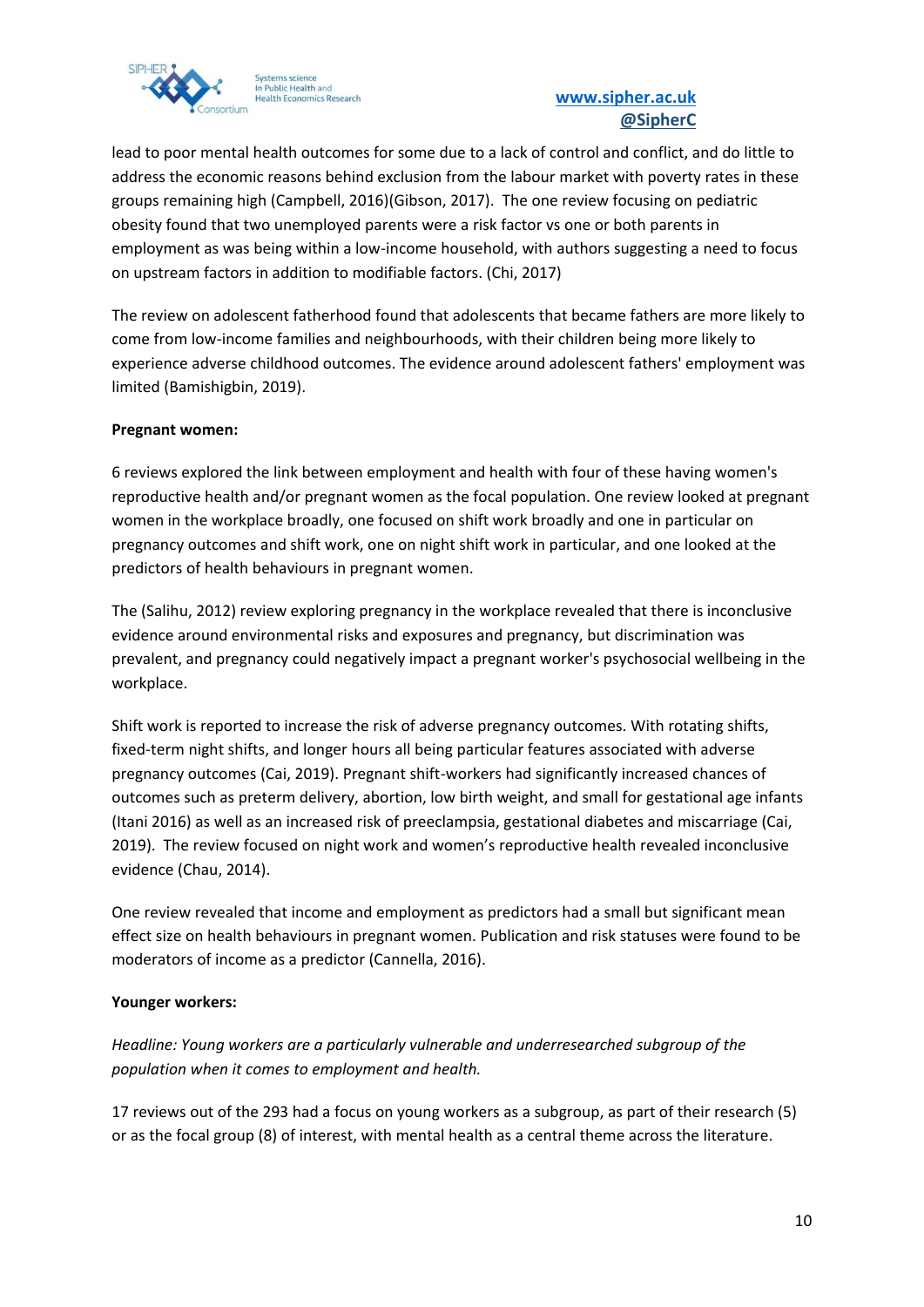lead to poor mental health outcomes for some due to a lack of control and conflict, and do little to address the economic reasons behind exclusion from the labour market with poverty rates in these groups remaining high (Campbell, 2016)(Gibson, 2017). The one review focusing on pediatric obesity found that two unemployed parents were a risk factor vs one or both parents in employment as was being within a low-income household, with authors suggesting a need to focus on upstream factors in addition to modifiable factors. (Chi, 2017)

The review on adolescent fatherhood found that adolescents that became fathers are more likely to come from low-income families and neighbourhoods, with their children being more likely to experience adverse childhood outcomes. The evidence around adolescent fathers' employment was limited (Bamishigbin, 2019).

**Pregnant women:**

6 reviews explored the link between employment and health with four of these having women's reproductive health and/or pregnant women as the focal population. One review looked at pregnant women in the workplace broadly, one focused on shift work broadly and one in particular on pregnancy outcomes and shift work, one on night shift work in particular, and one looked at the predictors of health behaviours in pregnant women.

The (Salihu, 2012) review exploring pregnancy in the workplace revealed that there is inconclusive evidence around environmental risks and exposures and pregnancy, but discrimination was prevalent, and pregnancy could negatively impact a pregnant worker's psychosocial wellbeing in the workplace.

Shift work is reported to increase the risk of adverse pregnancy outcomes. With rotating shifts, fixed-term night shifts, and longer hours all being particular features associated with adverse pregnancy outcomes (Cai, 2019). Pregnant shift-workers had significantly increased chances of outcomes such as preterm delivery, abortion, low birth weight, and small for gestational age infants (Itani 2016) as well as an increased risk of preeclampsia, gestational diabetes and miscarriage (Cai, 2019). The review focused on night work and women's reproductive health revealed inconclusive evidence (Chau, 2014).

One review revealed that income and employment as predictors had a small but significant mean effect size on health behaviours in pregnant women. Publication and risk statuses were found to be moderators of income as a predictor (Cannella, 2016).

**Younger workers:**

*Headline: Young workers are a particularly vulnerable and underresearched subgroup of the population when it comes to employment and health.*

17 reviews out of the 293 had a focus on young workers as a subgroup, as part of their research (5) or as the focal group (8) of interest, with mental health as a central theme across the literature.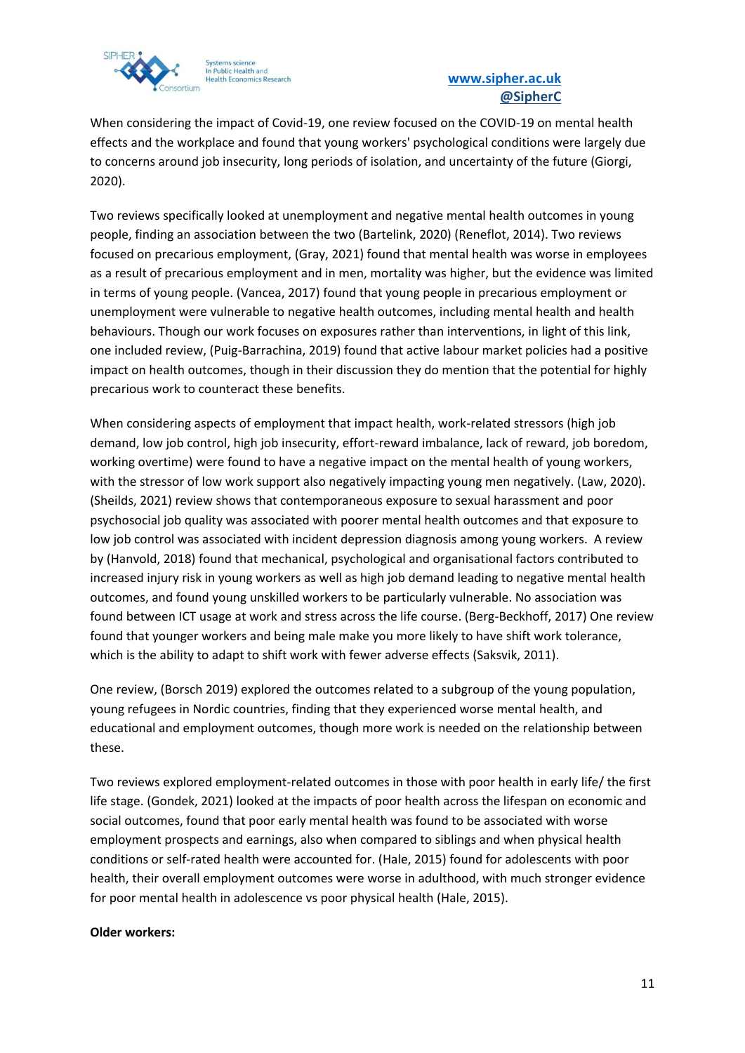When considering the impact of Covid-19, one review focused on the COVID-19 on mental health effects and the workplace and found that young workers' psychological conditions were largely due to concerns around job insecurity, long periods of isolation, and uncertainty of the future (Giorgi, 2020).

Two reviews specifically looked at unemployment and negative mental health outcomes in young people, finding an association between the two (Bartelink, 2020) (Reneflot, 2014). Two reviews focused on precarious employment, (Gray, 2021) found that mental health was worse in employees as a result of precarious employment and in men, mortality was higher, but the evidence was limited in terms of young people. (Vancea, 2017) found that young people in precarious employment or unemployment were vulnerable to negative health outcomes, including mental health and health behaviours. Though our work focuses on exposures rather than interventions, in light of this link, one included review, (Puig-Barrachina, 2019) found that active labour market policies had a positive impact on health outcomes, though in their discussion they do mention that the potential for highly precarious work to counteract these benefits.

When considering aspects of employment that impact health, work-related stressors (high job demand, low job control, high job insecurity, effort-reward imbalance, lack of reward, job boredom, working overtime) were found to have a negative impact on the mental health of young workers, with the stressor of low work support also negatively impacting young men negatively. (Law, 2020). (Sheilds, 2021) review shows that contemporaneous exposure to sexual harassment and poor psychosocial job quality was associated with poorer mental health outcomes and that exposure to low job control was associated with incident depression diagnosis among young workers. A review by (Hanvold, 2018) found that mechanical, psychological and organisational factors contributed to increased injury risk in young workers as well as high job demand leading to negative mental health outcomes, and found young unskilled workers to be particularly vulnerable. No association was found between ICT usage at work and stress across the life course. (Berg-Beckhoff, 2017) One review found that younger workers and being male make you more likely to have shift work tolerance, which is the ability to adapt to shift work with fewer adverse effects (Saksvik, 2011).

One review, (Borsch 2019) explored the outcomes related to a subgroup of the young population, young refugees in Nordic countries, finding that they experienced worse mental health, and educational and employment outcomes, though more work is needed on the relationship between these.

Two reviews explored employment-related outcomes in those with poor health in early life/ the first life stage. (Gondek, 2021) looked at the impacts of poor health across the lifespan on economic and social outcomes, found that poor early mental health was found to be associated with worse employment prospects and earnings, also when compared to siblings and when physical health conditions or self-rated health were accounted for. (Hale, 2015) found for adolescents with poor health, their overall employment outcomes were worse in adulthood, with much stronger evidence for poor mental health in adolescence vs poor physical health (Hale, 2015).

**Older workers:**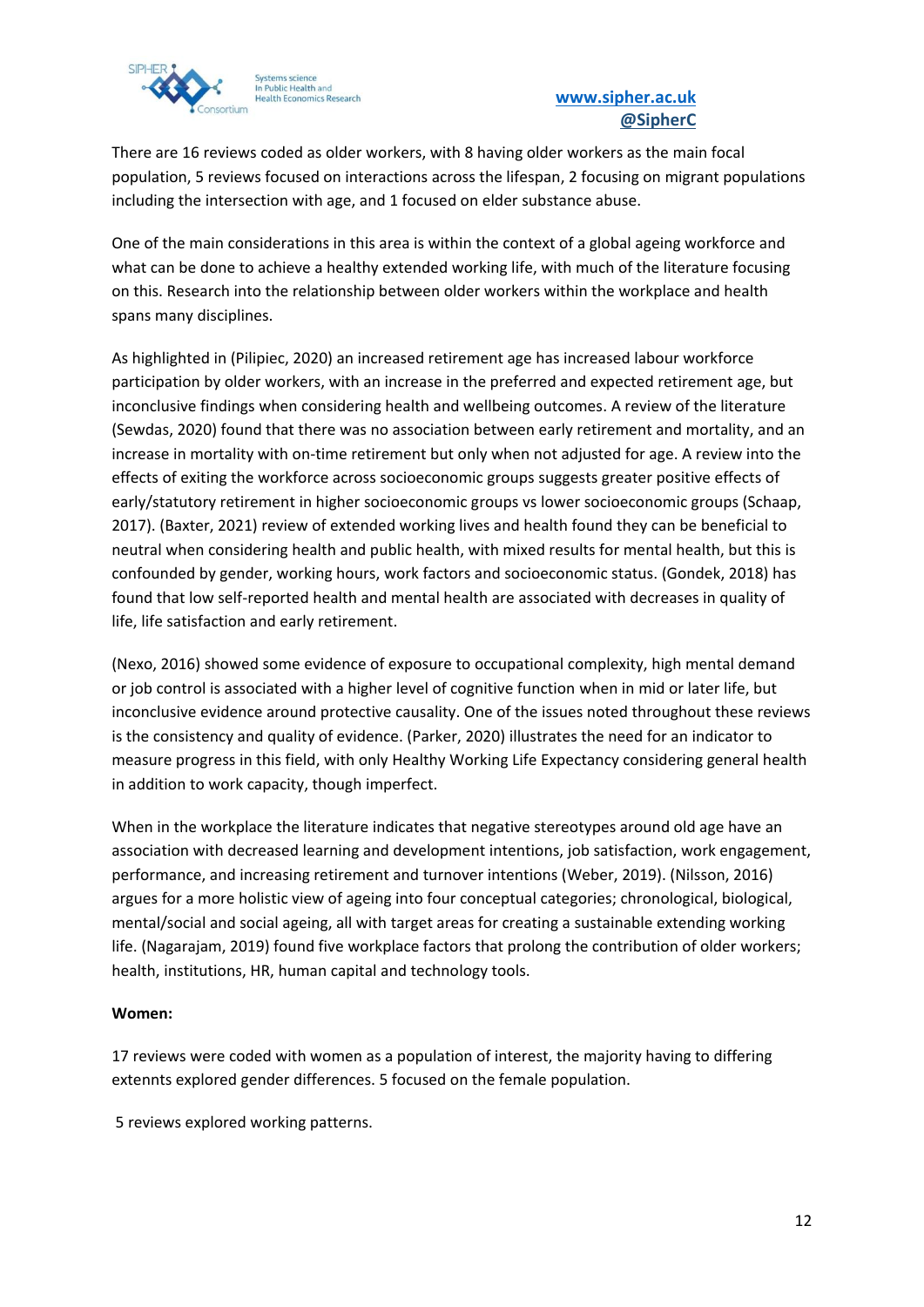There are 16 reviews coded as older workers, with 8 having older workers as the main focal population, 5 reviews focused on interactions across the lifespan, 2 focusing on migrant populations including the intersection with age, and 1 focused on elder substance abuse.

One of the main considerations in this area is within the context of a global ageing workforce and what can be done to achieve a healthy extended working life, with much of the literature focusing on this. Research into the relationship between older workers within the workplace and health spans many disciplines.

As highlighted in (Pilipiec, 2020) an increased retirement age has increased labour workforce participation by older workers, with an increase in the preferred and expected retirement age, but inconclusive findings when considering health and wellbeing outcomes. A review of the literature (Sewdas, 2020) found that there was no association between early retirement and mortality, and an increase in mortality with on-time retirement but only when not adjusted for age. A review into the effects of exiting the workforce across socioeconomic groups suggests greater positive effects of early/statutory retirement in higher socioeconomic groups vs lower socioeconomic groups (Schaap, 2017). (Baxter, 2021) review of extended working lives and health found they can be beneficial to neutral when considering health and public health, with mixed results for mental health, but this is confounded by gender, working hours, work factors and socioeconomic status. (Gondek, 2018) has found that low self-reported health and mental health are associated with decreases in quality of life, life satisfaction and early retirement.

(Nexo, 2016) showed some evidence of exposure to occupational complexity, high mental demand or job control is associated with a higher level of cognitive function when in mid or later life, but inconclusive evidence around protective causality. One of the issues noted throughout these reviews is the consistency and quality of evidence. (Parker, 2020) illustrates the need for an indicator to measure progress in this field, with only Healthy Working Life Expectancy considering general health in addition to work capacity, though imperfect.

When in the workplace the literature indicates that negative stereotypes around old age have an association with decreased learning and development intentions, job satisfaction, work engagement, performance, and increasing retirement and turnover intentions (Weber, 2019). (Nilsson, 2016) argues for a more holistic view of ageing into four conceptual categories; chronological, biological, mental/social and social ageing, all with target areas for creating a sustainable extending working life. (Nagarajam, 2019) found five workplace factors that prolong the contribution of older workers; health, institutions, HR, human capital and technology tools.

**Women:**

17 reviews were coded with women as a population of interest, the majority having to differing extennts explored gender differences. 5 focused on the female population.

5 reviews explored working patterns.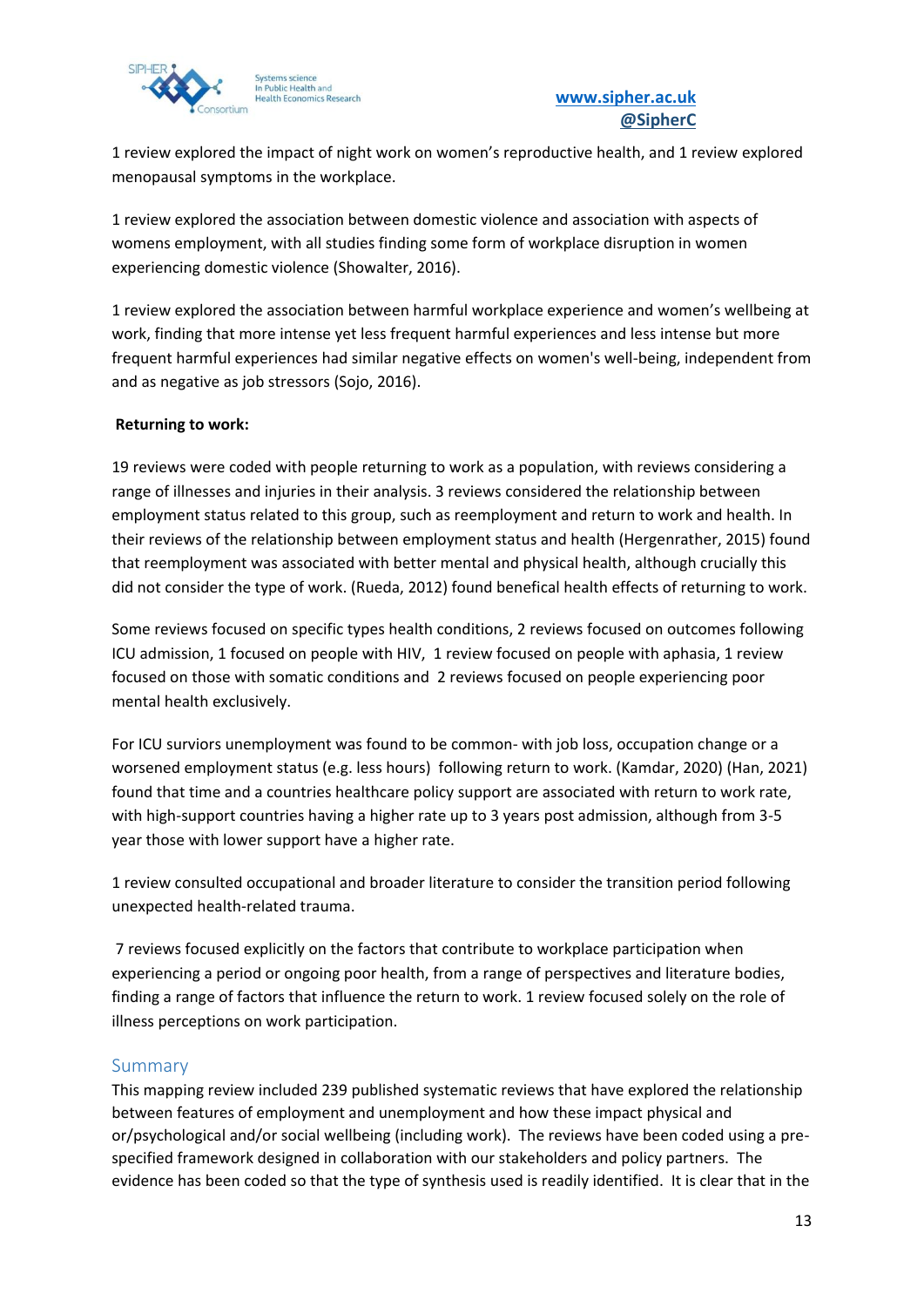1 review explored the impact of night work on women's reproductive health, and 1 review explored menopausal symptoms in the workplace.

1 review explored the association between domestic violence and association with aspects of womens employment, with all studies finding some form of workplace disruption in women experiencing domestic violence (Showalter, 2016).

1 review explored the association between harmful workplace experience and women's wellbeing at work, finding that more intense yet less frequent harmful experiences and less intense but more frequent harmful experiences had similar negative effects on women's well-being, independent from and as negative as job stressors (Sojo, 2016).

**Returning to work:**

19 reviews were coded with people returning to work as a population, with reviews considering a range of illnesses and injuries in their analysis. 3 reviews considered the relationship between employment status related to this group, such as reemployment and return to work and health. In their reviews of the relationship between employment status and health (Hergenrather, 2015) found that reemployment was associated with better mental and physical health, although crucially this did not consider the type of work. (Rueda, 2012) found benefical health effects of returning to work.

Some reviews focused on specific types health conditions, 2 reviews focused on outcomes following ICU admission, 1 focused on people with HIV, 1 review focused on people with aphasia, 1 review focused on those with somatic conditions and 2 reviews focused on people experiencing poor mental health exclusively.

For ICU surviors unemployment was found to be common- with job loss, occupation change or a worsened employment status (e.g. less hours) following return to work. (Kamdar, 2020) (Han, 2021) found that time and a countries healthcare policy support are associated with return to work rate, with high-support countries having a higher rate up to 3 years post admission, although from 3-5 year those with lower support have a higher rate.

1 review consulted occupational and broader literature to consider the transition period following unexpected health-related trauma.

7 reviews focused explicitly on the factors that contribute to workplace participation when experiencing a period or ongoing poor health, from a range of perspectives and literature bodies, finding a range of factors that influence the return to work. 1 review focused solely on the role of illness perceptions on work participation.

## Summary

This mapping review included 239 published systematic reviews that have explored the relationship between features of employment and unemployment and how these impact physical and or/psychological and/or social wellbeing (including work). The reviews have been coded using a pre-specified framework designed in collaboration with our stakeholders and policy partners. The evidence has been coded so that the type of synthesis used is readily identified. It is clear that in the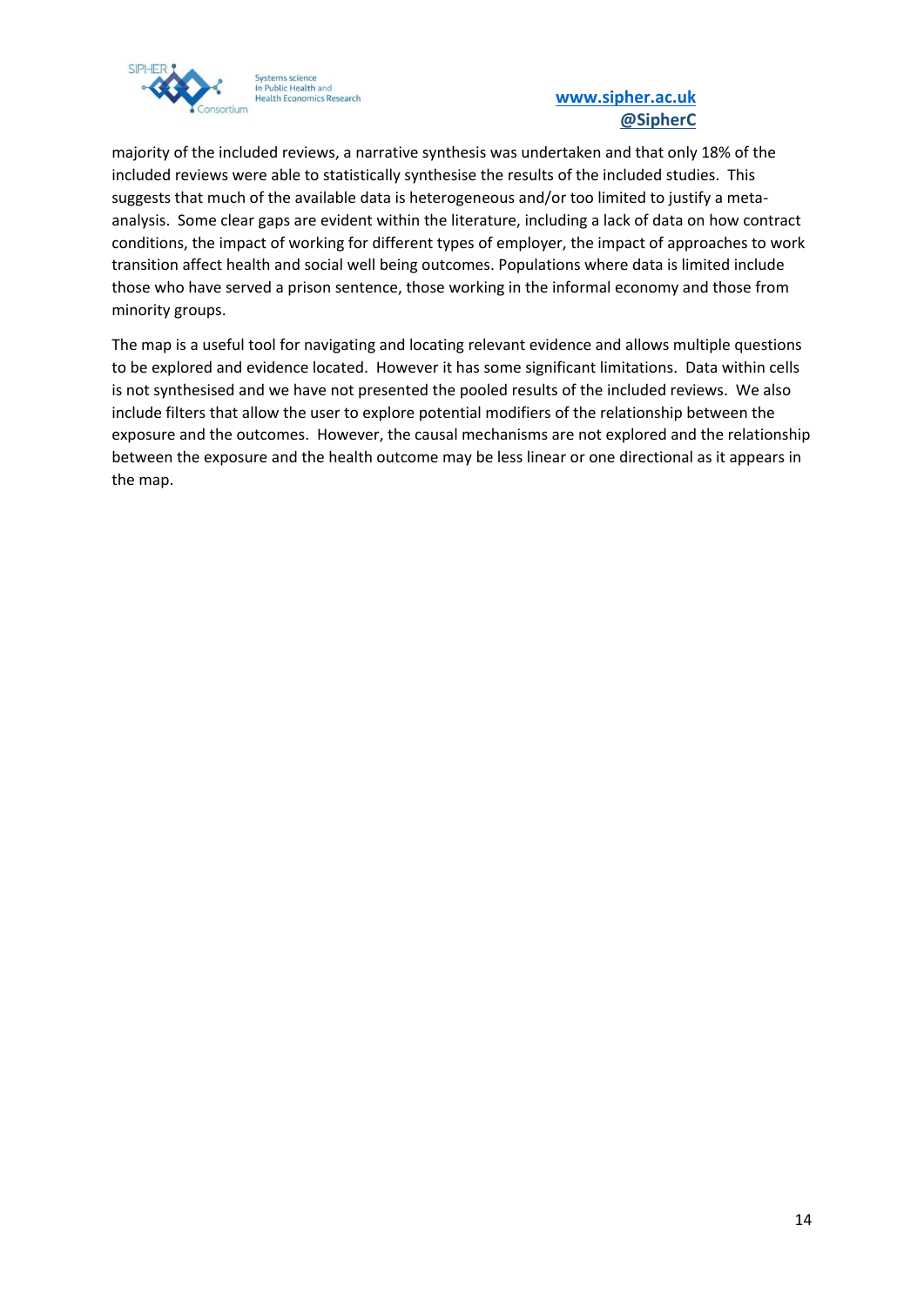majority of the included reviews, a narrative synthesis was undertaken and that only 18% of the included reviews were able to statistically synthesise the results of the included studies. This suggests that much of the available data is heterogeneous and/or too limited to justify a meta-analysis. Some clear gaps are evident within the literature, including a lack of data on how contract conditions, the impact of working for different types of employer, the impact of approaches to work transition affect health and social well being outcomes. Populations where data is limited include those who have served a prison sentence, those working in the informal economy and those from minority groups.

The map is a useful tool for navigating and locating relevant evidence and allows multiple questions to be explored and evidence located. However it has some significant limitations. Data within cells is not synthesised and we have not presented the pooled results of the included reviews. We also include filters that allow the user to explore potential modifiers of the relationship between the exposure and the outcomes. However, the causal mechanisms are not explored and the relationship between the exposure and the health outcome may be less linear or one directional as it appears in the map.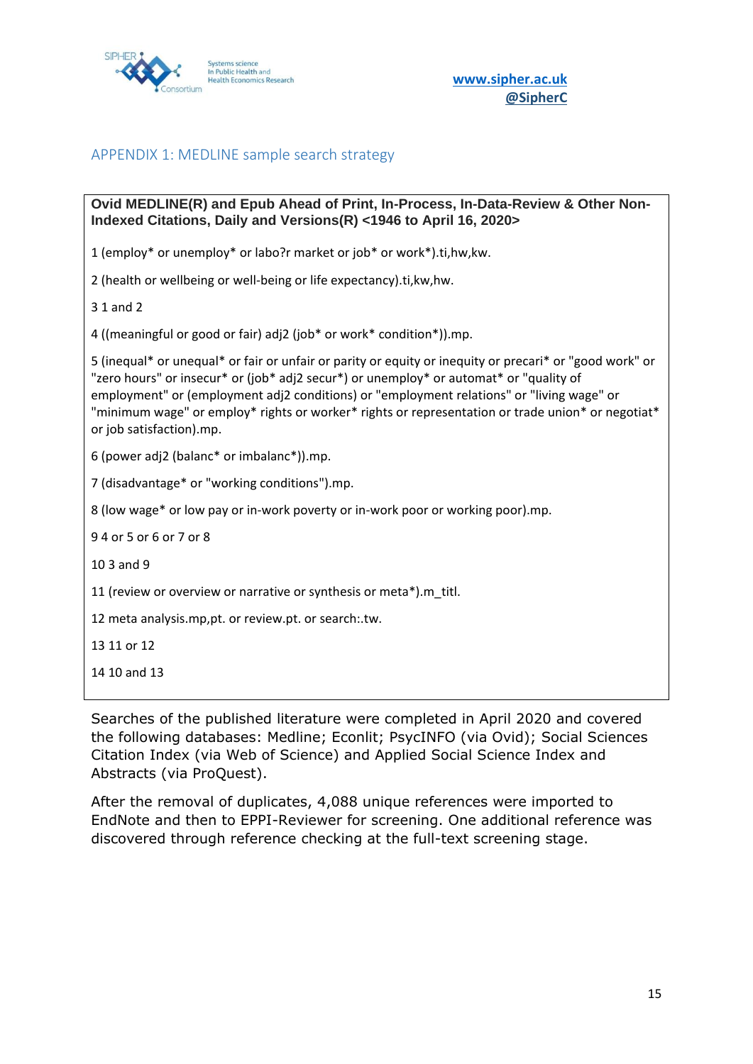## APPENDIX 1: MEDLINE sample search strategy

**Ovid MEDLINE(R) and Epub Ahead of Print, In-Process, In-Data-Review & Other Non-Indexed Citations, Daily and Versions(R) <1946 to April 16, 2020>**

1 (employ* or unemploy* or labo?r market or job* or work*).ti,hw,kw.

2 (health or wellbeing or well-being or life expectancy).ti,kw,hw.

3 1 and 2

4 ((meaningful or good or fair) adj2 (job* or work* condition*)).mp.

5 (inequal* or unequal* or fair or unfair or parity or equity or inequity or precari* or "good work" or "zero hours" or insecur* or (job* adj2 secur*) or unemploy* or automat* or "quality of employment" or (employment adj2 conditions) or "employment relations" or "living wage" or "minimum wage" or employ* rights or worker* rights or representation or trade union* or negotiat* or job satisfaction).mp.

6 (power adj2 (balanc* or imbalanc*)).mp.

7 (disadvantage* or "working conditions").mp.

8 (low wage* or low pay or in-work poverty or in-work poor or working poor).mp.

9 4 or 5 or 6 or 7 or 8

10 3 and 9

11 (review or overview or narrative or synthesis or meta*).m_titl.

12 meta analysis.mp,pt. or review.pt. or search:.tw.

13 11 or 12

14 10 and 13

Searches of the published literature were completed in April 2020 and covered the following databases: Medline; Econlit; PsycINFO (via Ovid); Social Sciences Citation Index (via Web of Science) and Applied Social Science Index and Abstracts (via ProQuest).

After the removal of duplicates, 4,088 unique references were imported to EndNote and then to EPPI-Reviewer for screening. One additional reference was discovered through reference checking at the full-text screening stage.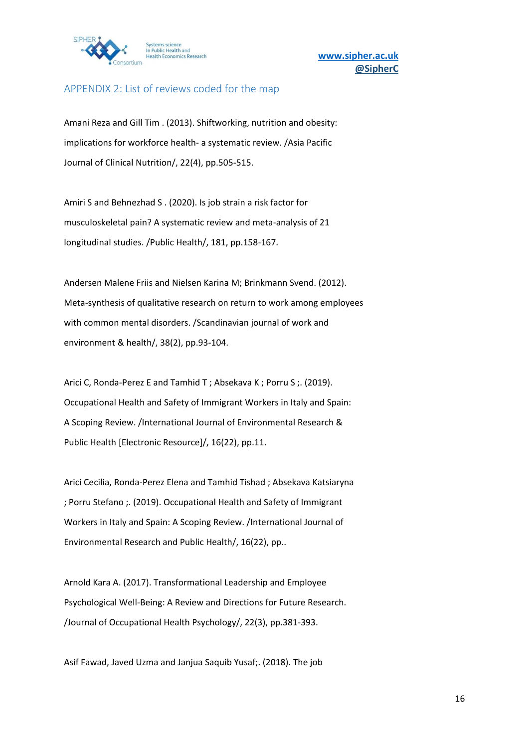## APPENDIX 2: List of reviews coded for the map

Amani Reza and Gill Tim . (2013). Shiftworking, nutrition and obesity: implications for workforce health- a systematic review. /Asia Pacific Journal of Clinical Nutrition/, 22(4), pp.505-515.

Amiri S and Behnezhad S . (2020). Is job strain a risk factor for musculoskeletal pain? A systematic review and meta-analysis of 21 longitudinal studies. /Public Health/, 181, pp.158-167.

Andersen Malene Friis and Nielsen Karina M; Brinkmann Svend. (2012). Meta-synthesis of qualitative research on return to work among employees with common mental disorders. /Scandinavian journal of work and environment & health/, 38(2), pp.93-104.

Arici C, Ronda-Perez E and Tamhid T ; Absekava K ; Porru S ;. (2019). Occupational Health and Safety of Immigrant Workers in Italy and Spain: A Scoping Review. /International Journal of Environmental Research & Public Health [Electronic Resource]/, 16(22), pp.11.

Arici Cecilia, Ronda-Perez Elena and Tamhid Tishad ; Absekava Katsiaryna ; Porru Stefano ;. (2019). Occupational Health and Safety of Immigrant Workers in Italy and Spain: A Scoping Review. /International Journal of Environmental Research and Public Health/, 16(22), pp..

Arnold Kara A. (2017). Transformational Leadership and Employee Psychological Well-Being: A Review and Directions for Future Research. /Journal of Occupational Health Psychology/, 22(3), pp.381-393.

Asif Fawad, Javed Uzma and Janjua Saquib Yusaf;. (2018). The job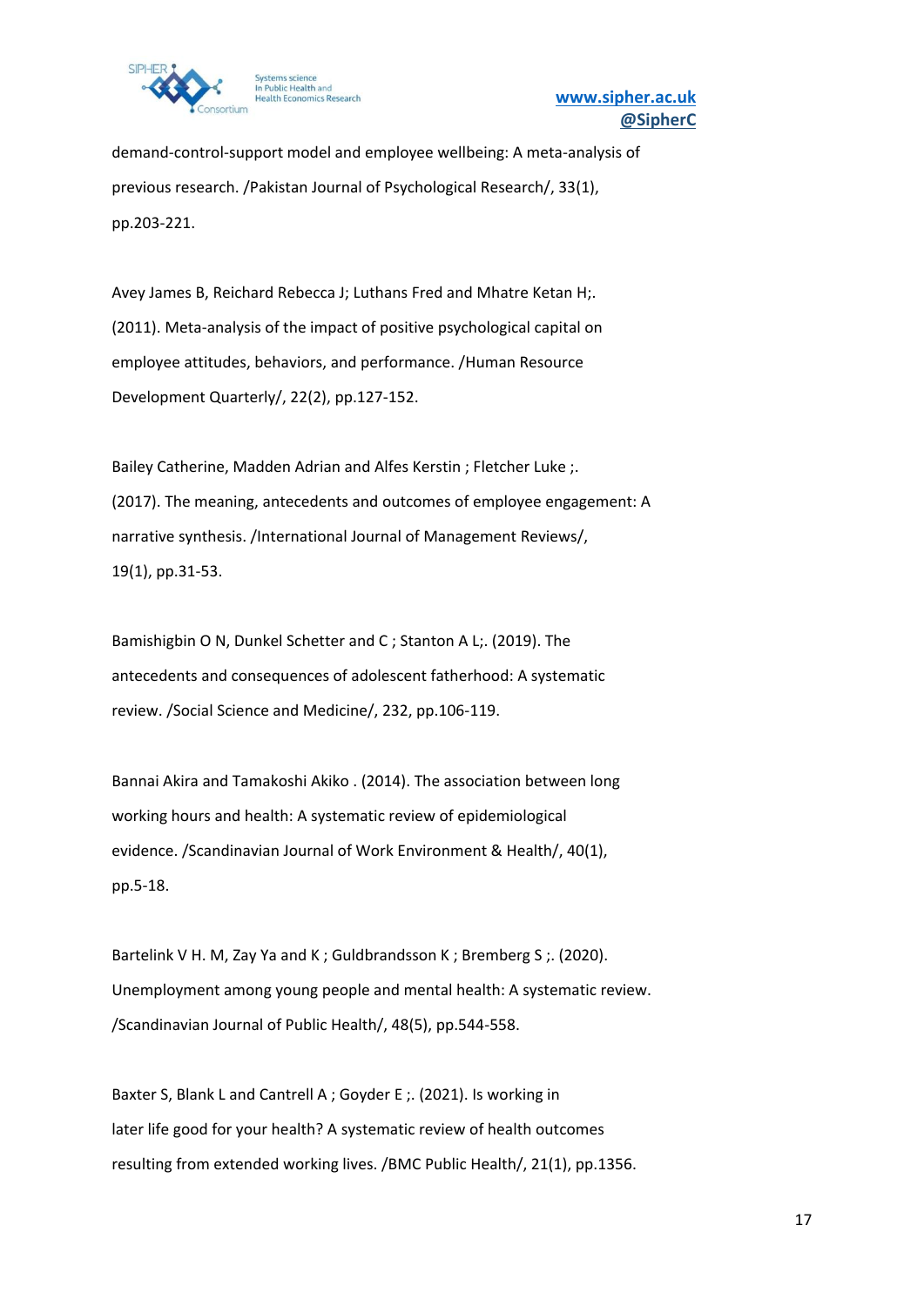demand-control-support model and employee wellbeing: A meta-analysis of previous research. /Pakistan Journal of Psychological Research/, 33(1), pp.203-221.

Avey James B, Reichard Rebecca J; Luthans Fred and Mhatre Ketan H;. (2011). Meta-analysis of the impact of positive psychological capital on employee attitudes, behaviors, and performance. /Human Resource Development Quarterly/, 22(2), pp.127-152.

Bailey Catherine, Madden Adrian and Alfes Kerstin ; Fletcher Luke ;. (2017). The meaning, antecedents and outcomes of employee engagement: A narrative synthesis. /International Journal of Management Reviews/, 19(1), pp.31-53.

Bamishigbin O N, Dunkel Schetter and C ; Stanton A L;. (2019). The antecedents and consequences of adolescent fatherhood: A systematic review. /Social Science and Medicine/, 232, pp.106-119.

Bannai Akira and Tamakoshi Akiko . (2014). The association between long working hours and health: A systematic review of epidemiological evidence. /Scandinavian Journal of Work Environment & Health/, 40(1), pp.5-18.

Bartelink V H. M, Zay Ya and K ; Guldbrandsson K ; Bremberg S ;. (2020). Unemployment among young people and mental health: A systematic review. /Scandinavian Journal of Public Health/, 48(5), pp.544-558.

Baxter S, Blank L and Cantrell A ; Goyder E ;. (2021). Is working in later life good for your health? A systematic review of health outcomes resulting from extended working lives. /BMC Public Health/, 21(1), pp.1356.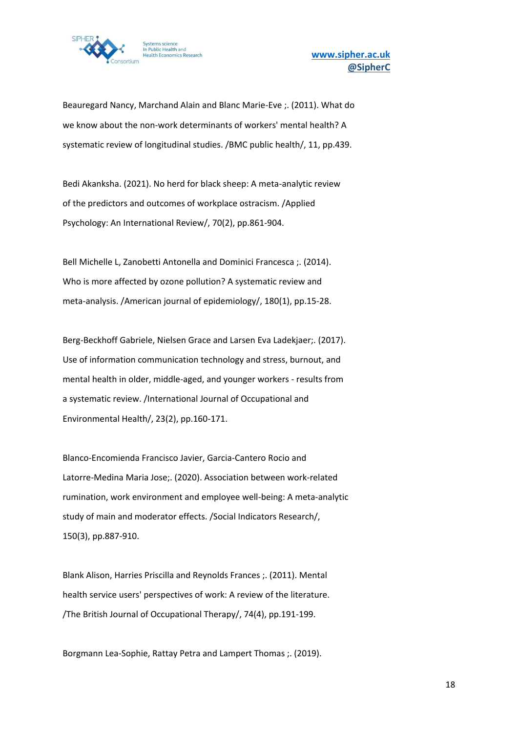Beauregard Nancy, Marchand Alain and Blanc Marie-Eve ;. (2011). What do we know about the non-work determinants of workers' mental health? A systematic review of longitudinal studies. /BMC public health/, 11, pp.439.

Bedi Akanksha. (2021). No herd for black sheep: A meta-analytic review of the predictors and outcomes of workplace ostracism. /Applied Psychology: An International Review/, 70(2), pp.861-904.

Bell Michelle L, Zanobetti Antonella and Dominici Francesca ;. (2014). Who is more affected by ozone pollution? A systematic review and meta-analysis. /American journal of epidemiology/, 180(1), pp.15-28.

Berg-Beckhoff Gabriele, Nielsen Grace and Larsen Eva Ladekjaer;. (2017). Use of information communication technology and stress, burnout, and mental health in older, middle-aged, and younger workers - results from a systematic review. /International Journal of Occupational and Environmental Health/, 23(2), pp.160-171.

Blanco-Encomienda Francisco Javier, Garcia-Cantero Rocio and Latorre-Medina Maria Jose;. (2020). Association between work-related rumination, work environment and employee well-being: A meta-analytic study of main and moderator effects. /Social Indicators Research/, 150(3), pp.887-910.

Blank Alison, Harries Priscilla and Reynolds Frances ;. (2011). Mental health service users' perspectives of work: A review of the literature. /The British Journal of Occupational Therapy/, 74(4), pp.191-199.

Borgmann Lea-Sophie, Rattay Petra and Lampert Thomas ;. (2019).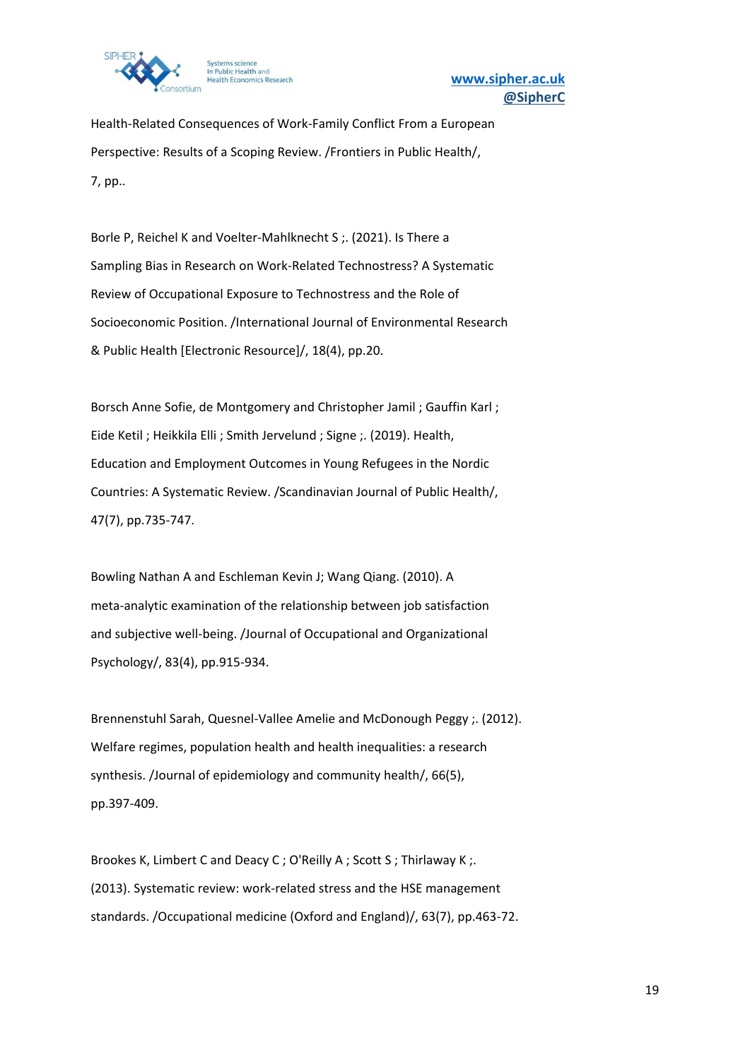Health-Related Consequences of Work-Family Conflict From a European Perspective: Results of a Scoping Review. /Frontiers in Public Health/, 7, pp..

Borle P, Reichel K and Voelter-Mahlknecht S ;. (2021). Is There a Sampling Bias in Research on Work-Related Technostress? A Systematic Review of Occupational Exposure to Technostress and the Role of Socioeconomic Position. /International Journal of Environmental Research & Public Health [Electronic Resource]/, 18(4), pp.20.

Borsch Anne Sofie, de Montgomery and Christopher Jamil ; Gauffin Karl ; Eide Ketil ; Heikkila Elli ; Smith Jervelund ; Signe ;. (2019). Health, Education and Employment Outcomes in Young Refugees in the Nordic Countries: A Systematic Review. /Scandinavian Journal of Public Health/, 47(7), pp.735-747.

Bowling Nathan A and Eschleman Kevin J; Wang Qiang. (2010). A meta-analytic examination of the relationship between job satisfaction and subjective well-being. /Journal of Occupational and Organizational Psychology/, 83(4), pp.915-934.

Brennenstuhl Sarah, Quesnel-Vallee Amelie and McDonough Peggy ;. (2012). Welfare regimes, population health and health inequalities: a research synthesis. /Journal of epidemiology and community health/, 66(5), pp.397-409.

Brookes K, Limbert C and Deacy C ; O'Reilly A ; Scott S ; Thirlaway K ;. (2013). Systematic review: work-related stress and the HSE management standards. /Occupational medicine (Oxford and England)/, 63(7), pp.463-72.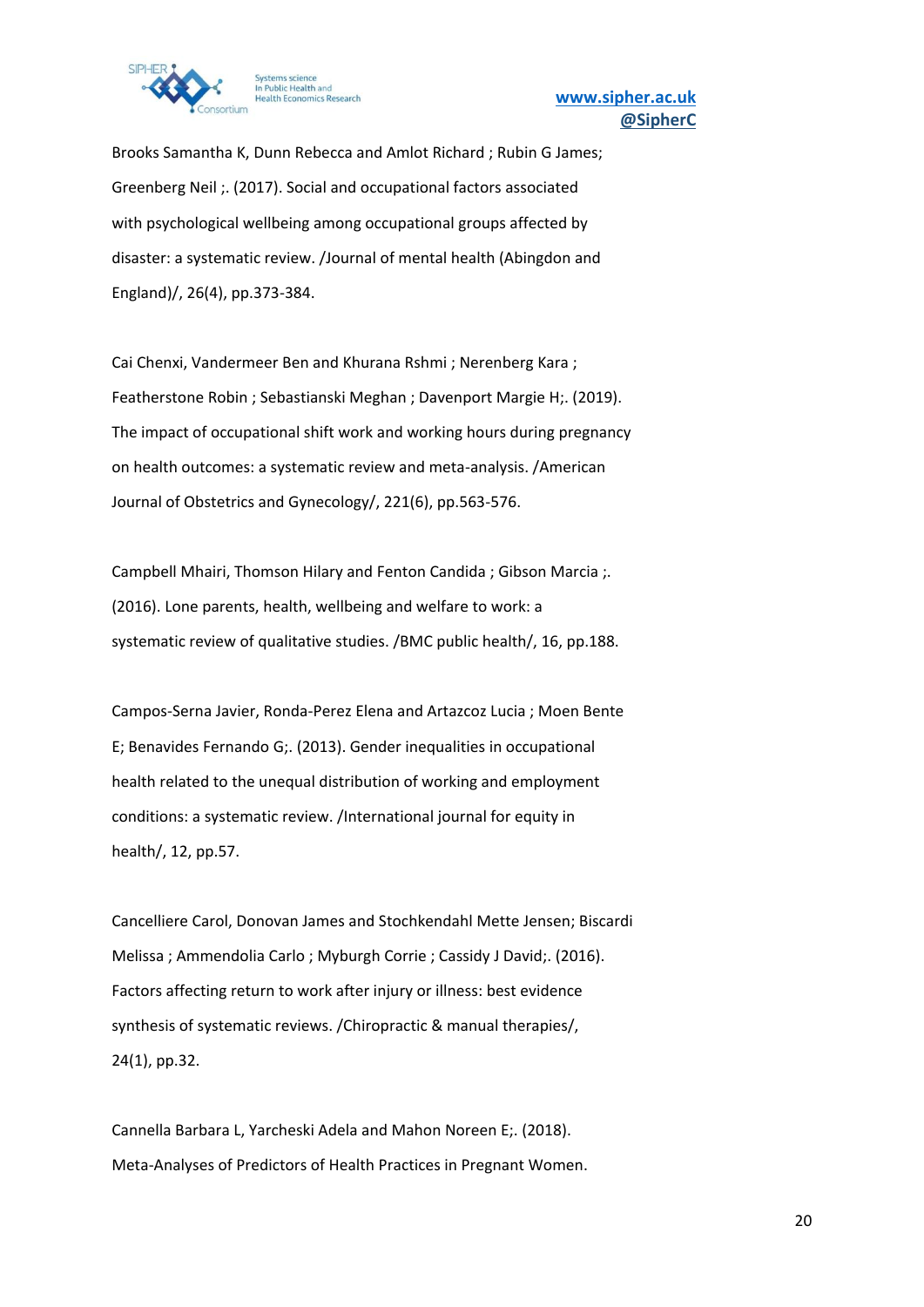Brooks Samantha K, Dunn Rebecca and Amlot Richard ; Rubin G James; Greenberg Neil ;. (2017). Social and occupational factors associated with psychological wellbeing among occupational groups affected by disaster: a systematic review. /Journal of mental health (Abingdon and England)/, 26(4), pp.373-384.

Cai Chenxi, Vandermeer Ben and Khurana Rshmi ; Nerenberg Kara ; Featherstone Robin ; Sebastianski Meghan ; Davenport Margie H;. (2019). The impact of occupational shift work and working hours during pregnancy on health outcomes: a systematic review and meta-analysis. /American Journal of Obstetrics and Gynecology/, 221(6), pp.563-576.

Campbell Mhairi, Thomson Hilary and Fenton Candida ; Gibson Marcia ;. (2016). Lone parents, health, wellbeing and welfare to work: a systematic review of qualitative studies. /BMC public health/, 16, pp.188.

Campos-Serna Javier, Ronda-Perez Elena and Artazcoz Lucia ; Moen Bente E; Benavides Fernando G;. (2013). Gender inequalities in occupational health related to the unequal distribution of working and employment conditions: a systematic review. /International journal for equity in health/, 12, pp.57.

Cancelliere Carol, Donovan James and Stochkendahl Mette Jensen; Biscardi Melissa ; Ammendolia Carlo ; Myburgh Corrie ; Cassidy J David;. (2016). Factors affecting return to work after injury or illness: best evidence synthesis of systematic reviews. /Chiropractic & manual therapies/, 24(1), pp.32.

Cannella Barbara L, Yarcheski Adela and Mahon Noreen E;. (2018). Meta-Analyses of Predictors of Health Practices in Pregnant Women.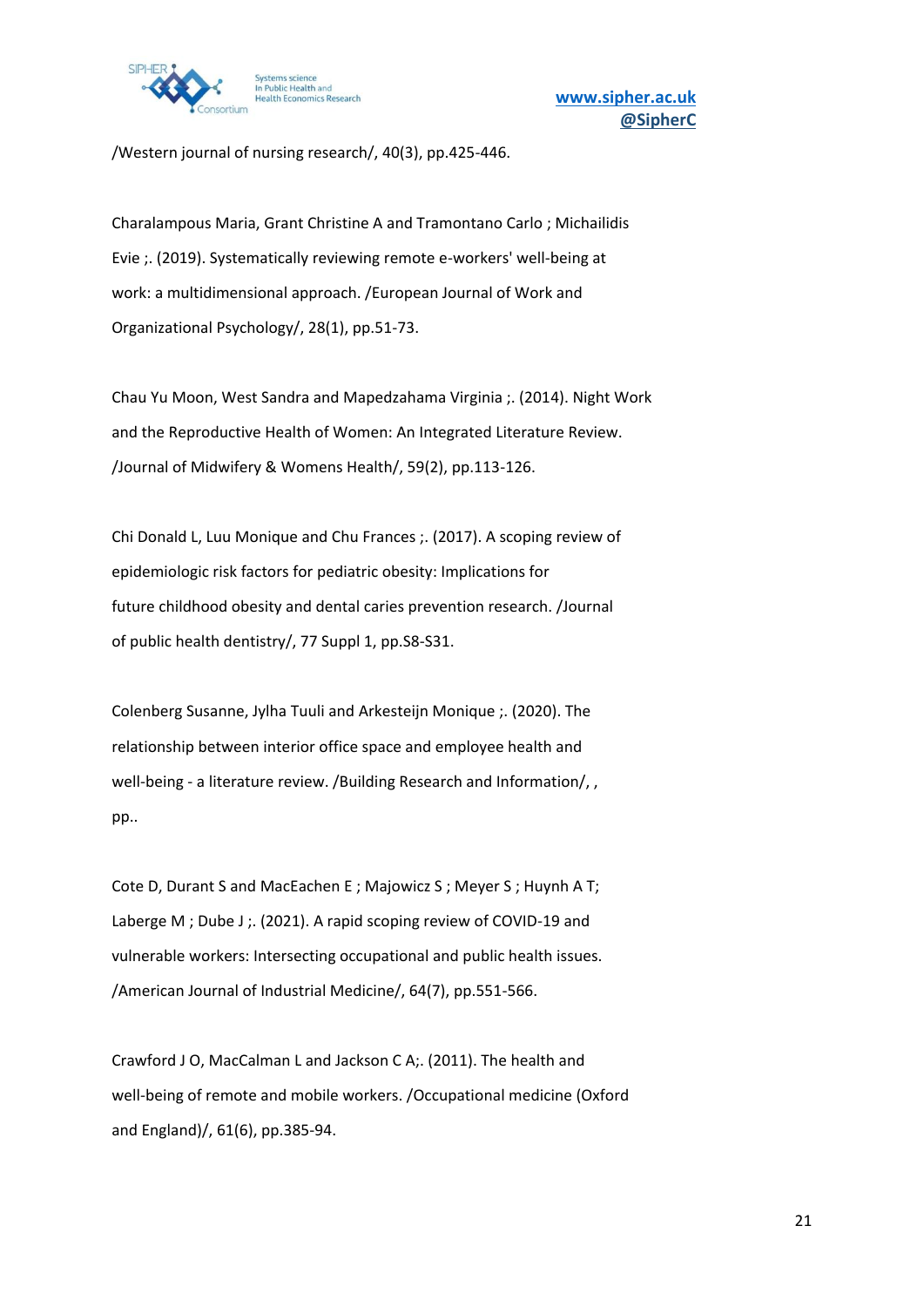/Western journal of nursing research/, 40(3), pp.425-446.

Charalampous Maria, Grant Christine A and Tramontano Carlo ; Michailidis Evie ;. (2019). Systematically reviewing remote e-workers' well-being at work: a multidimensional approach. /European Journal of Work and Organizational Psychology/, 28(1), pp.51-73.

Chau Yu Moon, West Sandra and Mapedzahama Virginia ;. (2014). Night Work and the Reproductive Health of Women: An Integrated Literature Review. /Journal of Midwifery & Womens Health/, 59(2), pp.113-126.

Chi Donald L, Luu Monique and Chu Frances ;. (2017). A scoping review of epidemiologic risk factors for pediatric obesity: Implications for future childhood obesity and dental caries prevention research. /Journal of public health dentistry/, 77 Suppl 1, pp.S8-S31.

Colenberg Susanne, Jylha Tuuli and Arkesteijn Monique ;. (2020). The relationship between interior office space and employee health and well-being - a literature review. /Building Research and Information/, , pp..

Cote D, Durant S and MacEachen E ; Majowicz S ; Meyer S ; Huynh A T; Laberge M ; Dube J ;. (2021). A rapid scoping review of COVID-19 and vulnerable workers: Intersecting occupational and public health issues. /American Journal of Industrial Medicine/, 64(7), pp.551-566.

Crawford J O, MacCalman L and Jackson C A;. (2011). The health and well-being of remote and mobile workers. /Occupational medicine (Oxford and England)/, 61(6), pp.385-94.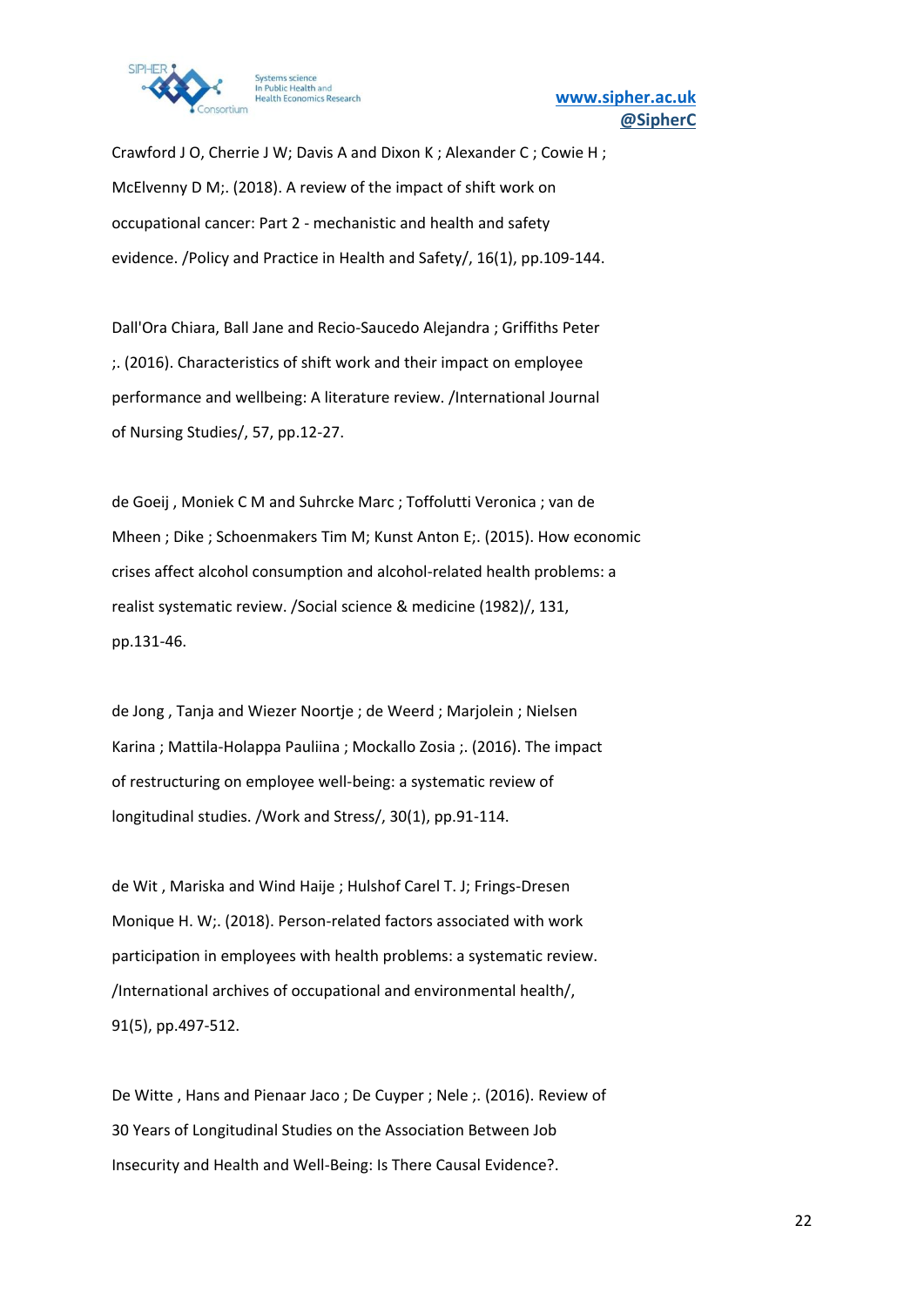Crawford J O, Cherrie J W; Davis A and Dixon K ; Alexander C ; Cowie H ; McElvenny D M;. (2018). A review of the impact of shift work on occupational cancer: Part 2 - mechanistic and health and safety evidence. /Policy and Practice in Health and Safety/, 16(1), pp.109-144.

Dall'Ora Chiara, Ball Jane and Recio-Saucedo Alejandra ; Griffiths Peter ;. (2016). Characteristics of shift work and their impact on employee performance and wellbeing: A literature review. /International Journal of Nursing Studies/, 57, pp.12-27.

de Goeij , Moniek C M and Suhrcke Marc ; Toffolutti Veronica ; van de Mheen ; Dike ; Schoenmakers Tim M; Kunst Anton E;. (2015). How economic crises affect alcohol consumption and alcohol-related health problems: a realist systematic review. /Social science & medicine (1982)/, 131, pp.131-46.

de Jong , Tanja and Wiezer Noortje ; de Weerd ; Marjolein ; Nielsen Karina ; Mattila-Holappa Pauliina ; Mockallo Zosia ;. (2016). The impact of restructuring on employee well-being: a systematic review of longitudinal studies. /Work and Stress/, 30(1), pp.91-114.

de Wit , Mariska and Wind Haije ; Hulshof Carel T. J; Frings-Dresen Monique H. W;. (2018). Person-related factors associated with work participation in employees with health problems: a systematic review. /International archives of occupational and environmental health/, 91(5), pp.497-512.

De Witte , Hans and Pienaar Jaco ; De Cuyper ; Nele ;. (2016). Review of 30 Years of Longitudinal Studies on the Association Between Job Insecurity and Health and Well-Being: Is There Causal Evidence?.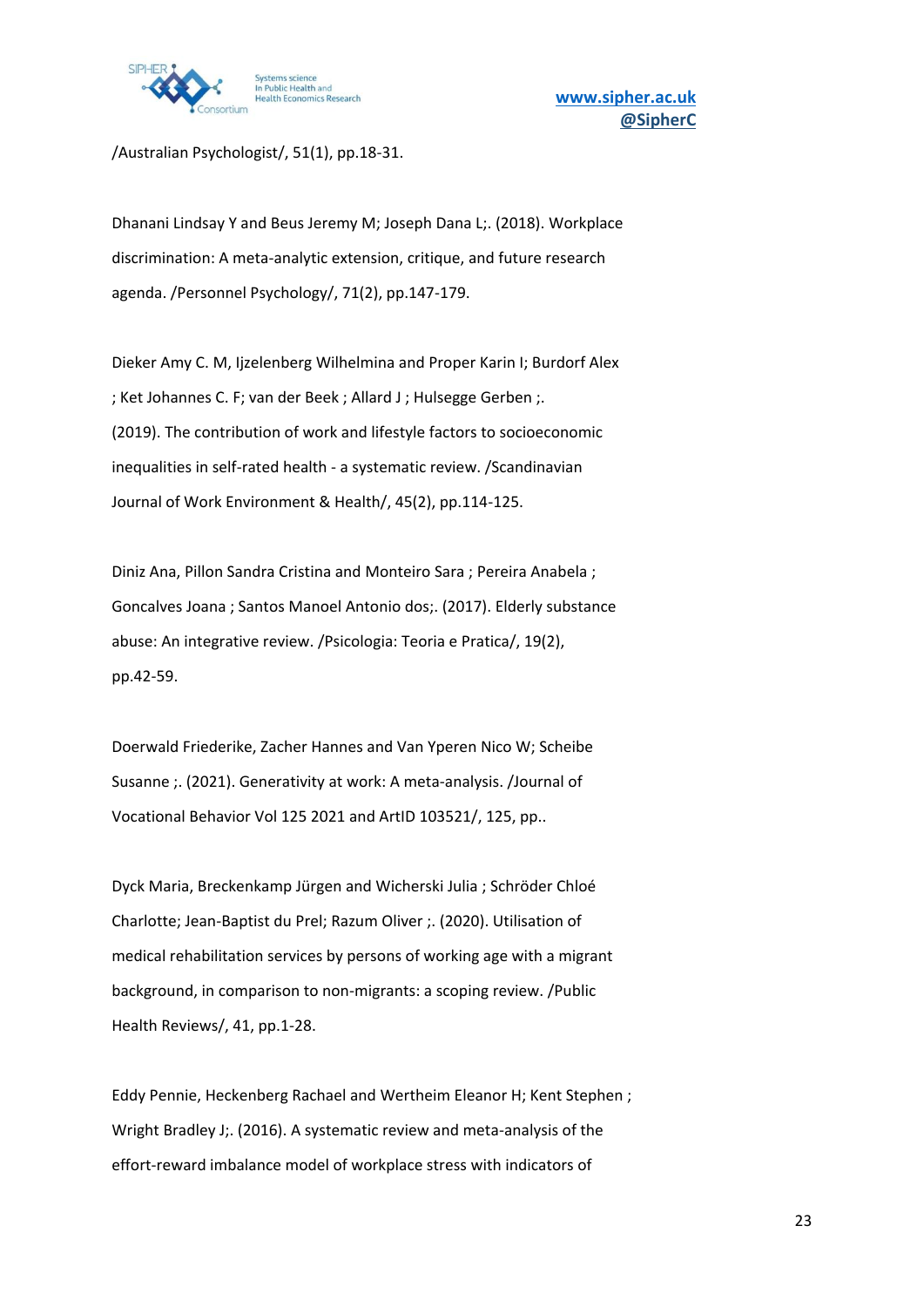/Australian Psychologist/, 51(1), pp.18-31.

Dhanani Lindsay Y and Beus Jeremy M; Joseph Dana L;. (2018). Workplace discrimination: A meta-analytic extension, critique, and future research agenda. /Personnel Psychology/, 71(2), pp.147-179.

Dieker Amy C. M, Ijzelenberg Wilhelmina and Proper Karin I; Burdorf Alex ; Ket Johannes C. F; van der Beek ; Allard J ; Hulsegge Gerben ;. (2019). The contribution of work and lifestyle factors to socioeconomic inequalities in self-rated health - a systematic review. /Scandinavian Journal of Work Environment & Health/, 45(2), pp.114-125.

Diniz Ana, Pillon Sandra Cristina and Monteiro Sara ; Pereira Anabela ; Goncalves Joana ; Santos Manoel Antonio dos;. (2017). Elderly substance abuse: An integrative review. /Psicologia: Teoria e Pratica/, 19(2), pp.42-59.

Doerwald Friederike, Zacher Hannes and Van Yperen Nico W; Scheibe Susanne ;. (2021). Generativity at work: A meta-analysis. /Journal of Vocational Behavior Vol 125 2021 and ArtID 103521/, 125, pp..

Dyck Maria, Breckenkamp Jürgen and Wicherski Julia ; Schröder Chloé Charlotte; Jean-Baptist du Prel; Razum Oliver ;. (2020). Utilisation of medical rehabilitation services by persons of working age with a migrant background, in comparison to non-migrants: a scoping review. /Public Health Reviews/, 41, pp.1-28.

Eddy Pennie, Heckenberg Rachael and Wertheim Eleanor H; Kent Stephen ; Wright Bradley J;. (2016). A systematic review and meta-analysis of the effort-reward imbalance model of workplace stress with indicators of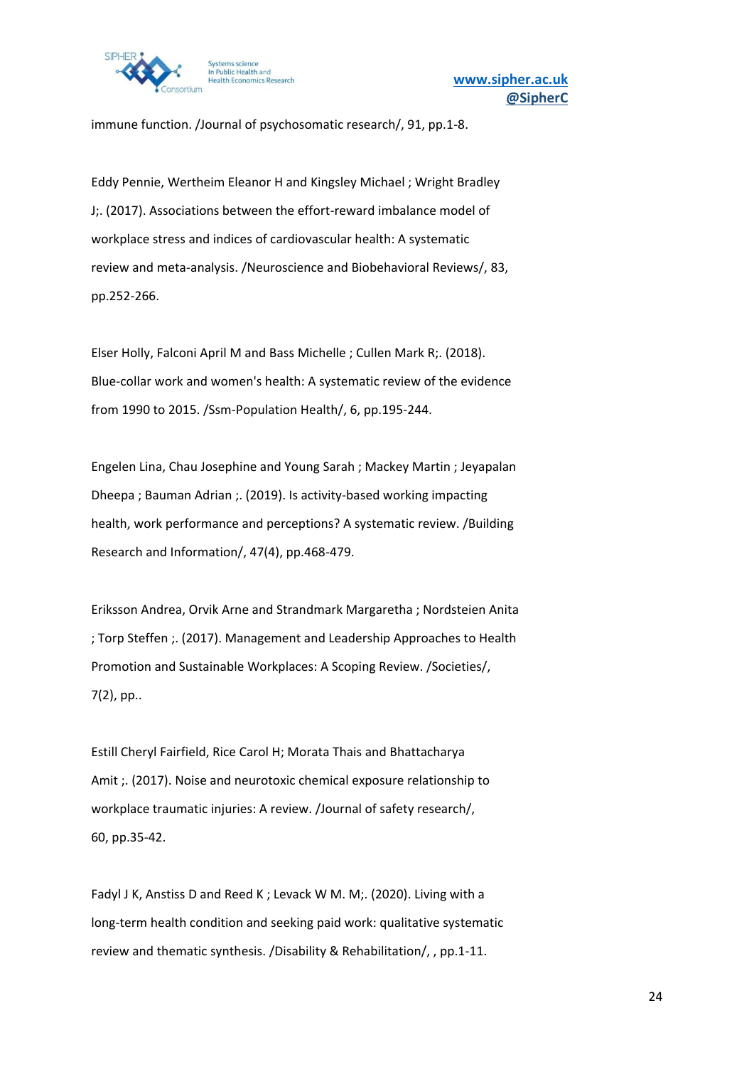immune function. /Journal of psychosomatic research/, 91, pp.1-8.

Eddy Pennie, Wertheim Eleanor H and Kingsley Michael ; Wright Bradley J;. (2017). Associations between the effort-reward imbalance model of workplace stress and indices of cardiovascular health: A systematic review and meta-analysis. /Neuroscience and Biobehavioral Reviews/, 83, pp.252-266.

Elser Holly, Falconi April M and Bass Michelle ; Cullen Mark R;. (2018). Blue-collar work and women's health: A systematic review of the evidence from 1990 to 2015. /Ssm-Population Health/, 6, pp.195-244.

Engelen Lina, Chau Josephine and Young Sarah ; Mackey Martin ; Jeyapalan Dheepa ; Bauman Adrian ;. (2019). Is activity-based working impacting health, work performance and perceptions? A systematic review. /Building Research and Information/, 47(4), pp.468-479.

Eriksson Andrea, Orvik Arne and Strandmark Margaretha ; Nordsteien Anita ; Torp Steffen ;. (2017). Management and Leadership Approaches to Health Promotion and Sustainable Workplaces: A Scoping Review. /Societies/, 7(2), pp..

Estill Cheryl Fairfield, Rice Carol H; Morata Thais and Bhattacharya Amit ;. (2017). Noise and neurotoxic chemical exposure relationship to workplace traumatic injuries: A review. /Journal of safety research/, 60, pp.35-42.

Fadyl J K, Anstiss D and Reed K ; Levack W M. M;. (2020). Living with a long-term health condition and seeking paid work: qualitative systematic review and thematic synthesis. /Disability & Rehabilitation/, , pp.1-11.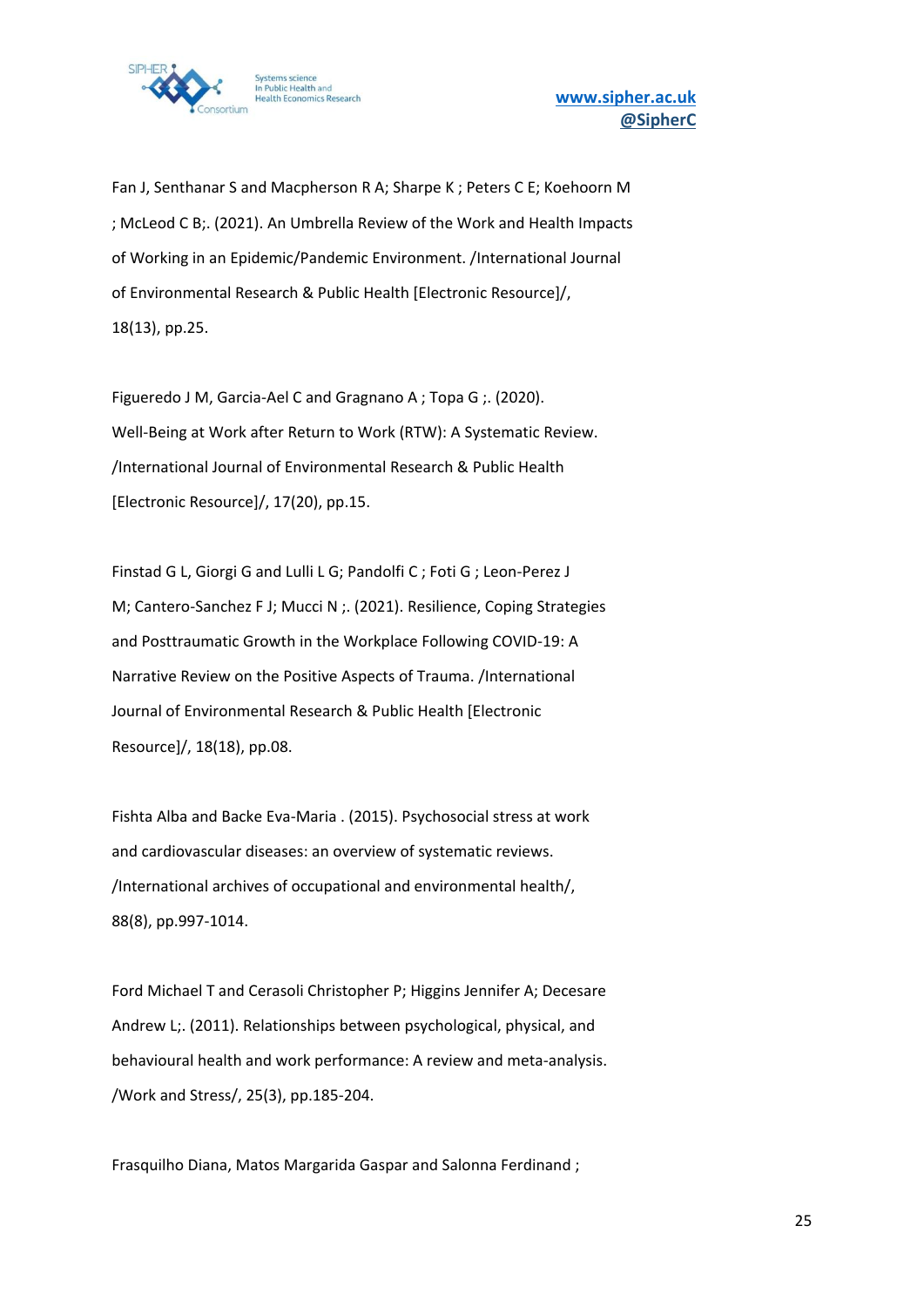Fan J, Senthanar S and Macpherson R A; Sharpe K ; Peters C E; Koehoorn M ; McLeod C B;. (2021). An Umbrella Review of the Work and Health Impacts of Working in an Epidemic/Pandemic Environment. /International Journal of Environmental Research & Public Health [Electronic Resource]/, 18(13), pp.25.

Figueredo J M, Garcia-Ael C and Gragnano A ; Topa G ;. (2020). Well-Being at Work after Return to Work (RTW): A Systematic Review. /International Journal of Environmental Research & Public Health [Electronic Resource]/, 17(20), pp.15.

Finstad G L, Giorgi G and Lulli L G; Pandolfi C ; Foti G ; Leon-Perez J M; Cantero-Sanchez F J; Mucci N ;. (2021). Resilience, Coping Strategies and Posttraumatic Growth in the Workplace Following COVID-19: A Narrative Review on the Positive Aspects of Trauma. /International Journal of Environmental Research & Public Health [Electronic Resource]/, 18(18), pp.08.

Fishta Alba and Backe Eva-Maria . (2015). Psychosocial stress at work and cardiovascular diseases: an overview of systematic reviews. /International archives of occupational and environmental health/, 88(8), pp.997-1014.

Ford Michael T and Cerasoli Christopher P; Higgins Jennifer A; Decesare Andrew L;. (2011). Relationships between psychological, physical, and behavioural health and work performance: A review and meta-analysis. /Work and Stress/, 25(3), pp.185-204.

Frasquilho Diana, Matos Margarida Gaspar and Salonna Ferdinand ;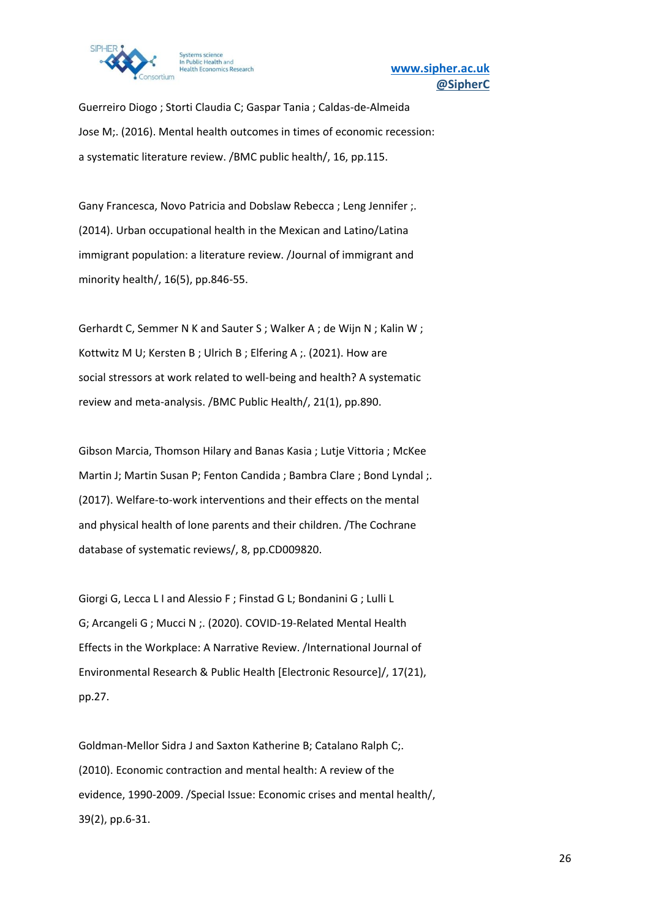Guerreiro Diogo ; Storti Claudia C; Gaspar Tania ; Caldas-de-Almeida Jose M;. (2016). Mental health outcomes in times of economic recession: a systematic literature review. /BMC public health/, 16, pp.115.

Gany Francesca, Novo Patricia and Dobslaw Rebecca ; Leng Jennifer ;. (2014). Urban occupational health in the Mexican and Latino/Latina immigrant population: a literature review. /Journal of immigrant and minority health/, 16(5), pp.846-55.

Gerhardt C, Semmer N K and Sauter S ; Walker A ; de Wijn N ; Kalin W ; Kottwitz M U; Kersten B ; Ulrich B ; Elfering A ;. (2021). How are social stressors at work related to well-being and health? A systematic review and meta-analysis. /BMC Public Health/, 21(1), pp.890.

Gibson Marcia, Thomson Hilary and Banas Kasia ; Lutje Vittoria ; McKee Martin J; Martin Susan P; Fenton Candida ; Bambra Clare ; Bond Lyndal ;. (2017). Welfare-to-work interventions and their effects on the mental and physical health of lone parents and their children. /The Cochrane database of systematic reviews/, 8, pp.CD009820.

Giorgi G, Lecca L I and Alessio F ; Finstad G L; Bondanini G ; Lulli L G; Arcangeli G ; Mucci N ;. (2020). COVID-19-Related Mental Health Effects in the Workplace: A Narrative Review. /International Journal of Environmental Research & Public Health [Electronic Resource]/, 17(21), pp.27.

Goldman-Mellor Sidra J and Saxton Katherine B; Catalano Ralph C;. (2010). Economic contraction and mental health: A review of the evidence, 1990-2009. /Special Issue: Economic crises and mental health/, 39(2), pp.6-31.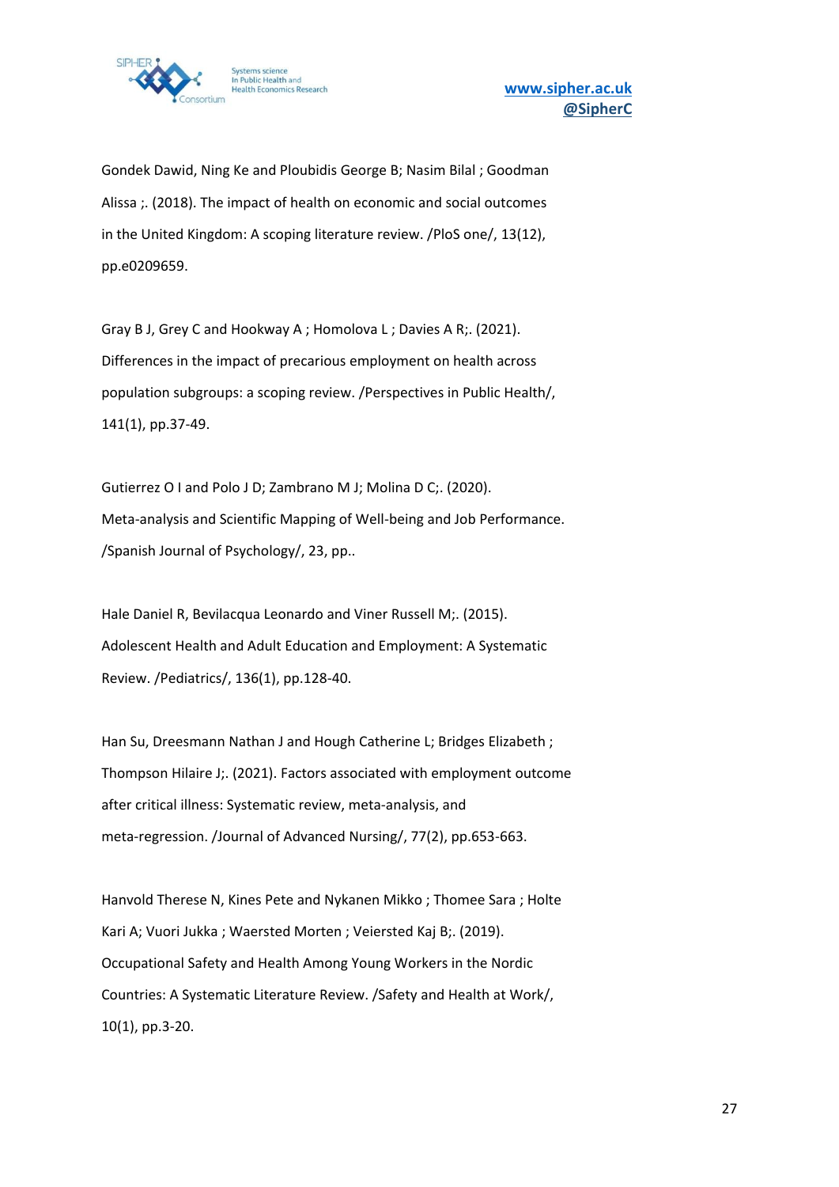Gondek Dawid, Ning Ke and Ploubidis George B; Nasim Bilal ; Goodman Alissa ;. (2018). The impact of health on economic and social outcomes in the United Kingdom: A scoping literature review. /PloS one/, 13(12), pp.e0209659.

Gray B J, Grey C and Hookway A ; Homolova L ; Davies A R;. (2021). Differences in the impact of precarious employment on health across population subgroups: a scoping review. /Perspectives in Public Health/, 141(1), pp.37-49.

Gutierrez O I and Polo J D; Zambrano M J; Molina D C;. (2020). Meta-analysis and Scientific Mapping of Well-being and Job Performance. /Spanish Journal of Psychology/, 23, pp..

Hale Daniel R, Bevilacqua Leonardo and Viner Russell M;. (2015). Adolescent Health and Adult Education and Employment: A Systematic Review. /Pediatrics/, 136(1), pp.128-40.

Han Su, Dreesmann Nathan J and Hough Catherine L; Bridges Elizabeth ; Thompson Hilaire J;. (2021). Factors associated with employment outcome after critical illness: Systematic review, meta-analysis, and meta-regression. /Journal of Advanced Nursing/, 77(2), pp.653-663.

Hanvold Therese N, Kines Pete and Nykanen Mikko ; Thomee Sara ; Holte Kari A; Vuori Jukka ; Waersted Morten ; Veiersted Kaj B;. (2019). Occupational Safety and Health Among Young Workers in the Nordic Countries: A Systematic Literature Review. /Safety and Health at Work/, 10(1), pp.3-20.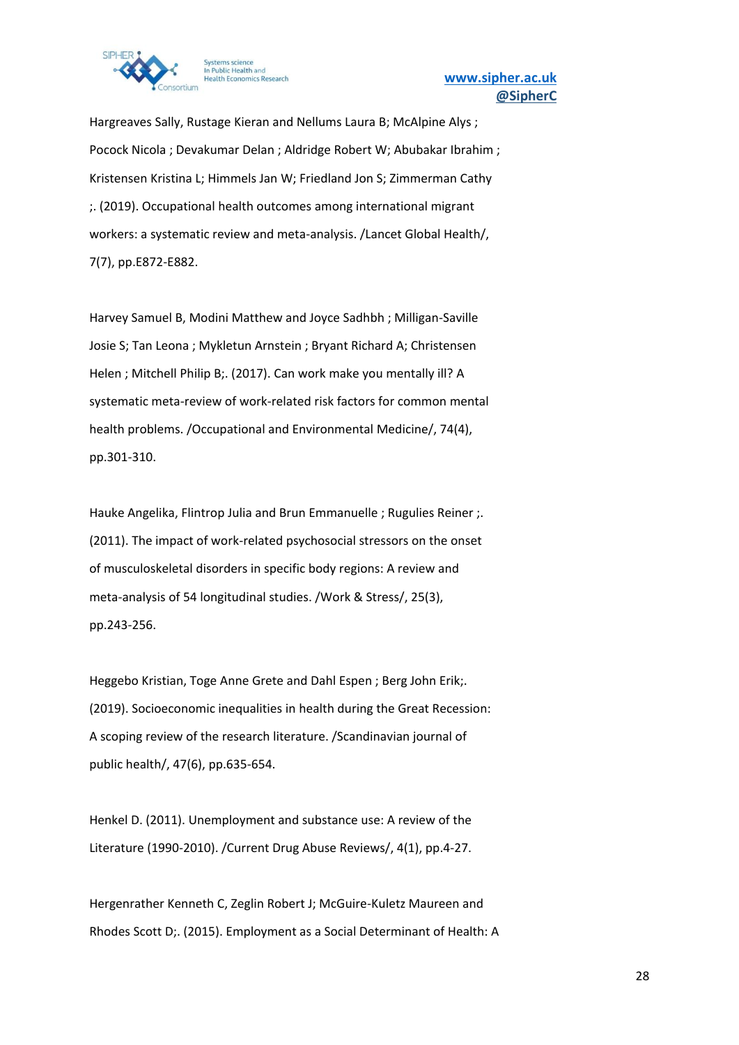Hargreaves Sally, Rustage Kieran and Nellums Laura B; McAlpine Alys ; Pocock Nicola ; Devakumar Delan ; Aldridge Robert W; Abubakar Ibrahim ; Kristensen Kristina L; Himmels Jan W; Friedland Jon S; Zimmerman Cathy ;. (2019). Occupational health outcomes among international migrant workers: a systematic review and meta-analysis. /Lancet Global Health/, 7(7), pp.E872-E882.

Harvey Samuel B, Modini Matthew and Joyce Sadhbh ; Milligan-Saville Josie S; Tan Leona ; Mykletun Arnstein ; Bryant Richard A; Christensen Helen ; Mitchell Philip B;. (2017). Can work make you mentally ill? A systematic meta-review of work-related risk factors for common mental health problems. /Occupational and Environmental Medicine/, 74(4), pp.301-310.

Hauke Angelika, Flintrop Julia and Brun Emmanuelle ; Rugulies Reiner ;. (2011). The impact of work-related psychosocial stressors on the onset of musculoskeletal disorders in specific body regions: A review and meta-analysis of 54 longitudinal studies. /Work & Stress/, 25(3), pp.243-256.

Heggebo Kristian, Toge Anne Grete and Dahl Espen ; Berg John Erik;. (2019). Socioeconomic inequalities in health during the Great Recession: A scoping review of the research literature. /Scandinavian journal of public health/, 47(6), pp.635-654.

Henkel D. (2011). Unemployment and substance use: A review of the Literature (1990-2010). /Current Drug Abuse Reviews/, 4(1), pp.4-27.

Hergenrather Kenneth C, Zeglin Robert J; McGuire-Kuletz Maureen and Rhodes Scott D;. (2015). Employment as a Social Determinant of Health: A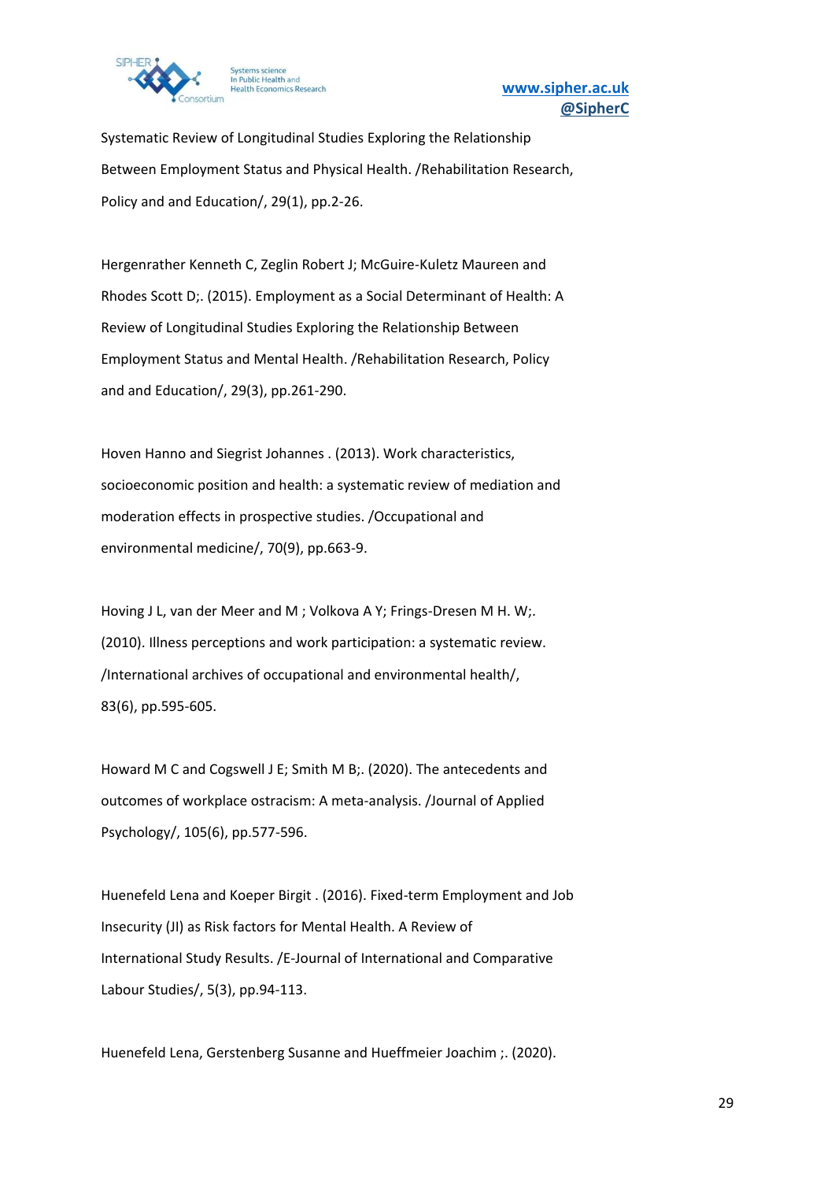Systematic Review of Longitudinal Studies Exploring the Relationship Between Employment Status and Physical Health. /Rehabilitation Research, Policy and and Education/, 29(1), pp.2-26.

Hergenrather Kenneth C, Zeglin Robert J; McGuire-Kuletz Maureen and Rhodes Scott D;. (2015). Employment as a Social Determinant of Health: A Review of Longitudinal Studies Exploring the Relationship Between Employment Status and Mental Health. /Rehabilitation Research, Policy and and Education/, 29(3), pp.261-290.

Hoven Hanno and Siegrist Johannes . (2013). Work characteristics, socioeconomic position and health: a systematic review of mediation and moderation effects in prospective studies. /Occupational and environmental medicine/, 70(9), pp.663-9.

Hoving J L, van der Meer and M ; Volkova A Y; Frings-Dresen M H. W;. (2010). Illness perceptions and work participation: a systematic review. /International archives of occupational and environmental health/, 83(6), pp.595-605.

Howard M C and Cogswell J E; Smith M B;. (2020). The antecedents and outcomes of workplace ostracism: A meta-analysis. /Journal of Applied Psychology/, 105(6), pp.577-596.

Huenefeld Lena and Koeper Birgit . (2016). Fixed-term Employment and Job Insecurity (JI) as Risk factors for Mental Health. A Review of International Study Results. /E-Journal of International and Comparative Labour Studies/, 5(3), pp.94-113.

Huenefeld Lena, Gerstenberg Susanne and Hueffmeier Joachim ;. (2020).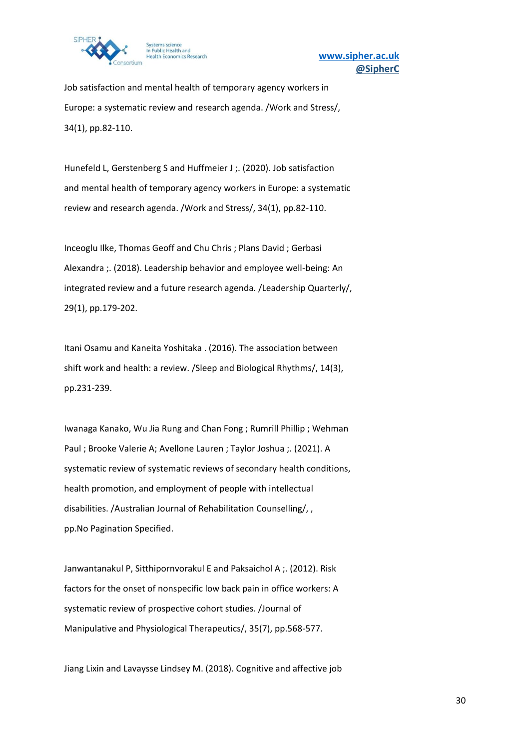Job satisfaction and mental health of temporary agency workers in Europe: a systematic review and research agenda. /Work and Stress/, 34(1), pp.82-110.

Hunefeld L, Gerstenberg S and Huffmeier J ;. (2020). Job satisfaction and mental health of temporary agency workers in Europe: a systematic review and research agenda. /Work and Stress/, 34(1), pp.82-110.

Inceoglu Ilke, Thomas Geoff and Chu Chris ; Plans David ; Gerbasi Alexandra ;. (2018). Leadership behavior and employee well-being: An integrated review and a future research agenda. /Leadership Quarterly/, 29(1), pp.179-202.

Itani Osamu and Kaneita Yoshitaka . (2016). The association between shift work and health: a review. /Sleep and Biological Rhythms/, 14(3), pp.231-239.

Iwanaga Kanako, Wu Jia Rung and Chan Fong ; Rumrill Phillip ; Wehman Paul ; Brooke Valerie A; Avellone Lauren ; Taylor Joshua ;. (2021). A systematic review of systematic reviews of secondary health conditions, health promotion, and employment of people with intellectual disabilities. /Australian Journal of Rehabilitation Counselling/, , pp.No Pagination Specified.

Janwantanakul P, Sitthipornvorakul E and Paksaichol A ;. (2012). Risk factors for the onset of nonspecific low back pain in office workers: A systematic review of prospective cohort studies. /Journal of Manipulative and Physiological Therapeutics/, 35(7), pp.568-577.

Jiang Lixin and Lavaysse Lindsey M. (2018). Cognitive and affective job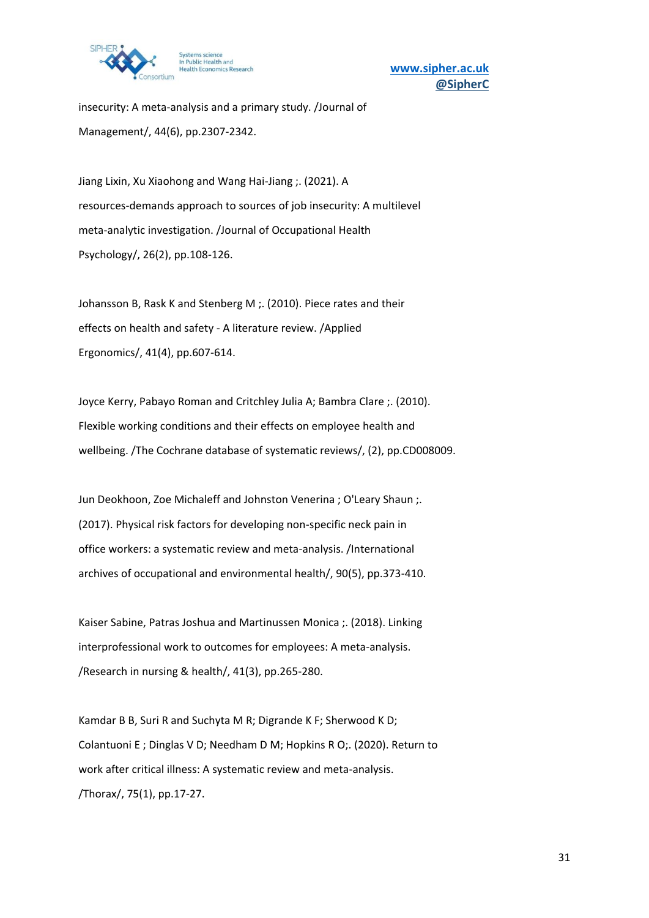insecurity: A meta-analysis and a primary study. /Journal of Management/, 44(6), pp.2307-2342.

Jiang Lixin, Xu Xiaohong and Wang Hai-Jiang ;. (2021). A resources-demands approach to sources of job insecurity: A multilevel meta-analytic investigation. /Journal of Occupational Health Psychology/, 26(2), pp.108-126.

Johansson B, Rask K and Stenberg M ;. (2010). Piece rates and their effects on health and safety - A literature review. /Applied Ergonomics/, 41(4), pp.607-614.

Joyce Kerry, Pabayo Roman and Critchley Julia A; Bambra Clare ;. (2010). Flexible working conditions and their effects on employee health and wellbeing. /The Cochrane database of systematic reviews/, (2), pp.CD008009.

Jun Deokhoon, Zoe Michaleff and Johnston Venerina ; O'Leary Shaun ;. (2017). Physical risk factors for developing non-specific neck pain in office workers: a systematic review and meta-analysis. /International archives of occupational and environmental health/, 90(5), pp.373-410.

Kaiser Sabine, Patras Joshua and Martinussen Monica ;. (2018). Linking interprofessional work to outcomes for employees: A meta-analysis. /Research in nursing & health/, 41(3), pp.265-280.

Kamdar B B, Suri R and Suchyta M R; Digrande K F; Sherwood K D; Colantuoni E ; Dinglas V D; Needham D M; Hopkins R O;. (2020). Return to work after critical illness: A systematic review and meta-analysis. /Thorax/, 75(1), pp.17-27.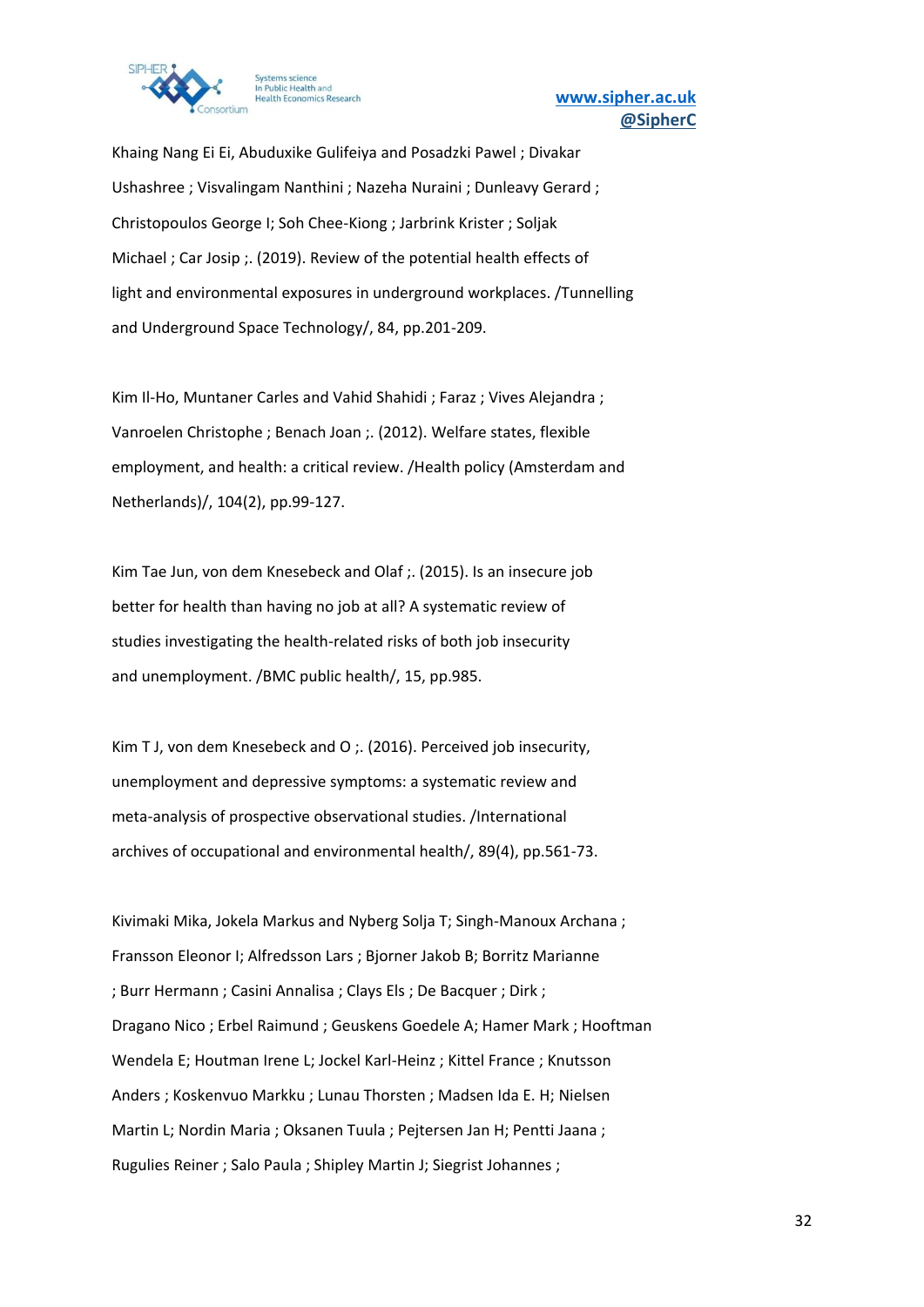Khaing Nang Ei Ei, Abuduxike Gulifeiya and Posadzki Pawel ; Divakar Ushashree ; Visvalingam Nanthini ; Nazeha Nuraini ; Dunleavy Gerard ; Christopoulos George I; Soh Chee-Kiong ; Jarbrink Krister ; Soljak Michael ; Car Josip ;. (2019). Review of the potential health effects of light and environmental exposures in underground workplaces. /Tunnelling and Underground Space Technology/, 84, pp.201-209.

Kim Il-Ho, Muntaner Carles and Vahid Shahidi ; Faraz ; Vives Alejandra ; Vanroelen Christophe ; Benach Joan ;. (2012). Welfare states, flexible employment, and health: a critical review. /Health policy (Amsterdam and Netherlands)/, 104(2), pp.99-127.

Kim Tae Jun, von dem Knesebeck and Olaf ;. (2015). Is an insecure job better for health than having no job at all? A systematic review of studies investigating the health-related risks of both job insecurity and unemployment. /BMC public health/, 15, pp.985.

Kim T J, von dem Knesebeck and O ;. (2016). Perceived job insecurity, unemployment and depressive symptoms: a systematic review and meta-analysis of prospective observational studies. /International archives of occupational and environmental health/, 89(4), pp.561-73.

Kivimaki Mika, Jokela Markus and Nyberg Solja T; Singh-Manoux Archana ; Fransson Eleonor I; Alfredsson Lars ; Bjorner Jakob B; Borritz Marianne ; Burr Hermann ; Casini Annalisa ; Clays Els ; De Bacquer ; Dirk ; Dragano Nico ; Erbel Raimund ; Geuskens Goedele A; Hamer Mark ; Hooftman Wendela E; Houtman Irene L; Jockel Karl-Heinz ; Kittel France ; Knutsson Anders ; Koskenvuo Markku ; Lunau Thorsten ; Madsen Ida E. H; Nielsen Martin L; Nordin Maria ; Oksanen Tuula ; Pejtersen Jan H; Pentti Jaana ; Rugulies Reiner ; Salo Paula ; Shipley Martin J; Siegrist Johannes ;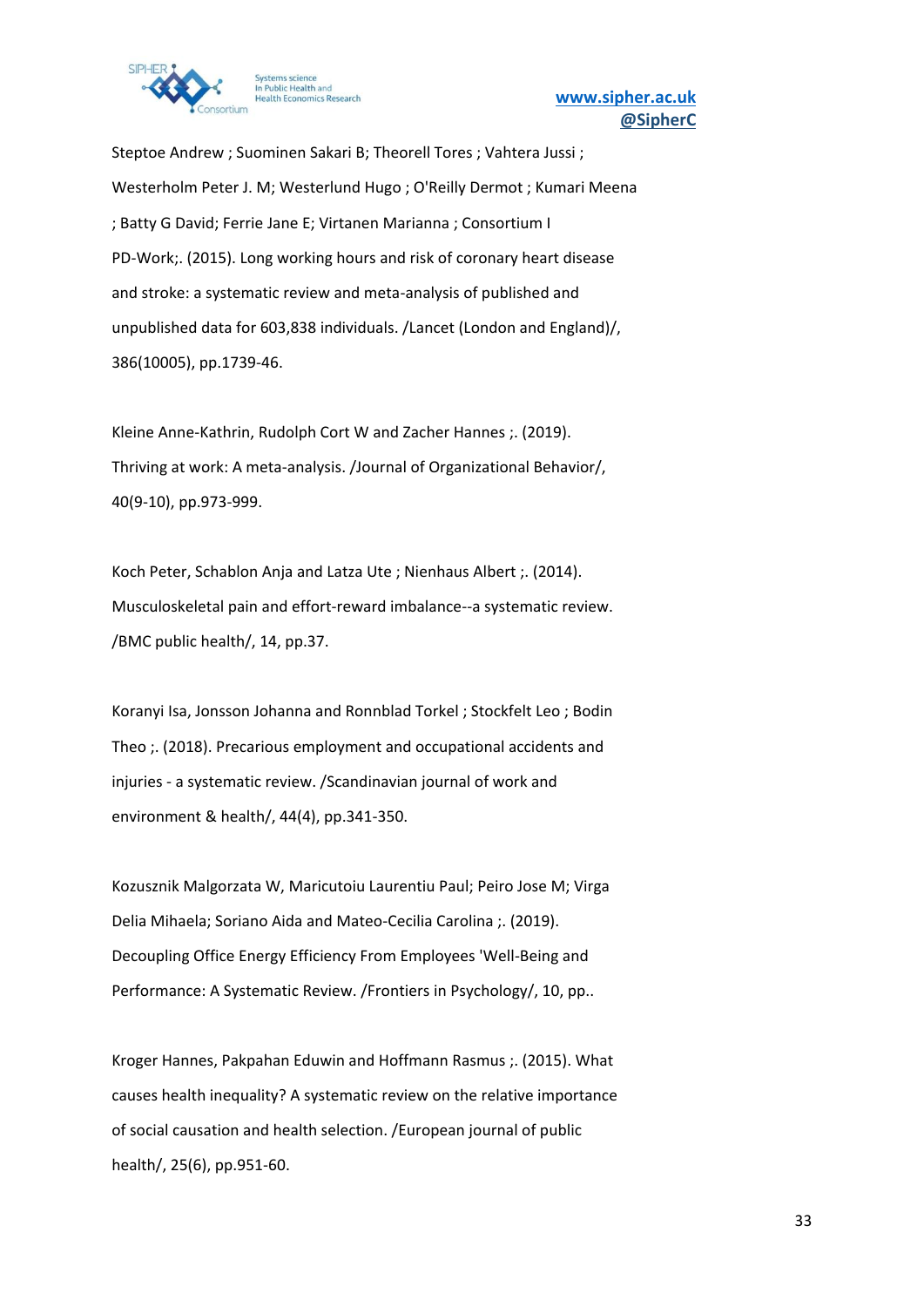Steptoe Andrew ; Suominen Sakari B; Theorell Tores ; Vahtera Jussi ; Westerholm Peter J. M; Westerlund Hugo ; O'Reilly Dermot ; Kumari Meena ; Batty G David; Ferrie Jane E; Virtanen Marianna ; Consortium I PD-Work;. (2015). Long working hours and risk of coronary heart disease and stroke: a systematic review and meta-analysis of published and unpublished data for 603,838 individuals. /Lancet (London and England)/, 386(10005), pp.1739-46.

Kleine Anne-Kathrin, Rudolph Cort W and Zacher Hannes ;. (2019). Thriving at work: A meta-analysis. /Journal of Organizational Behavior/, 40(9-10), pp.973-999.

Koch Peter, Schablon Anja and Latza Ute ; Nienhaus Albert ;. (2014). Musculoskeletal pain and effort-reward imbalance--a systematic review. /BMC public health/, 14, pp.37.

Koranyi Isa, Jonsson Johanna and Ronnblad Torkel ; Stockfelt Leo ; Bodin Theo ;. (2018). Precarious employment and occupational accidents and injuries - a systematic review. /Scandinavian journal of work and environment & health/, 44(4), pp.341-350.

Kozusznik Malgorzata W, Maricutoiu Laurentiu Paul; Peiro Jose M; Virga Delia Mihaela; Soriano Aida and Mateo-Cecilia Carolina ;. (2019). Decoupling Office Energy Efficiency From Employees 'Well-Being and Performance: A Systematic Review. /Frontiers in Psychology/, 10, pp..

Kroger Hannes, Pakpahan Eduwin and Hoffmann Rasmus ;. (2015). What causes health inequality? A systematic review on the relative importance of social causation and health selection. /European journal of public health/, 25(6), pp.951-60.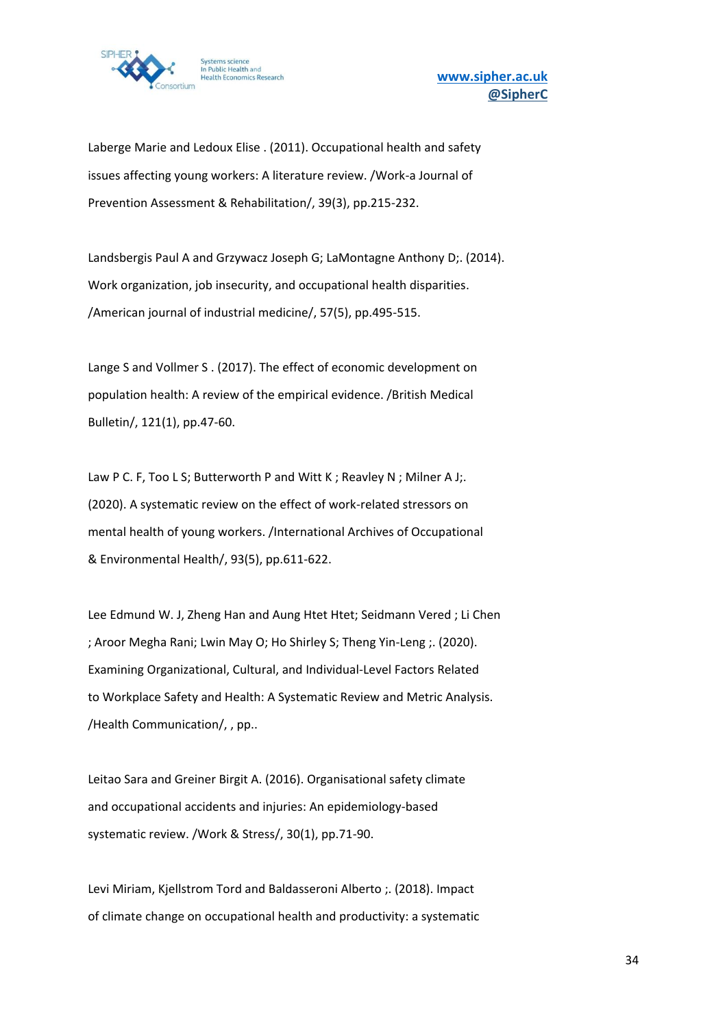Laberge Marie and Ledoux Elise . (2011). Occupational health and safety issues affecting young workers: A literature review. /Work-a Journal of Prevention Assessment & Rehabilitation/, 39(3), pp.215-232.

Landsbergis Paul A and Grzywacz Joseph G; LaMontagne Anthony D;. (2014). Work organization, job insecurity, and occupational health disparities. /American journal of industrial medicine/, 57(5), pp.495-515.

Lange S and Vollmer S . (2017). The effect of economic development on population health: A review of the empirical evidence. /British Medical Bulletin/, 121(1), pp.47-60.

Law P C. F, Too L S; Butterworth P and Witt K ; Reavley N ; Milner A J;. (2020). A systematic review on the effect of work-related stressors on mental health of young workers. /International Archives of Occupational & Environmental Health/, 93(5), pp.611-622.

Lee Edmund W. J, Zheng Han and Aung Htet Htet; Seidmann Vered ; Li Chen ; Aroor Megha Rani; Lwin May O; Ho Shirley S; Theng Yin-Leng ;. (2020). Examining Organizational, Cultural, and Individual-Level Factors Related to Workplace Safety and Health: A Systematic Review and Metric Analysis. /Health Communication/, , pp..

Leitao Sara and Greiner Birgit A. (2016). Organisational safety climate and occupational accidents and injuries: An epidemiology-based systematic review. /Work & Stress/, 30(1), pp.71-90.

Levi Miriam, Kjellstrom Tord and Baldasseroni Alberto ;. (2018). Impact of climate change on occupational health and productivity: a systematic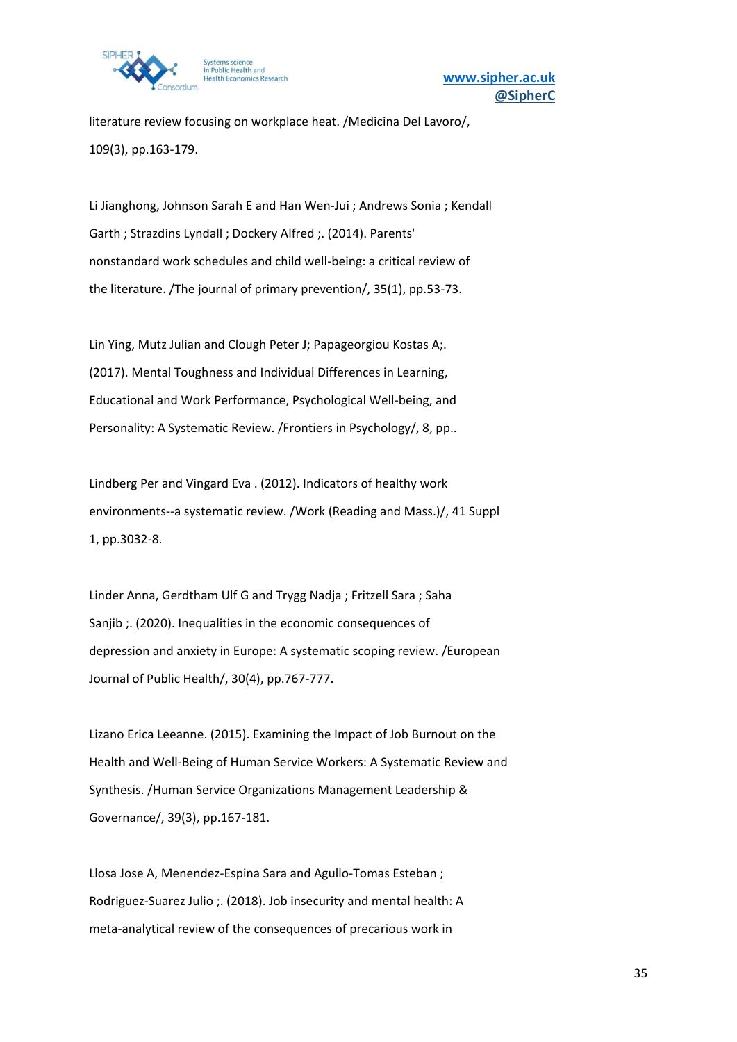literature review focusing on workplace heat. /Medicina Del Lavoro/, 109(3), pp.163-179.

Li Jianghong, Johnson Sarah E and Han Wen-Jui ; Andrews Sonia ; Kendall Garth ; Strazdins Lyndall ; Dockery Alfred ;. (2014). Parents' nonstandard work schedules and child well-being: a critical review of the literature. /The journal of primary prevention/, 35(1), pp.53-73.

Lin Ying, Mutz Julian and Clough Peter J; Papageorgiou Kostas A;. (2017). Mental Toughness and Individual Differences in Learning, Educational and Work Performance, Psychological Well-being, and Personality: A Systematic Review. /Frontiers in Psychology/, 8, pp..

Lindberg Per and Vingard Eva . (2012). Indicators of healthy work environments--a systematic review. /Work (Reading and Mass.)/, 41 Suppl 1, pp.3032-8.

Linder Anna, Gerdtham Ulf G and Trygg Nadja ; Fritzell Sara ; Saha Sanjib ;. (2020). Inequalities in the economic consequences of depression and anxiety in Europe: A systematic scoping review. /European Journal of Public Health/, 30(4), pp.767-777.

Lizano Erica Leeanne. (2015). Examining the Impact of Job Burnout on the Health and Well-Being of Human Service Workers: A Systematic Review and Synthesis. /Human Service Organizations Management Leadership & Governance/, 39(3), pp.167-181.

Llosa Jose A, Menendez-Espina Sara and Agullo-Tomas Esteban ; Rodriguez-Suarez Julio ;. (2018). Job insecurity and mental health: A meta-analytical review of the consequences of precarious work in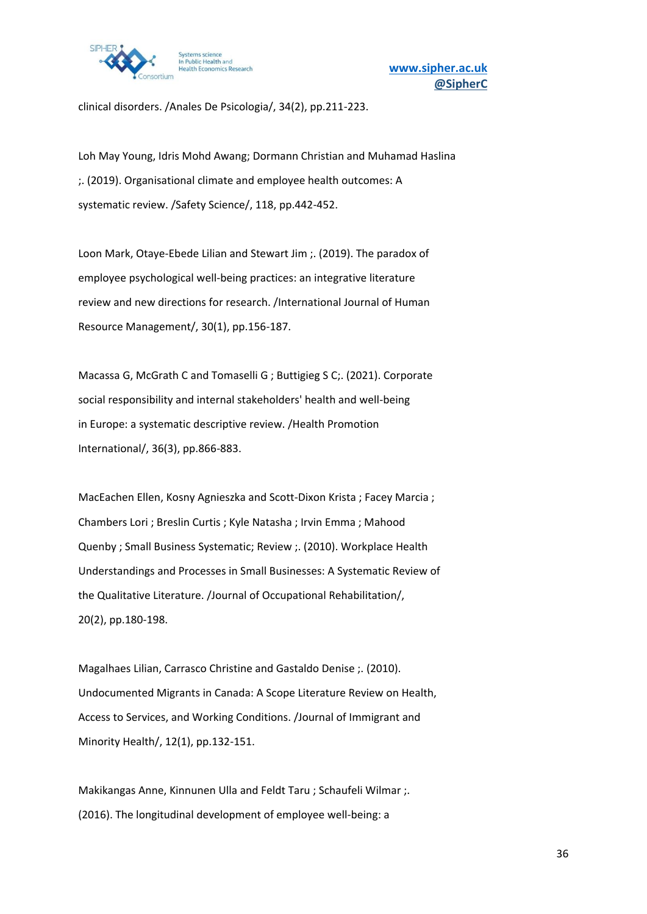clinical disorders. /Anales De Psicologia/, 34(2), pp.211-223.

Loh May Young, Idris Mohd Awang; Dormann Christian and Muhamad Haslina ;. (2019). Organisational climate and employee health outcomes: A systematic review. /Safety Science/, 118, pp.442-452.

Loon Mark, Otaye-Ebede Lilian and Stewart Jim ;. (2019). The paradox of employee psychological well-being practices: an integrative literature review and new directions for research. /International Journal of Human Resource Management/, 30(1), pp.156-187.

Macassa G, McGrath C and Tomaselli G ; Buttigieg S C;. (2021). Corporate social responsibility and internal stakeholders' health and well-being in Europe: a systematic descriptive review. /Health Promotion International/, 36(3), pp.866-883.

MacEachen Ellen, Kosny Agnieszka and Scott-Dixon Krista ; Facey Marcia ; Chambers Lori ; Breslin Curtis ; Kyle Natasha ; Irvin Emma ; Mahood Quenby ; Small Business Systematic; Review ;. (2010). Workplace Health Understandings and Processes in Small Businesses: A Systematic Review of the Qualitative Literature. /Journal of Occupational Rehabilitation/, 20(2), pp.180-198.

Magalhaes Lilian, Carrasco Christine and Gastaldo Denise ;. (2010). Undocumented Migrants in Canada: A Scope Literature Review on Health, Access to Services, and Working Conditions. /Journal of Immigrant and Minority Health/, 12(1), pp.132-151.

Makikangas Anne, Kinnunen Ulla and Feldt Taru ; Schaufeli Wilmar ;. (2016). The longitudinal development of employee well-being: a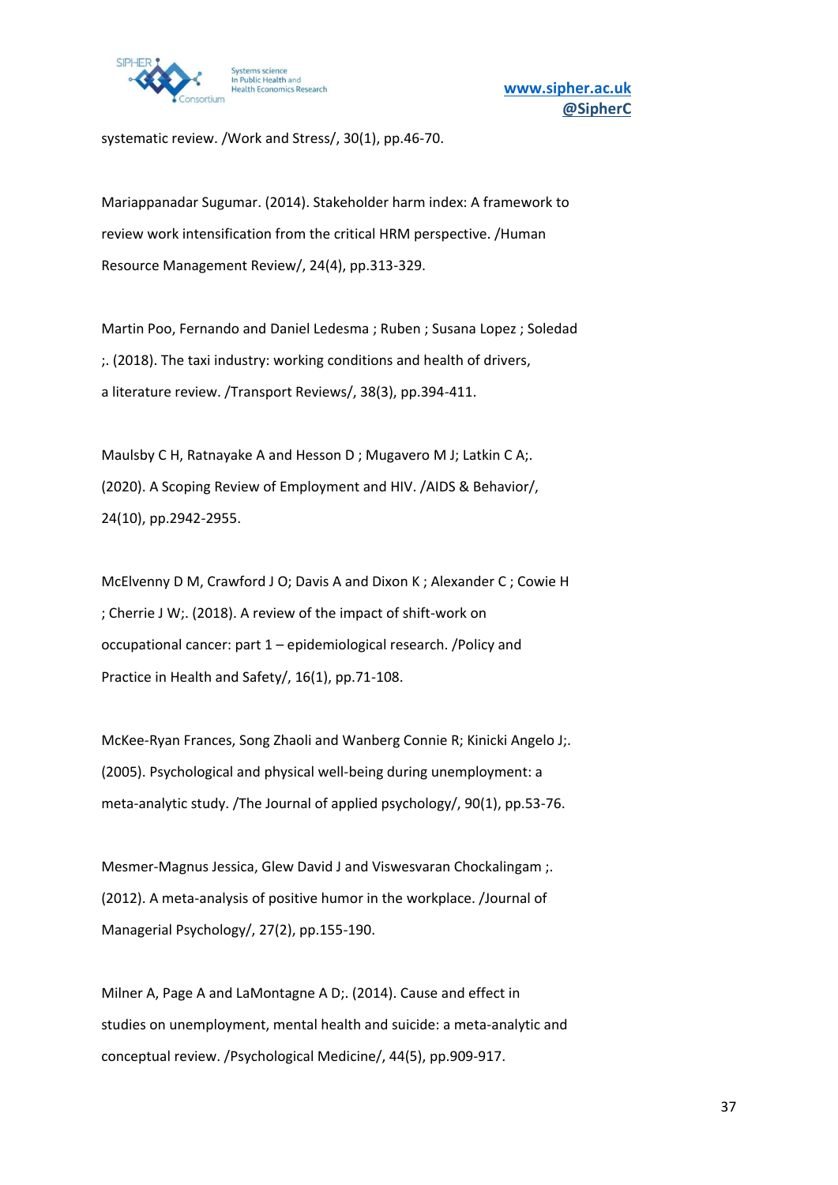systematic review. /Work and Stress/, 30(1), pp.46-70.

Mariappanadar Sugumar. (2014). Stakeholder harm index: A framework to review work intensification from the critical HRM perspective. /Human Resource Management Review/, 24(4), pp.313-329.

Martin Poo, Fernando and Daniel Ledesma ; Ruben ; Susana Lopez ; Soledad ;. (2018). The taxi industry: working conditions and health of drivers, a literature review. /Transport Reviews/, 38(3), pp.394-411.

Maulsby C H, Ratnayake A and Hesson D ; Mugavero M J; Latkin C A;. (2020). A Scoping Review of Employment and HIV. /AIDS & Behavior/, 24(10), pp.2942-2955.

McElvenny D M, Crawford J O; Davis A and Dixon K ; Alexander C ; Cowie H ; Cherrie J W;. (2018). A review of the impact of shift-work on occupational cancer: part 1 – epidemiological research. /Policy and Practice in Health and Safety/, 16(1), pp.71-108.

McKee-Ryan Frances, Song Zhaoli and Wanberg Connie R; Kinicki Angelo J;. (2005). Psychological and physical well-being during unemployment: a meta-analytic study. /The Journal of applied psychology/, 90(1), pp.53-76.

Mesmer-Magnus Jessica, Glew David J and Viswesvaran Chockalingam ;. (2012). A meta-analysis of positive humor in the workplace. /Journal of Managerial Psychology/, 27(2), pp.155-190.

Milner A, Page A and LaMontagne A D;. (2014). Cause and effect in studies on unemployment, mental health and suicide: a meta-analytic and conceptual review. /Psychological Medicine/, 44(5), pp.909-917.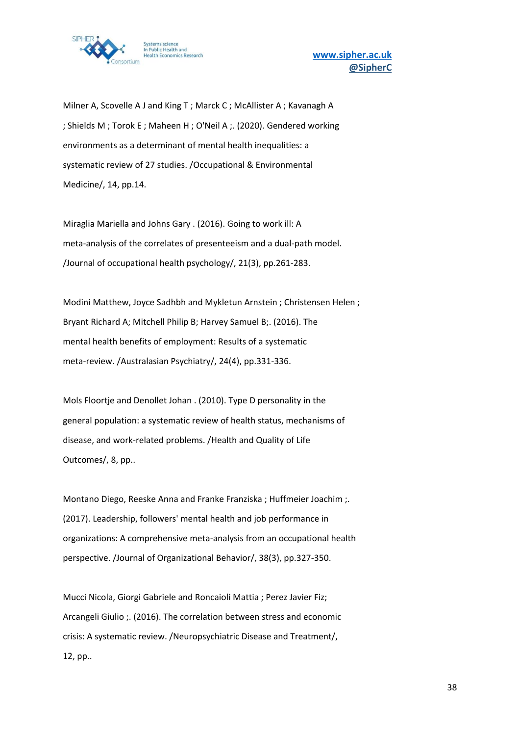Milner A, Scovelle A J and King T ; Marck C ; McAllister A ; Kavanagh A ; Shields M ; Torok E ; Maheen H ; O'Neil A ;. (2020). Gendered working environments as a determinant of mental health inequalities: a systematic review of 27 studies. /Occupational & Environmental Medicine/, 14, pp.14.

Miraglia Mariella and Johns Gary . (2016). Going to work ill: A meta-analysis of the correlates of presenteeism and a dual-path model. /Journal of occupational health psychology/, 21(3), pp.261-283.

Modini Matthew, Joyce Sadhbh and Mykletun Arnstein ; Christensen Helen ; Bryant Richard A; Mitchell Philip B; Harvey Samuel B;. (2016). The mental health benefits of employment: Results of a systematic meta-review. /Australasian Psychiatry/, 24(4), pp.331-336.

Mols Floortje and Denollet Johan . (2010). Type D personality in the general population: a systematic review of health status, mechanisms of disease, and work-related problems. /Health and Quality of Life Outcomes/, 8, pp..

Montano Diego, Reeske Anna and Franke Franziska ; Huffmeier Joachim ;. (2017). Leadership, followers' mental health and job performance in organizations: A comprehensive meta-analysis from an occupational health perspective. /Journal of Organizational Behavior/, 38(3), pp.327-350.

Mucci Nicola, Giorgi Gabriele and Roncaioli Mattia ; Perez Javier Fiz; Arcangeli Giulio ;. (2016). The correlation between stress and economic crisis: A systematic review. /Neuropsychiatric Disease and Treatment/, 12, pp..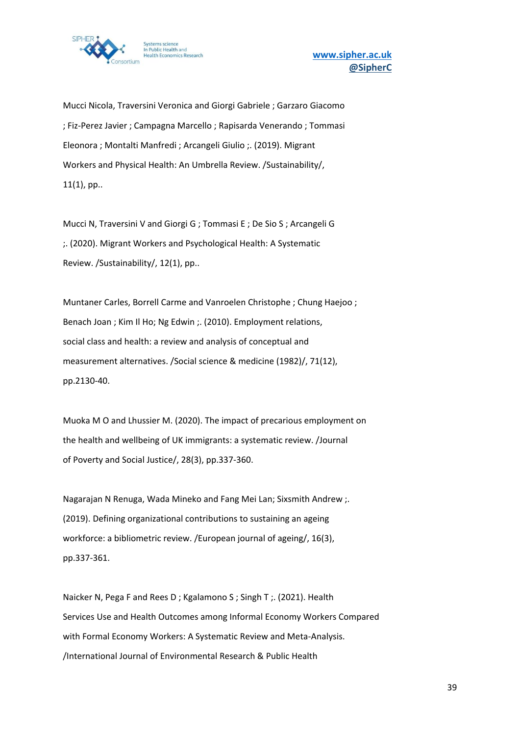Mucci Nicola, Traversini Veronica and Giorgi Gabriele ; Garzaro Giacomo ; Fiz-Perez Javier ; Campagna Marcello ; Rapisarda Venerando ; Tommasi Eleonora ; Montalti Manfredi ; Arcangeli Giulio ;. (2019). Migrant Workers and Physical Health: An Umbrella Review. /Sustainability/, 11(1), pp..

Mucci N, Traversini V and Giorgi G ; Tommasi E ; De Sio S ; Arcangeli G ;. (2020). Migrant Workers and Psychological Health: A Systematic Review. /Sustainability/, 12(1), pp..

Muntaner Carles, Borrell Carme and Vanroelen Christophe ; Chung Haejoo ; Benach Joan ; Kim Il Ho; Ng Edwin ;. (2010). Employment relations, social class and health: a review and analysis of conceptual and measurement alternatives. /Social science & medicine (1982)/, 71(12), pp.2130-40.

Muoka M O and Lhussier M. (2020). The impact of precarious employment on the health and wellbeing of UK immigrants: a systematic review. /Journal of Poverty and Social Justice/, 28(3), pp.337-360.

Nagarajan N Renuga, Wada Mineko and Fang Mei Lan; Sixsmith Andrew ;. (2019). Defining organizational contributions to sustaining an ageing workforce: a bibliometric review. /European journal of ageing/, 16(3), pp.337-361.

Naicker N, Pega F and Rees D ; Kgalamono S ; Singh T ;. (2021). Health Services Use and Health Outcomes among Informal Economy Workers Compared with Formal Economy Workers: A Systematic Review and Meta-Analysis. /International Journal of Environmental Research & Public Health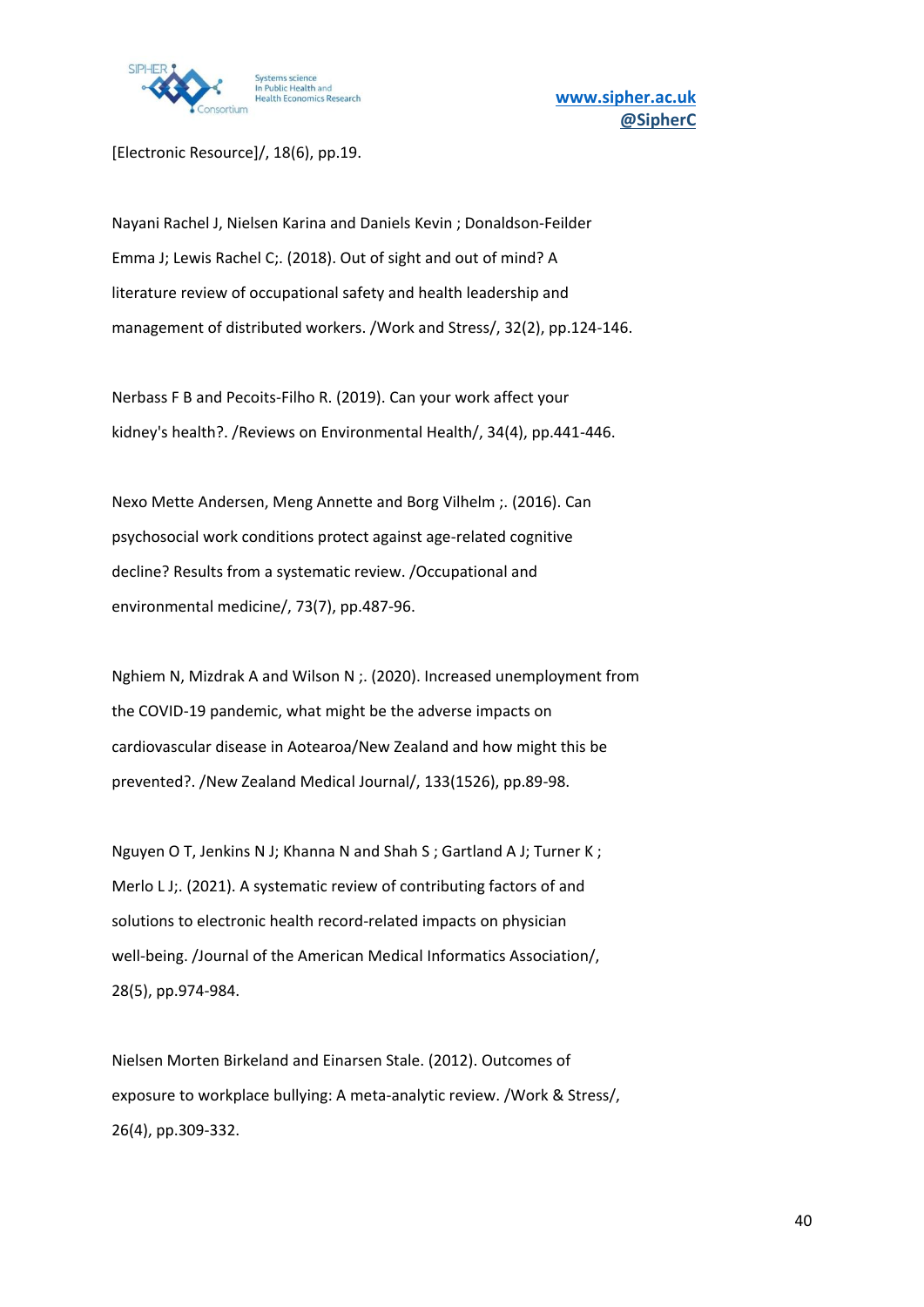[Electronic Resource]/, 18(6), pp.19.

Nayani Rachel J, Nielsen Karina and Daniels Kevin ; Donaldson-Feilder Emma J; Lewis Rachel C;. (2018). Out of sight and out of mind? A literature review of occupational safety and health leadership and management of distributed workers. /Work and Stress/, 32(2), pp.124-146.

Nerbass F B and Pecoits-Filho R. (2019). Can your work affect your kidney's health?. /Reviews on Environmental Health/, 34(4), pp.441-446.

Nexo Mette Andersen, Meng Annette and Borg Vilhelm ;. (2016). Can psychosocial work conditions protect against age-related cognitive decline? Results from a systematic review. /Occupational and environmental medicine/, 73(7), pp.487-96.

Nghiem N, Mizdrak A and Wilson N ;. (2020). Increased unemployment from the COVID-19 pandemic, what might be the adverse impacts on cardiovascular disease in Aotearoa/New Zealand and how might this be prevented?. /New Zealand Medical Journal/, 133(1526), pp.89-98.

Nguyen O T, Jenkins N J; Khanna N and Shah S ; Gartland A J; Turner K ; Merlo L J;. (2021). A systematic review of contributing factors of and solutions to electronic health record-related impacts on physician well-being. /Journal of the American Medical Informatics Association/, 28(5), pp.974-984.

Nielsen Morten Birkeland and Einarsen Stale. (2012). Outcomes of exposure to workplace bullying: A meta-analytic review. /Work & Stress/, 26(4), pp.309-332.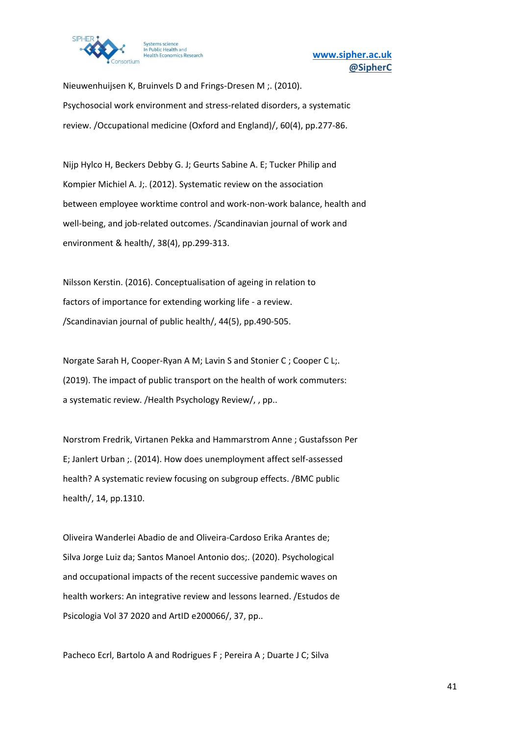Nieuwenhuijsen K, Bruinvels D and Frings-Dresen M ;. (2010). Psychosocial work environment and stress-related disorders, a systematic review. /Occupational medicine (Oxford and England)/, 60(4), pp.277-86.

Nijp Hylco H, Beckers Debby G. J; Geurts Sabine A. E; Tucker Philip and Kompier Michiel A. J;. (2012). Systematic review on the association between employee worktime control and work-non-work balance, health and well-being, and job-related outcomes. /Scandinavian journal of work and environment & health/, 38(4), pp.299-313.

Nilsson Kerstin. (2016). Conceptualisation of ageing in relation to factors of importance for extending working life - a review. /Scandinavian journal of public health/, 44(5), pp.490-505.

Norgate Sarah H, Cooper-Ryan A M; Lavin S and Stonier C ; Cooper C L;. (2019). The impact of public transport on the health of work commuters: a systematic review. /Health Psychology Review/, , pp..

Norstrom Fredrik, Virtanen Pekka and Hammarstrom Anne ; Gustafsson Per E; Janlert Urban ;. (2014). How does unemployment affect self-assessed health? A systematic review focusing on subgroup effects. /BMC public health/, 14, pp.1310.

Oliveira Wanderlei Abadio de and Oliveira-Cardoso Erika Arantes de; Silva Jorge Luiz da; Santos Manoel Antonio dos;. (2020). Psychological and occupational impacts of the recent successive pandemic waves on health workers: An integrative review and lessons learned. /Estudos de Psicologia Vol 37 2020 and ArtID e200066/, 37, pp..

Pacheco Ecrl, Bartolo A and Rodrigues F ; Pereira A ; Duarte J C; Silva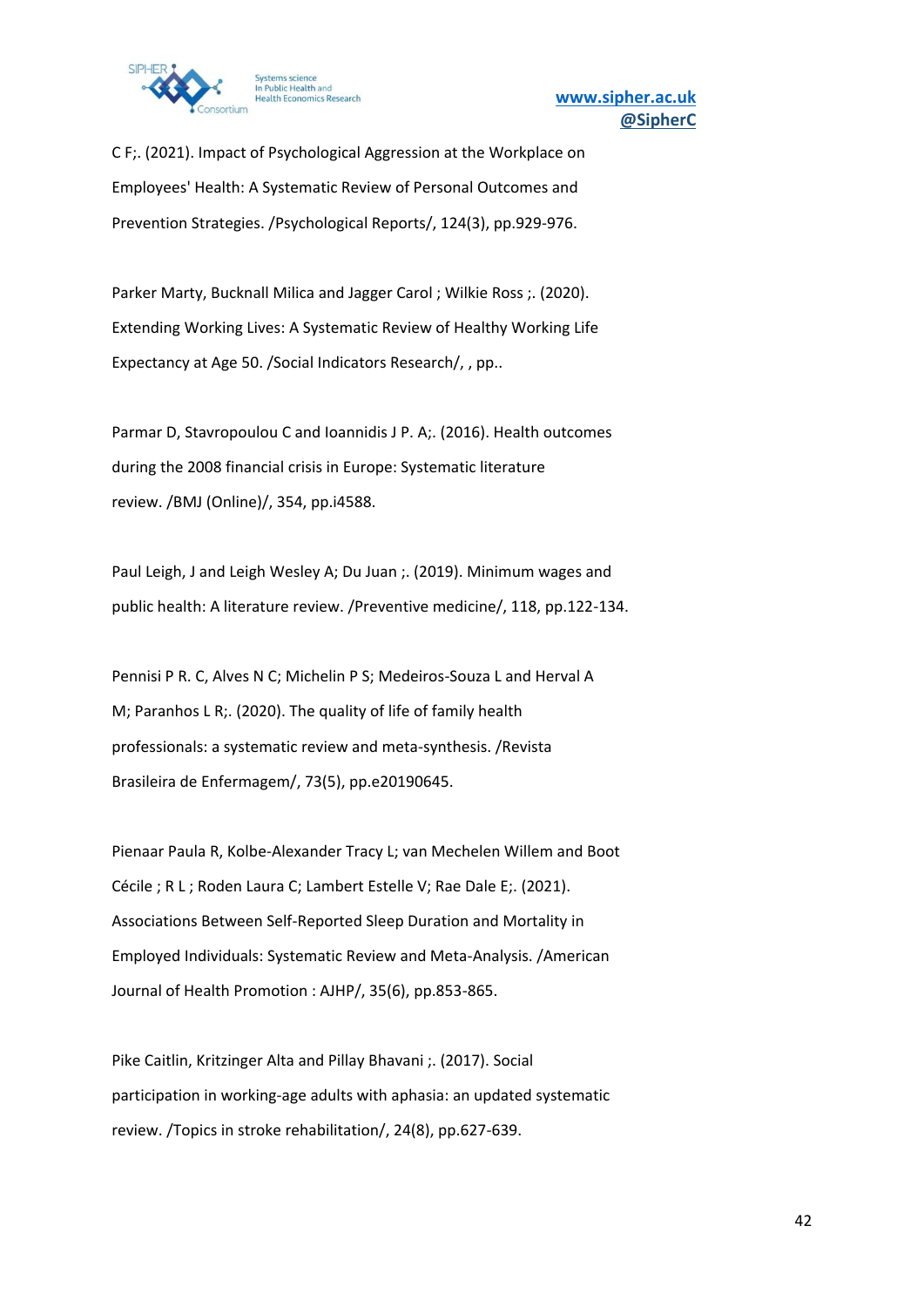C F;. (2021). Impact of Psychological Aggression at the Workplace on Employees' Health: A Systematic Review of Personal Outcomes and Prevention Strategies. /Psychological Reports/, 124(3), pp.929-976.

Parker Marty, Bucknall Milica and Jagger Carol ; Wilkie Ross ;. (2020). Extending Working Lives: A Systematic Review of Healthy Working Life Expectancy at Age 50. /Social Indicators Research/, , pp..

Parmar D, Stavropoulou C and Ioannidis J P. A;. (2016). Health outcomes during the 2008 financial crisis in Europe: Systematic literature review. /BMJ (Online)/, 354, pp.i4588.

Paul Leigh, J and Leigh Wesley A; Du Juan ;. (2019). Minimum wages and public health: A literature review. /Preventive medicine/, 118, pp.122-134.

Pennisi P R. C, Alves N C; Michelin P S; Medeiros-Souza L and Herval A M; Paranhos L R;. (2020). The quality of life of family health professionals: a systematic review and meta-synthesis. /Revista Brasileira de Enfermagem/, 73(5), pp.e20190645.

Pienaar Paula R, Kolbe-Alexander Tracy L; van Mechelen Willem and Boot Cécile ; R L ; Roden Laura C; Lambert Estelle V; Rae Dale E;. (2021). Associations Between Self-Reported Sleep Duration and Mortality in Employed Individuals: Systematic Review and Meta-Analysis. /American Journal of Health Promotion : AJHP/, 35(6), pp.853-865.

Pike Caitlin, Kritzinger Alta and Pillay Bhavani ;. (2017). Social participation in working-age adults with aphasia: an updated systematic review. /Topics in stroke rehabilitation/, 24(8), pp.627-639.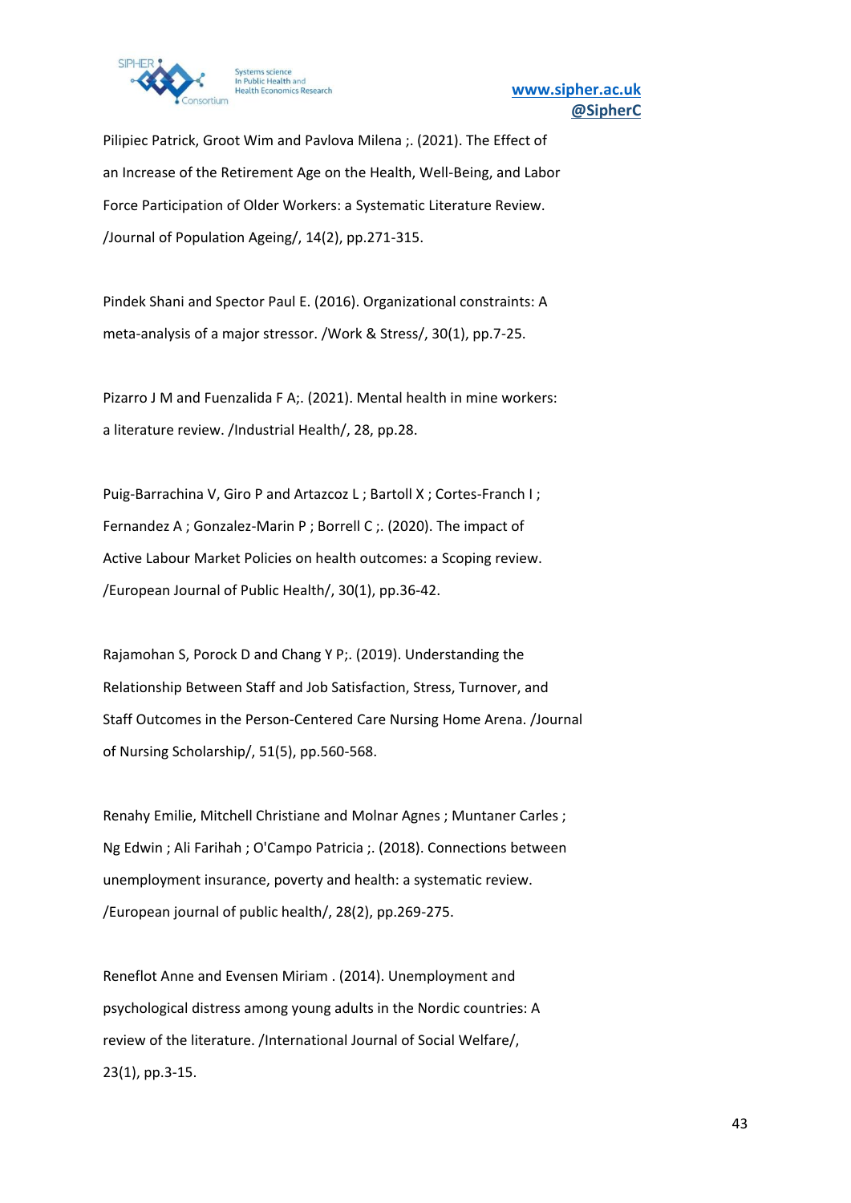Pilipiec Patrick, Groot Wim and Pavlova Milena ;. (2021). The Effect of an Increase of the Retirement Age on the Health, Well-Being, and Labor Force Participation of Older Workers: a Systematic Literature Review. /Journal of Population Ageing/, 14(2), pp.271-315.

Pindek Shani and Spector Paul E. (2016). Organizational constraints: A meta-analysis of a major stressor. /Work & Stress/, 30(1), pp.7-25.

Pizarro J M and Fuenzalida F A;. (2021). Mental health in mine workers: a literature review. /Industrial Health/, 28, pp.28.

Puig-Barrachina V, Giro P and Artazcoz L ; Bartoll X ; Cortes-Franch I ; Fernandez A ; Gonzalez-Marin P ; Borrell C ;. (2020). The impact of Active Labour Market Policies on health outcomes: a Scoping review. /European Journal of Public Health/, 30(1), pp.36-42.

Rajamohan S, Porock D and Chang Y P;. (2019). Understanding the Relationship Between Staff and Job Satisfaction, Stress, Turnover, and Staff Outcomes in the Person-Centered Care Nursing Home Arena. /Journal of Nursing Scholarship/, 51(5), pp.560-568.

Renahy Emilie, Mitchell Christiane and Molnar Agnes ; Muntaner Carles ; Ng Edwin ; Ali Farihah ; O'Campo Patricia ;. (2018). Connections between unemployment insurance, poverty and health: a systematic review. /European journal of public health/, 28(2), pp.269-275.

Reneflot Anne and Evensen Miriam . (2014). Unemployment and psychological distress among young adults in the Nordic countries: A review of the literature. /International Journal of Social Welfare/, 23(1), pp.3-15.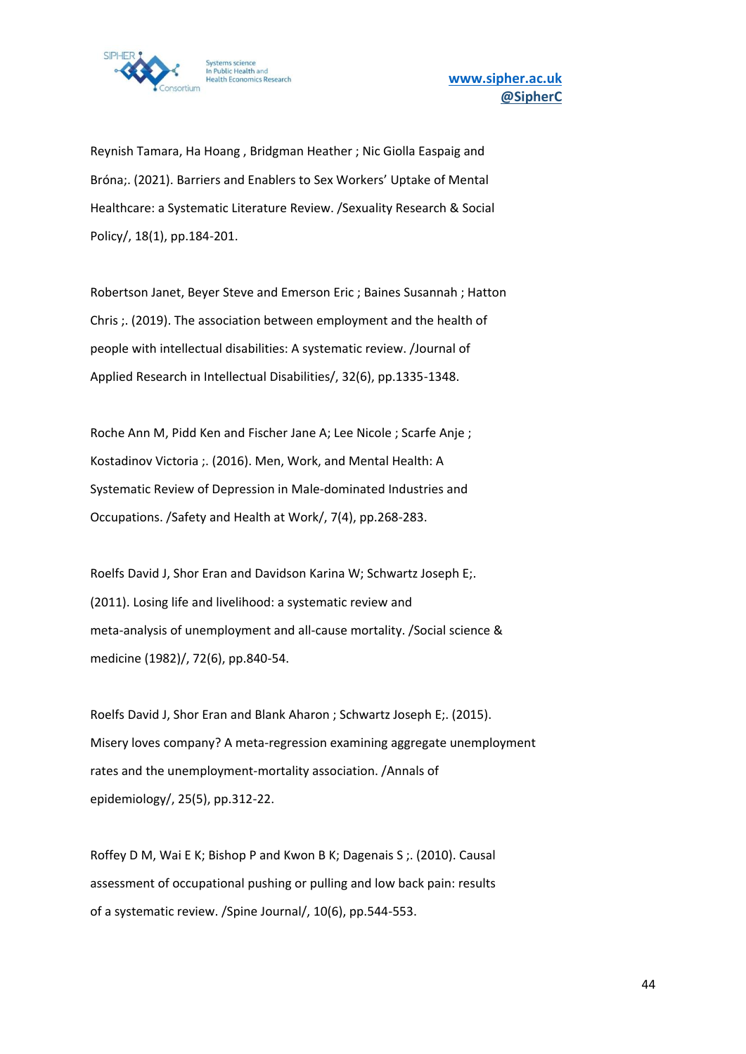Reynish Tamara, Ha Hoang , Bridgman Heather ; Nic Giolla Easpaig and Bróna;. (2021). Barriers and Enablers to Sex Workers' Uptake of Mental Healthcare: a Systematic Literature Review. /Sexuality Research & Social Policy/, 18(1), pp.184-201.

Robertson Janet, Beyer Steve and Emerson Eric ; Baines Susannah ; Hatton Chris ;. (2019). The association between employment and the health of people with intellectual disabilities: A systematic review. /Journal of Applied Research in Intellectual Disabilities/, 32(6), pp.1335-1348.

Roche Ann M, Pidd Ken and Fischer Jane A; Lee Nicole ; Scarfe Anje ; Kostadinov Victoria ;. (2016). Men, Work, and Mental Health: A Systematic Review of Depression in Male-dominated Industries and Occupations. /Safety and Health at Work/, 7(4), pp.268-283.

Roelfs David J, Shor Eran and Davidson Karina W; Schwartz Joseph E;. (2011). Losing life and livelihood: a systematic review and meta-analysis of unemployment and all-cause mortality. /Social science & medicine (1982)/, 72(6), pp.840-54.

Roelfs David J, Shor Eran and Blank Aharon ; Schwartz Joseph E;. (2015). Misery loves company? A meta-regression examining aggregate unemployment rates and the unemployment-mortality association. /Annals of epidemiology/, 25(5), pp.312-22.

Roffey D M, Wai E K; Bishop P and Kwon B K; Dagenais S ;. (2010). Causal assessment of occupational pushing or pulling and low back pain: results of a systematic review. /Spine Journal/, 10(6), pp.544-553.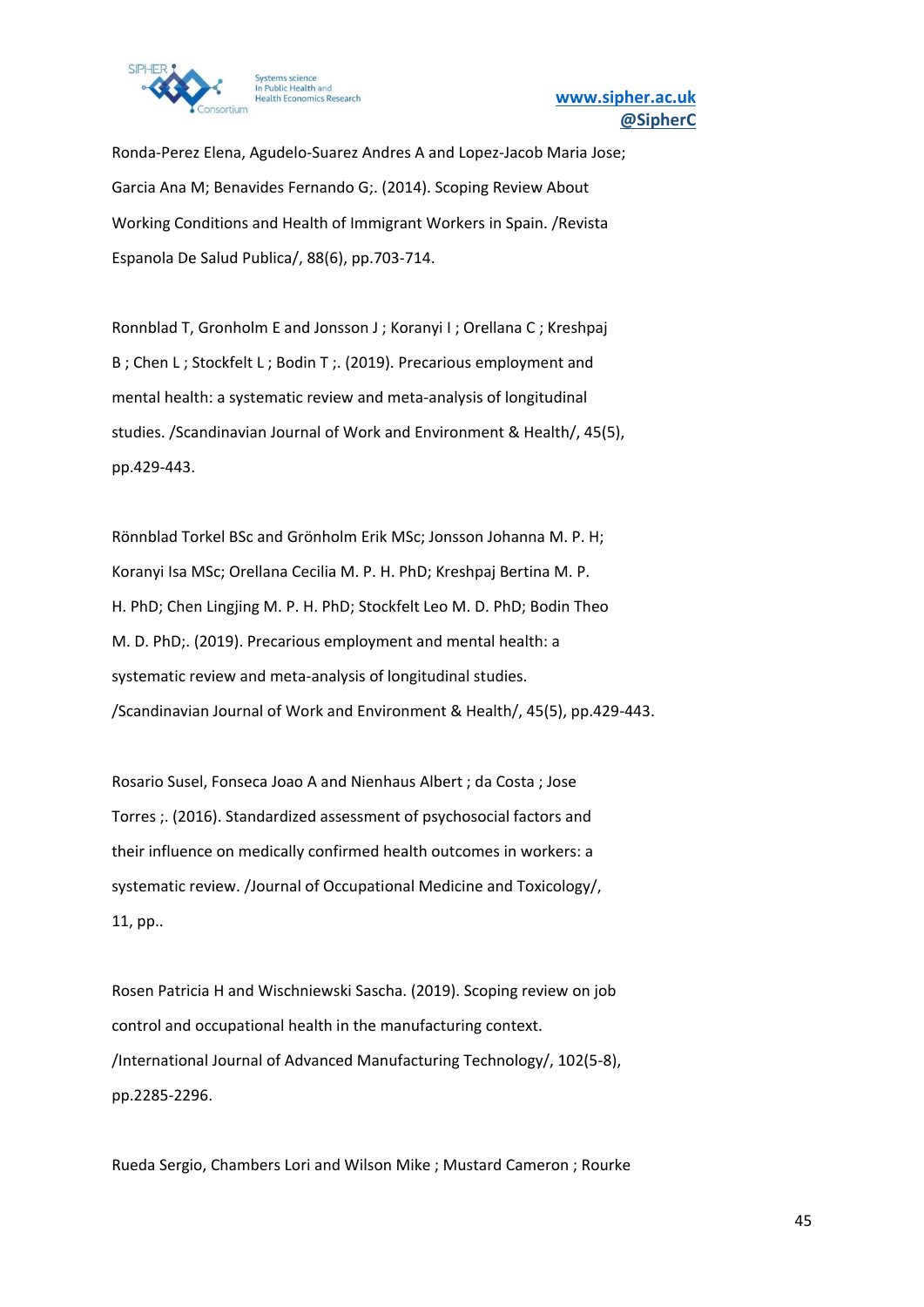Ronda-Perez Elena, Agudelo-Suarez Andres A and Lopez-Jacob Maria Jose; Garcia Ana M; Benavides Fernando G;. (2014). Scoping Review About Working Conditions and Health of Immigrant Workers in Spain. /Revista Espanola De Salud Publica/, 88(6), pp.703-714.

Ronnblad T, Gronholm E and Jonsson J ; Koranyi I ; Orellana C ; Kreshpaj B ; Chen L ; Stockfelt L ; Bodin T ;. (2019). Precarious employment and mental health: a systematic review and meta-analysis of longitudinal studies. /Scandinavian Journal of Work and Environment & Health/, 45(5), pp.429-443.

Rönnblad Torkel BSc and Grönholm Erik MSc; Jonsson Johanna M. P. H; Koranyi Isa MSc; Orellana Cecilia M. P. H. PhD; Kreshpaj Bertina M. P. H. PhD; Chen Lingjing M. P. H. PhD; Stockfelt Leo M. D. PhD; Bodin Theo M. D. PhD;. (2019). Precarious employment and mental health: a systematic review and meta-analysis of longitudinal studies. /Scandinavian Journal of Work and Environment & Health/, 45(5), pp.429-443.

Rosario Susel, Fonseca Joao A and Nienhaus Albert ; da Costa ; Jose Torres ;. (2016). Standardized assessment of psychosocial factors and their influence on medically confirmed health outcomes in workers: a systematic review. /Journal of Occupational Medicine and Toxicology/, 11, pp..

Rosen Patricia H and Wischniewski Sascha. (2019). Scoping review on job control and occupational health in the manufacturing context. /International Journal of Advanced Manufacturing Technology/, 102(5-8), pp.2285-2296.

Rueda Sergio, Chambers Lori and Wilson Mike ; Mustard Cameron ; Rourke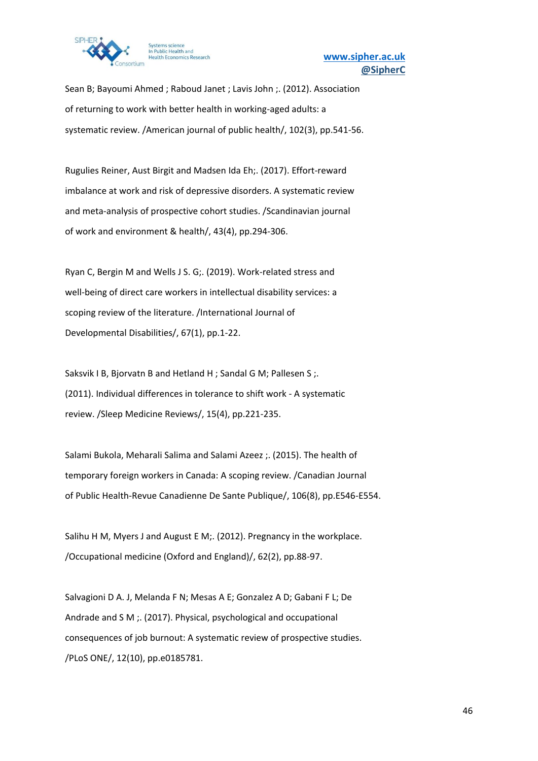Sean B; Bayoumi Ahmed ; Raboud Janet ; Lavis John ;. (2012). Association of returning to work with better health in working-aged adults: a systematic review. /American journal of public health/, 102(3), pp.541-56.

Rugulies Reiner, Aust Birgit and Madsen Ida Eh;. (2017). Effort-reward imbalance at work and risk of depressive disorders. A systematic review and meta-analysis of prospective cohort studies. /Scandinavian journal of work and environment & health/, 43(4), pp.294-306.

Ryan C, Bergin M and Wells J S. G;. (2019). Work-related stress and well-being of direct care workers in intellectual disability services: a scoping review of the literature. /International Journal of Developmental Disabilities/, 67(1), pp.1-22.

Saksvik I B, Bjorvatn B and Hetland H ; Sandal G M; Pallesen S ;. (2011). Individual differences in tolerance to shift work - A systematic review. /Sleep Medicine Reviews/, 15(4), pp.221-235.

Salami Bukola, Meharali Salima and Salami Azeez ;. (2015). The health of temporary foreign workers in Canada: A scoping review. /Canadian Journal of Public Health-Revue Canadienne De Sante Publique/, 106(8), pp.E546-E554.

Salihu H M, Myers J and August E M;. (2012). Pregnancy in the workplace. /Occupational medicine (Oxford and England)/, 62(2), pp.88-97.

Salvagioni D A. J, Melanda F N; Mesas A E; Gonzalez A D; Gabani F L; De Andrade and S M ;. (2017). Physical, psychological and occupational consequences of job burnout: A systematic review of prospective studies. /PLoS ONE/, 12(10), pp.e0185781.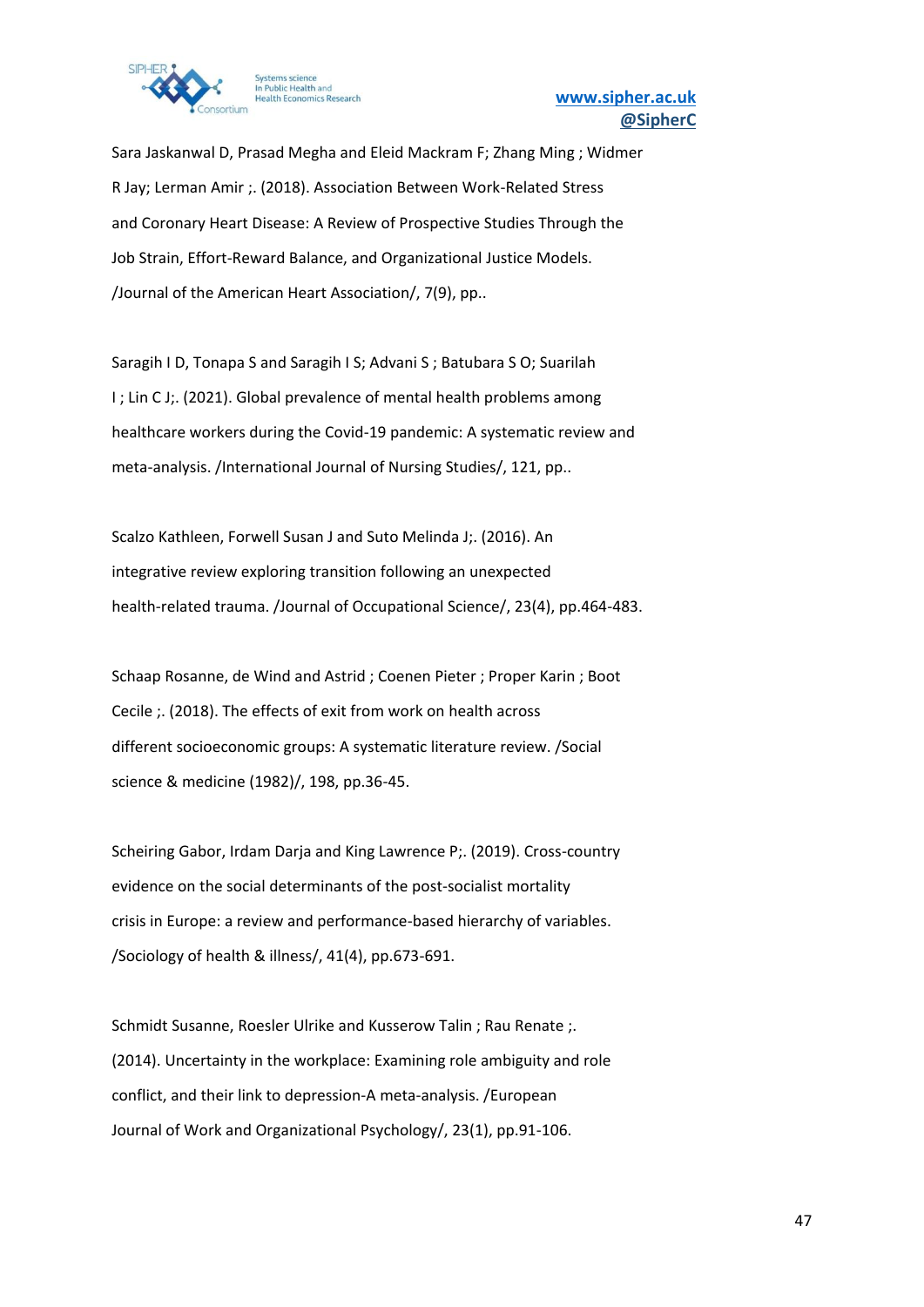Sara Jaskanwal D, Prasad Megha and Eleid Mackram F; Zhang Ming ; Widmer R Jay; Lerman Amir ;. (2018). Association Between Work-Related Stress and Coronary Heart Disease: A Review of Prospective Studies Through the Job Strain, Effort-Reward Balance, and Organizational Justice Models. /Journal of the American Heart Association/, 7(9), pp..

Saragih I D, Tonapa S and Saragih I S; Advani S ; Batubara S O; Suarilah I ; Lin C J;. (2021). Global prevalence of mental health problems among healthcare workers during the Covid-19 pandemic: A systematic review and meta-analysis. /International Journal of Nursing Studies/, 121, pp..

Scalzo Kathleen, Forwell Susan J and Suto Melinda J;. (2016). An integrative review exploring transition following an unexpected health-related trauma. /Journal of Occupational Science/, 23(4), pp.464-483.

Schaap Rosanne, de Wind and Astrid ; Coenen Pieter ; Proper Karin ; Boot Cecile ;. (2018). The effects of exit from work on health across different socioeconomic groups: A systematic literature review. /Social science & medicine (1982)/, 198, pp.36-45.

Scheiring Gabor, Irdam Darja and King Lawrence P;. (2019). Cross-country evidence on the social determinants of the post-socialist mortality crisis in Europe: a review and performance-based hierarchy of variables. /Sociology of health & illness/, 41(4), pp.673-691.

Schmidt Susanne, Roesler Ulrike and Kusserow Talin ; Rau Renate ;. (2014). Uncertainty in the workplace: Examining role ambiguity and role conflict, and their link to depression-A meta-analysis. /European Journal of Work and Organizational Psychology/, 23(1), pp.91-106.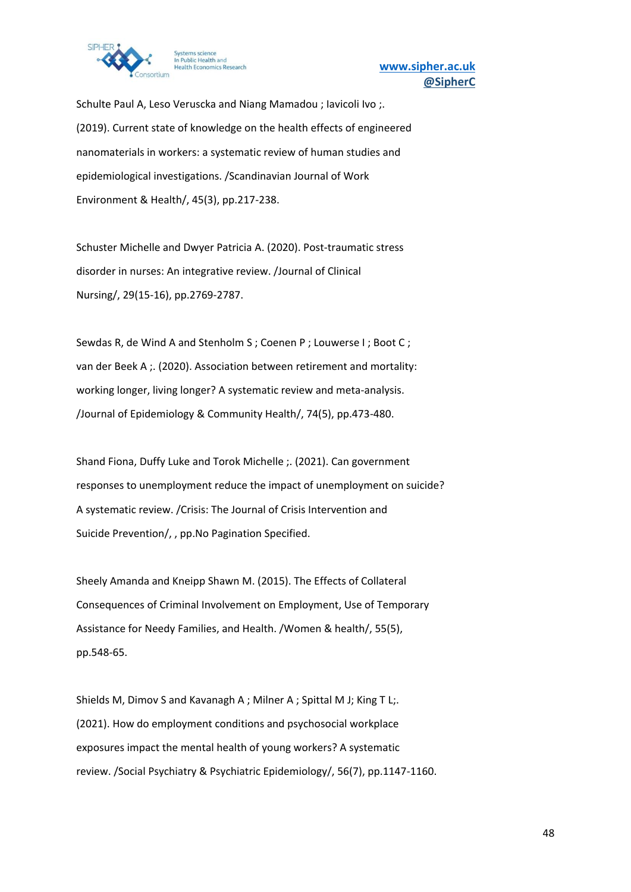Schulte Paul A, Leso Veruscka and Niang Mamadou ; Iavicoli Ivo ;. (2019). Current state of knowledge on the health effects of engineered nanomaterials in workers: a systematic review of human studies and epidemiological investigations. /Scandinavian Journal of Work Environment & Health/, 45(3), pp.217-238.

Schuster Michelle and Dwyer Patricia A. (2020). Post-traumatic stress disorder in nurses: An integrative review. /Journal of Clinical Nursing/, 29(15-16), pp.2769-2787.

Sewdas R, de Wind A and Stenholm S ; Coenen P ; Louwerse I ; Boot C ; van der Beek A ;. (2020). Association between retirement and mortality: working longer, living longer? A systematic review and meta-analysis. /Journal of Epidemiology & Community Health/, 74(5), pp.473-480.

Shand Fiona, Duffy Luke and Torok Michelle ;. (2021). Can government responses to unemployment reduce the impact of unemployment on suicide? A systematic review. /Crisis: The Journal of Crisis Intervention and Suicide Prevention/, , pp.No Pagination Specified.

Sheely Amanda and Kneipp Shawn M. (2015). The Effects of Collateral Consequences of Criminal Involvement on Employment, Use of Temporary Assistance for Needy Families, and Health. /Women & health/, 55(5), pp.548-65.

Shields M, Dimov S and Kavanagh A ; Milner A ; Spittal M J; King T L;. (2021). How do employment conditions and psychosocial workplace exposures impact the mental health of young workers? A systematic review. /Social Psychiatry & Psychiatric Epidemiology/, 56(7), pp.1147-1160.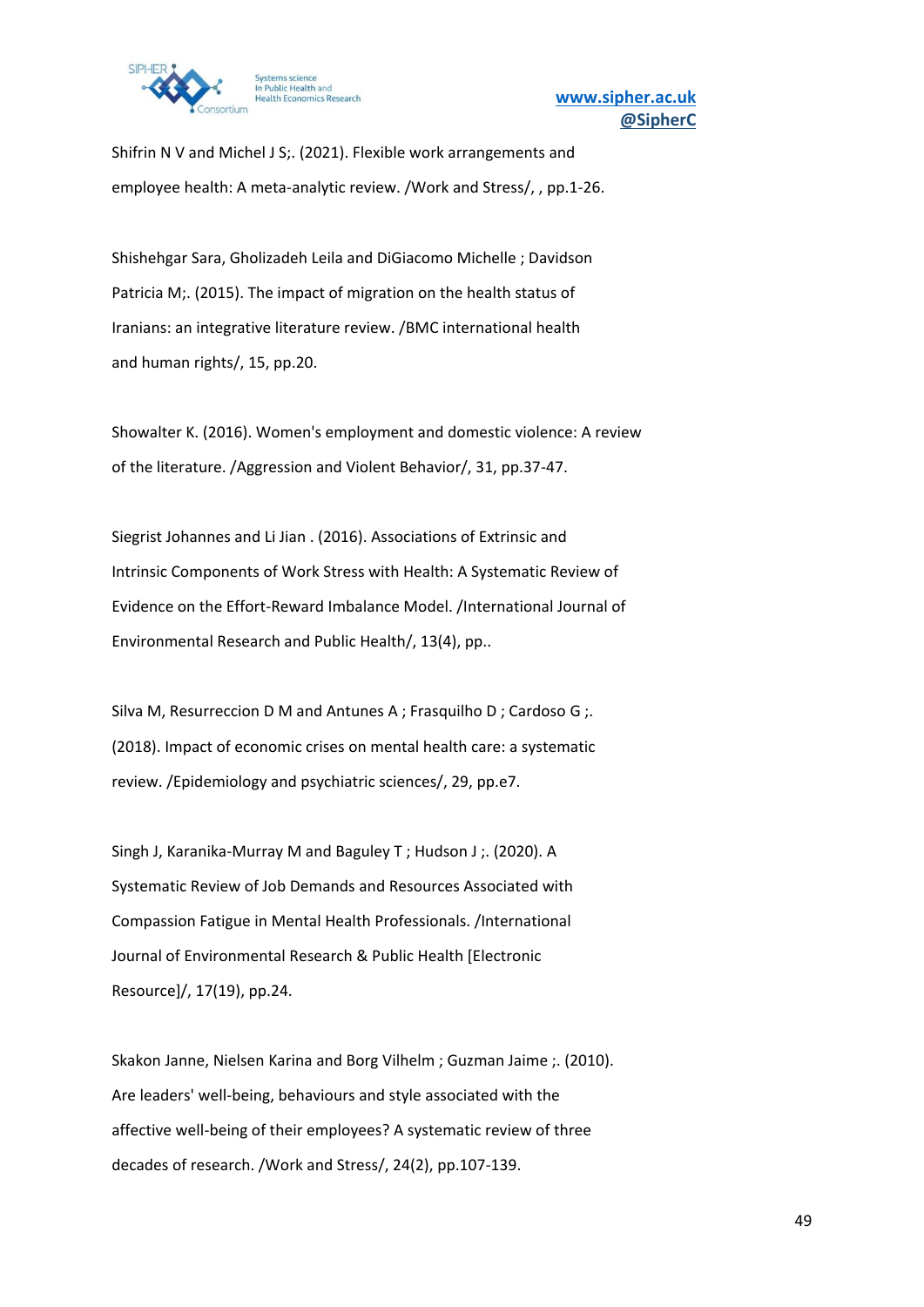Shifrin N V and Michel J S;. (2021). Flexible work arrangements and employee health: A meta-analytic review. /Work and Stress/, , pp.1-26.

Shishehgar Sara, Gholizadeh Leila and DiGiacomo Michelle ; Davidson Patricia M;. (2015). The impact of migration on the health status of Iranians: an integrative literature review. /BMC international health and human rights/, 15, pp.20.

Showalter K. (2016). Women's employment and domestic violence: A review of the literature. /Aggression and Violent Behavior/, 31, pp.37-47.

Siegrist Johannes and Li Jian . (2016). Associations of Extrinsic and Intrinsic Components of Work Stress with Health: A Systematic Review of Evidence on the Effort-Reward Imbalance Model. /International Journal of Environmental Research and Public Health/, 13(4), pp..

Silva M, Resurreccion D M and Antunes A ; Frasquilho D ; Cardoso G ;. (2018). Impact of economic crises on mental health care: a systematic review. /Epidemiology and psychiatric sciences/, 29, pp.e7.

Singh J, Karanika-Murray M and Baguley T ; Hudson J ;. (2020). A Systematic Review of Job Demands and Resources Associated with Compassion Fatigue in Mental Health Professionals. /International Journal of Environmental Research & Public Health [Electronic Resource]/, 17(19), pp.24.

Skakon Janne, Nielsen Karina and Borg Vilhelm ; Guzman Jaime ;. (2010). Are leaders' well-being, behaviours and style associated with the affective well-being of their employees? A systematic review of three decades of research. /Work and Stress/, 24(2), pp.107-139.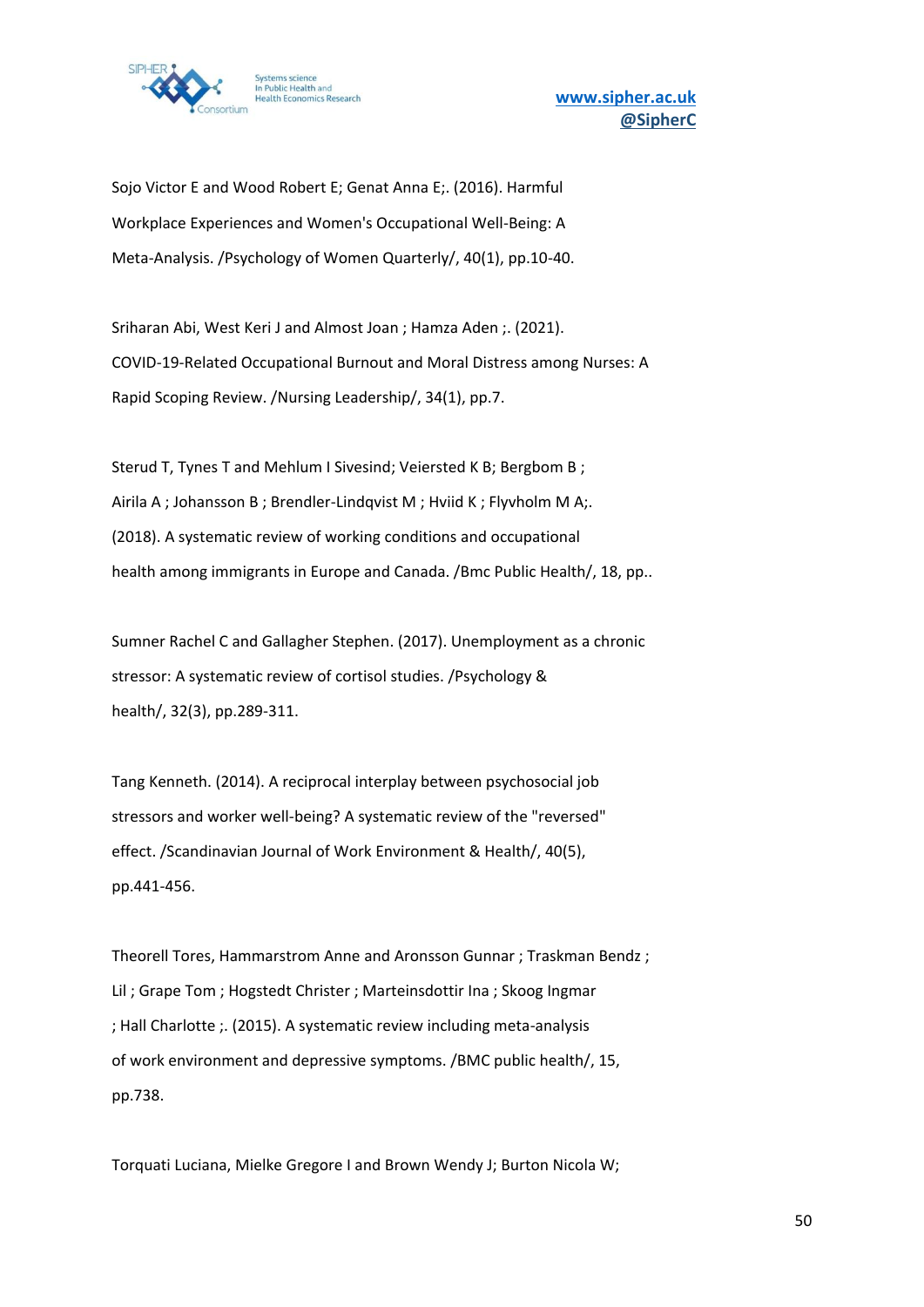Sojo Victor E and Wood Robert E; Genat Anna E;. (2016). Harmful Workplace Experiences and Women's Occupational Well-Being: A Meta-Analysis. /Psychology of Women Quarterly/, 40(1), pp.10-40.

Sriharan Abi, West Keri J and Almost Joan ; Hamza Aden ;. (2021). COVID-19-Related Occupational Burnout and Moral Distress among Nurses: A Rapid Scoping Review. /Nursing Leadership/, 34(1), pp.7.

Sterud T, Tynes T and Mehlum I Sivesind; Veiersted K B; Bergbom B ; Airila A ; Johansson B ; Brendler-Lindqvist M ; Hviid K ; Flyvholm M A;. (2018). A systematic review of working conditions and occupational health among immigrants in Europe and Canada. /Bmc Public Health/, 18, pp..

Sumner Rachel C and Gallagher Stephen. (2017). Unemployment as a chronic stressor: A systematic review of cortisol studies. /Psychology & health/, 32(3), pp.289-311.

Tang Kenneth. (2014). A reciprocal interplay between psychosocial job stressors and worker well-being? A systematic review of the "reversed" effect. /Scandinavian Journal of Work Environment & Health/, 40(5), pp.441-456.

Theorell Tores, Hammarstrom Anne and Aronsson Gunnar ; Traskman Bendz ; Lil ; Grape Tom ; Hogstedt Christer ; Marteinsdottir Ina ; Skoog Ingmar ; Hall Charlotte ;. (2015). A systematic review including meta-analysis of work environment and depressive symptoms. /BMC public health/, 15, pp.738.

Torquati Luciana, Mielke Gregore I and Brown Wendy J; Burton Nicola W;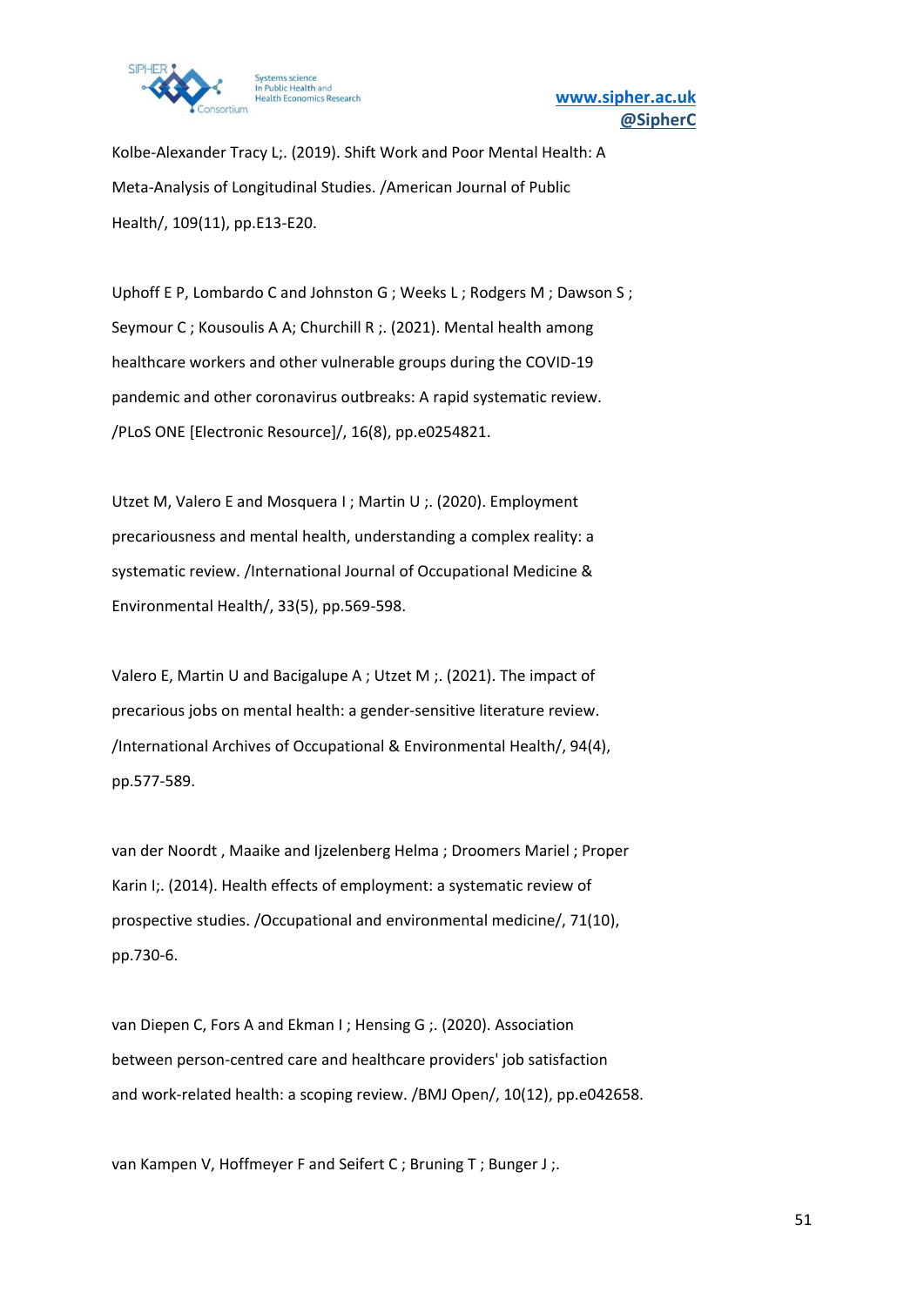Kolbe-Alexander Tracy L;. (2019). Shift Work and Poor Mental Health: A Meta-Analysis of Longitudinal Studies. /American Journal of Public Health/, 109(11), pp.E13-E20.

Uphoff E P, Lombardo C and Johnston G ; Weeks L ; Rodgers M ; Dawson S ; Seymour C ; Kousoulis A A; Churchill R ;. (2021). Mental health among healthcare workers and other vulnerable groups during the COVID-19 pandemic and other coronavirus outbreaks: A rapid systematic review. /PLoS ONE [Electronic Resource]/, 16(8), pp.e0254821.

Utzet M, Valero E and Mosquera I ; Martin U ;. (2020). Employment precariousness and mental health, understanding a complex reality: a systematic review. /International Journal of Occupational Medicine & Environmental Health/, 33(5), pp.569-598.

Valero E, Martin U and Bacigalupe A ; Utzet M ;. (2021). The impact of precarious jobs on mental health: a gender-sensitive literature review. /International Archives of Occupational & Environmental Health/, 94(4), pp.577-589.

van der Noordt , Maaike and Ijzelenberg Helma ; Droomers Mariel ; Proper Karin I;. (2014). Health effects of employment: a systematic review of prospective studies. /Occupational and environmental medicine/, 71(10), pp.730-6.

van Diepen C, Fors A and Ekman I ; Hensing G ;. (2020). Association between person-centred care and healthcare providers' job satisfaction and work-related health: a scoping review. /BMJ Open/, 10(12), pp.e042658.

van Kampen V, Hoffmeyer F and Seifert C ; Bruning T ; Bunger J ;.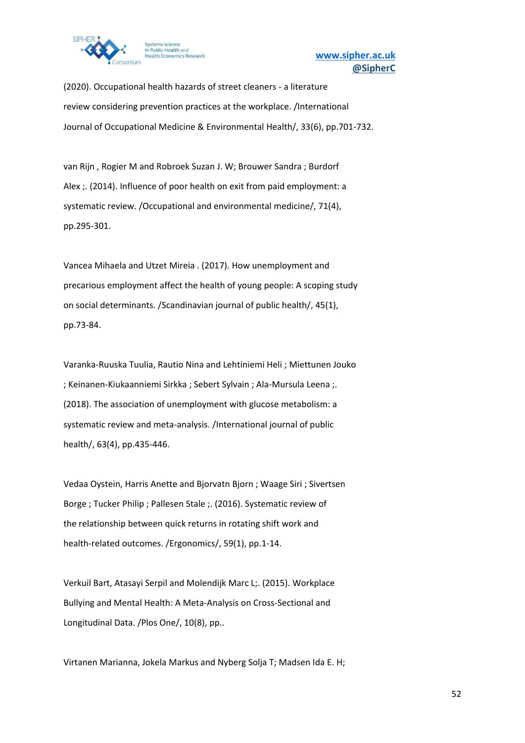(2020). Occupational health hazards of street cleaners - a literature review considering prevention practices at the workplace. /International Journal of Occupational Medicine & Environmental Health/, 33(6), pp.701-732.

van Rijn , Rogier M and Robroek Suzan J. W; Brouwer Sandra ; Burdorf Alex ;. (2014). Influence of poor health on exit from paid employment: a systematic review. /Occupational and environmental medicine/, 71(4), pp.295-301.

Vancea Mihaela and Utzet Mireia . (2017). How unemployment and precarious employment affect the health of young people: A scoping study on social determinants. /Scandinavian journal of public health/, 45(1), pp.73-84.

Varanka-Ruuska Tuulia, Rautio Nina and Lehtiniemi Heli ; Miettunen Jouko ; Keinanen-Kiukaanniemi Sirkka ; Sebert Sylvain ; Ala-Mursula Leena ;. (2018). The association of unemployment with glucose metabolism: a systematic review and meta-analysis. /International journal of public health/, 63(4), pp.435-446.

Vedaa Oystein, Harris Anette and Bjorvatn Bjorn ; Waage Siri ; Sivertsen Borge ; Tucker Philip ; Pallesen Stale ;. (2016). Systematic review of the relationship between quick returns in rotating shift work and health-related outcomes. /Ergonomics/, 59(1), pp.1-14.

Verkuil Bart, Atasayi Serpil and Molendijk Marc L;. (2015). Workplace Bullying and Mental Health: A Meta-Analysis on Cross-Sectional and Longitudinal Data. /Plos One/, 10(8), pp..

Virtanen Marianna, Jokela Markus and Nyberg Solja T; Madsen Ida E. H;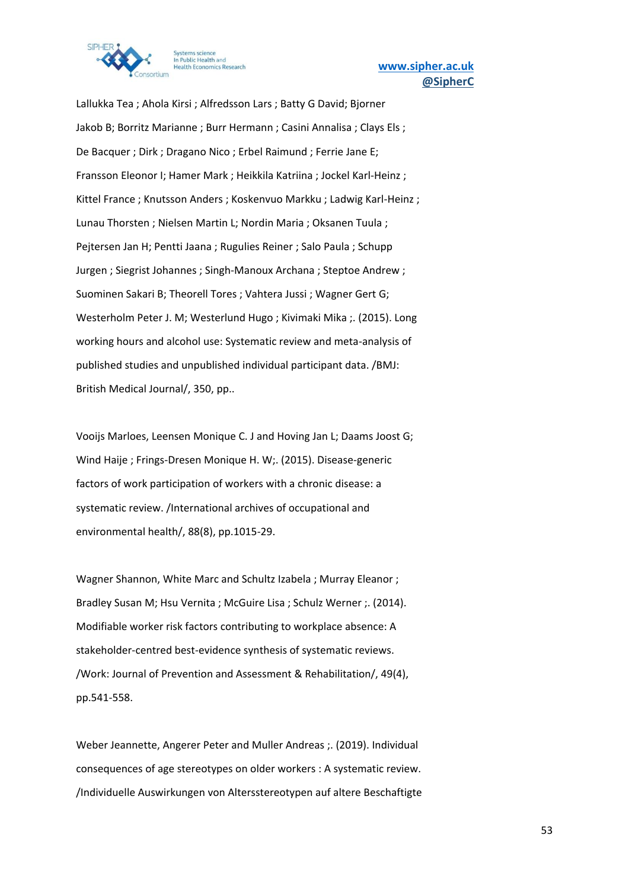Lallukka Tea ; Ahola Kirsi ; Alfredsson Lars ; Batty G David; Bjorner Jakob B; Borritz Marianne ; Burr Hermann ; Casini Annalisa ; Clays Els ; De Bacquer ; Dirk ; Dragano Nico ; Erbel Raimund ; Ferrie Jane E; Fransson Eleonor I; Hamer Mark ; Heikkila Katriina ; Jockel Karl-Heinz ; Kittel France ; Knutsson Anders ; Koskenvuo Markku ; Ladwig Karl-Heinz ; Lunau Thorsten ; Nielsen Martin L; Nordin Maria ; Oksanen Tuula ; Pejtersen Jan H; Pentti Jaana ; Rugulies Reiner ; Salo Paula ; Schupp Jurgen ; Siegrist Johannes ; Singh-Manoux Archana ; Steptoe Andrew ; Suominen Sakari B; Theorell Tores ; Vahtera Jussi ; Wagner Gert G; Westerholm Peter J. M; Westerlund Hugo ; Kivimaki Mika ;. (2015). Long working hours and alcohol use: Systematic review and meta-analysis of published studies and unpublished individual participant data. /BMJ: British Medical Journal/, 350, pp..

Vooijs Marloes, Leensen Monique C. J and Hoving Jan L; Daams Joost G; Wind Haije ; Frings-Dresen Monique H. W;. (2015). Disease-generic factors of work participation of workers with a chronic disease: a systematic review. /International archives of occupational and environmental health/, 88(8), pp.1015-29.

Wagner Shannon, White Marc and Schultz Izabela ; Murray Eleanor ; Bradley Susan M; Hsu Vernita ; McGuire Lisa ; Schulz Werner ;. (2014). Modifiable worker risk factors contributing to workplace absence: A stakeholder-centred best-evidence synthesis of systematic reviews. /Work: Journal of Prevention and Assessment & Rehabilitation/, 49(4), pp.541-558.

Weber Jeannette, Angerer Peter and Muller Andreas ;. (2019). Individual consequences of age stereotypes on older workers : A systematic review. /Individuelle Auswirkungen von Altersstereotypen auf altere Beschaftigte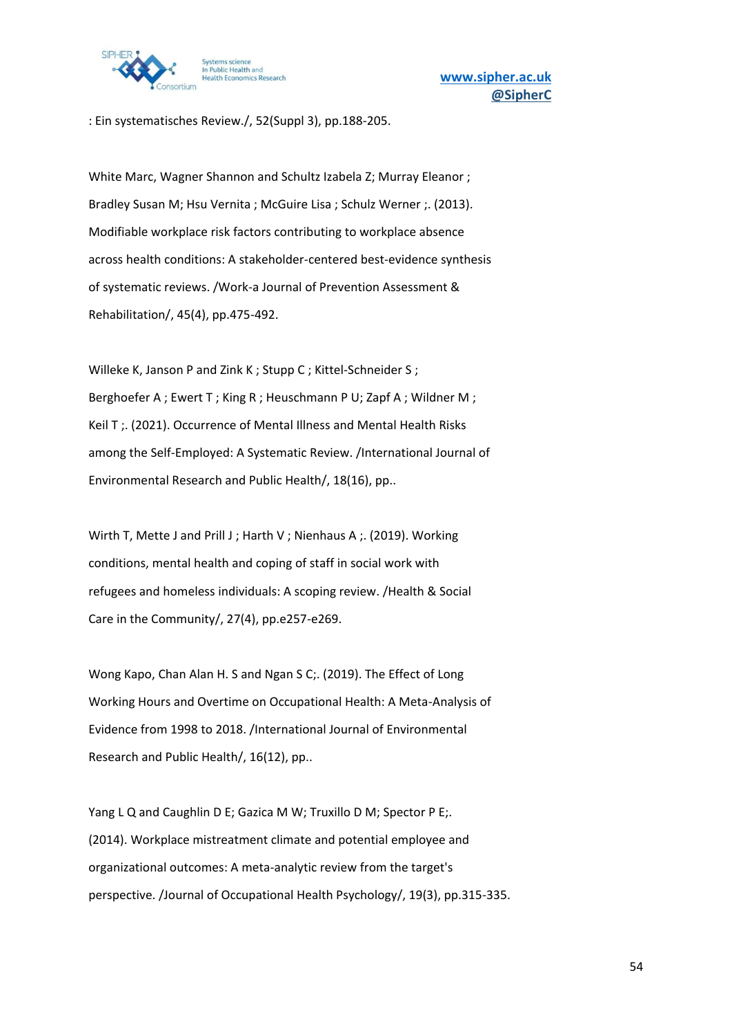: Ein systematisches Review./, 52(Suppl 3), pp.188-205.

White Marc, Wagner Shannon and Schultz Izabela Z; Murray Eleanor ; Bradley Susan M; Hsu Vernita ; McGuire Lisa ; Schulz Werner ;. (2013). Modifiable workplace risk factors contributing to workplace absence across health conditions: A stakeholder-centered best-evidence synthesis of systematic reviews. /Work-a Journal of Prevention Assessment & Rehabilitation/, 45(4), pp.475-492.

Willeke K, Janson P and Zink K ; Stupp C ; Kittel-Schneider S ; Berghoefer A ; Ewert T ; King R ; Heuschmann P U; Zapf A ; Wildner M ; Keil T ;. (2021). Occurrence of Mental Illness and Mental Health Risks among the Self-Employed: A Systematic Review. /International Journal of Environmental Research and Public Health/, 18(16), pp..

Wirth T, Mette J and Prill J ; Harth V ; Nienhaus A ;. (2019). Working conditions, mental health and coping of staff in social work with refugees and homeless individuals: A scoping review. /Health & Social Care in the Community/, 27(4), pp.e257-e269.

Wong Kapo, Chan Alan H. S and Ngan S C;. (2019). The Effect of Long Working Hours and Overtime on Occupational Health: A Meta-Analysis of Evidence from 1998 to 2018. /International Journal of Environmental Research and Public Health/, 16(12), pp..

Yang L Q and Caughlin D E; Gazica M W; Truxillo D M; Spector P E;. (2014). Workplace mistreatment climate and potential employee and organizational outcomes: A meta-analytic review from the target's perspective. /Journal of Occupational Health Psychology/, 19(3), pp.315-335.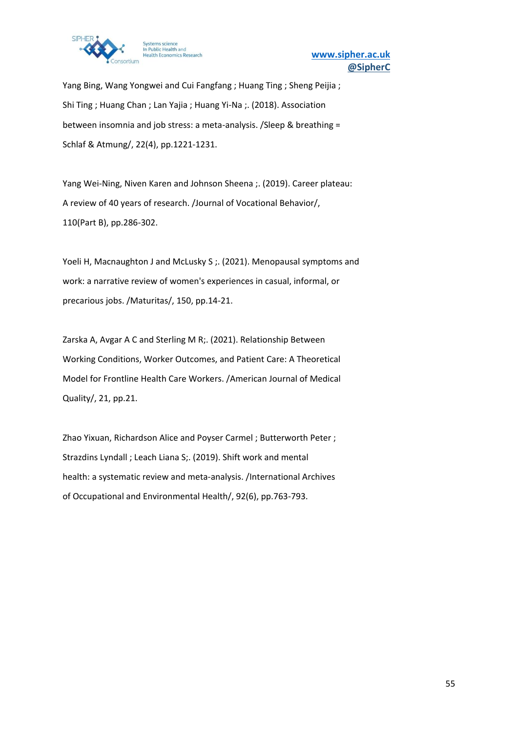Yang Bing, Wang Yongwei and Cui Fangfang ; Huang Ting ; Sheng Peijia ; Shi Ting ; Huang Chan ; Lan Yajia ; Huang Yi-Na ;. (2018). Association between insomnia and job stress: a meta-analysis. /Sleep & breathing = Schlaf & Atmung/, 22(4), pp.1221-1231.

Yang Wei-Ning, Niven Karen and Johnson Sheena ;. (2019). Career plateau: A review of 40 years of research. /Journal of Vocational Behavior/, 110(Part B), pp.286-302.

Yoeli H, Macnaughton J and McLusky S ;. (2021). Menopausal symptoms and work: a narrative review of women's experiences in casual, informal, or precarious jobs. /Maturitas/, 150, pp.14-21.

Zarska A, Avgar A C and Sterling M R;. (2021). Relationship Between Working Conditions, Worker Outcomes, and Patient Care: A Theoretical Model for Frontline Health Care Workers. /American Journal of Medical Quality/, 21, pp.21.

Zhao Yixuan, Richardson Alice and Poyser Carmel ; Butterworth Peter ; Strazdins Lyndall ; Leach Liana S;. (2019). Shift work and mental health: a systematic review and meta-analysis. /International Archives of Occupational and Environmental Health/, 92(6), pp.763-793.